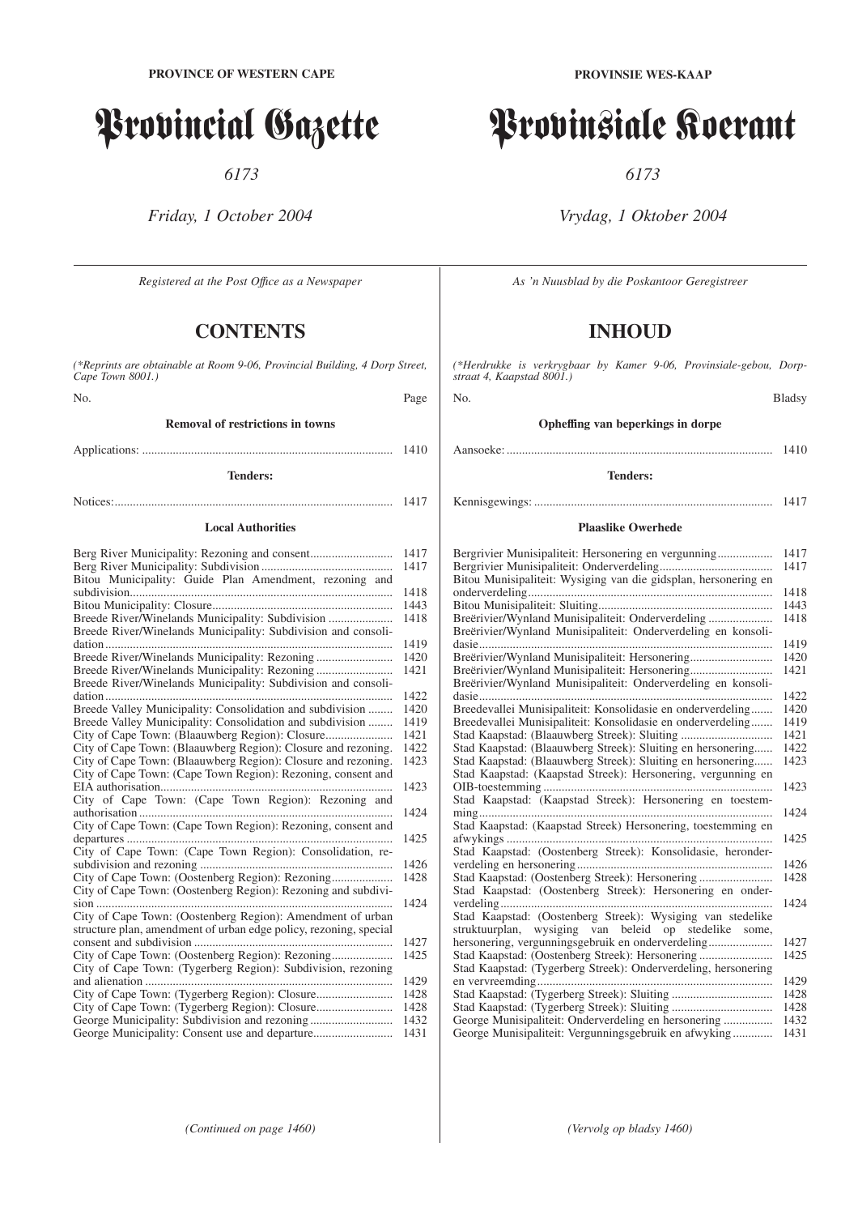**PROVINCE OF WESTERN CAPE**

# Provincial Gazette

*6173*

*Friday, 1 October 2004*

*Registered at the Post Office as a Newspaper*

## CONTENTS

*(\*Reprints are obtainable at Room 9-06, Provincial Building, 4 Dorp Street, Cape Town 8001.)*

| No. | Page |
|---|---|
| **Removal of restrictions in towns** | |
| Applications: | 1410 |
| **Tenders:** | |
| Notices: | 1417 |
| **Local Authorities** | |
| Berg River Municipality: Rezoning and consent | 1417 |
| Berg River Municipality: Subdivision | 1417 |
| Bitou Municipality: Guide Plan Amendment, rezoning and subdivision | 1418 |
| Bitou Municipality: Closure | 1443 |
| Breede River/Winelands Municipality: Subdivision | 1418 |
| Breede River/Winelands Municipality: Subdivision and consolidation | 1419 |
| Breede River/Winelands Municipality: Rezoning | 1420 |
| Breede River/Winelands Municipality: Rezoning | 1421 |
| Breede River/Winelands Municipality: Subdivision and consolidation | 1422 |
| Breede Valley Municipality: Consolidation and subdivision | 1420 |
| Breede Valley Municipality: Consolidation and subdivision | 1419 |
| City of Cape Town: (Blaauwberg Region): Closure | 1421 |
| City of Cape Town: (Blaauwberg Region): Closure and rezoning. | 1422 |
| City of Cape Town: (Blaauwberg Region): Closure and rezoning. | 1423 |
| City of Cape Town: (Cape Town Region): Rezoning, consent and EIA authorisation | 1423 |
| City of Cape Town: (Cape Town Region): Rezoning and authorisation | 1424 |
| City of Cape Town: (Cape Town Region): Rezoning, consent and departures | 1425 |
| City of Cape Town: (Cape Town Region): Consolidation, re-subdivision and rezoning | 1426 |
| City of Cape Town: (Oostenberg Region): Rezoning | 1428 |
| City of Cape Town: (Oostenberg Region): Rezoning and subdivision | 1424 |
| City of Cape Town: (Oostenberg Region): Amendment of urban structure plan, amendment of urban edge policy, rezoning, special consent and subdivision | 1427 |
| City of Cape Town: (Oostenberg Region): Rezoning | 1425 |
| City of Cape Town: (Tygerberg Region): Subdivision, rezoning and alienation | 1429 |
| City of Cape Town: (Tygerberg Region): Closure | 1428 |
| City of Cape Town: (Tygerberg Region): Closure | 1428 |
| George Municipality: Subdivision and rezoning | 1432 |
| George Municipality: Consent use and departure | 1431 |

*(Continued on page 1460)*

**PROVINSIE WES-KAAP**

# Provinsiale Koerant

*6173*

*Vrydag, 1 Oktober 2004*

*As 'n Nuusblad by die Poskantoor Geregistreer*

## INHOUD

*(\*Herdrukke is verkrygbaar by Kamer 9-06, Provinsiale-gebou, Dorpstraat 4, Kaapstad 8001.)*

| No. | Bladsy |
|---|---|
| **Opheffing van beperkings in dorpe** | |
| Aansoeke: | 1410 |
| **Tenders:** | |
| Kennisgewings: | 1417 |
| **Plaaslike Owerhede** | |
| Bergrivier Munisipaliteit: Hersonering en vergunning | 1417 |
| Bergrivier Munisipaliteit: Onderverdeling | 1417 |
| Bitou Munisipaliteit: Wysiging van die gidsplan, hersonering en onderverdeling | 1418 |
| Bitou Munisipaliteit: Sluiting | 1443 |
| Breërivier/Wynland Munisipaliteit: Onderverdeling | 1418 |
| Breërivier/Wynland Munisipaliteit: Onderverdeling en konsolidasie | 1419 |
| Breërivier/Wynland Munisipaliteit: Hersonering | 1420 |
| Breërivier/Wynland Munisipaliteit: Hersonering | 1421 |
| Breërivier/Wynland Munisipaliteit: Onderverdeling en konsolidasie | 1422 |
| Breedevallei Munisipaliteit: Konsolidasie en onderverdeling | 1420 |
| Breedevallei Munisipaliteit: Konsolidasie en onderverdeling | 1419 |
| Stad Kaapstad: (Blaauwberg Streek): Sluiting | 1421 |
| Stad Kaapstad: (Blaauwberg Streek): Sluiting en hersonering | 1422 |
| Stad Kaapstad: (Blaauwberg Streek): Sluiting en hersonering | 1423 |
| Stad Kaapstad: (Kaapstad Streek): Hersonering, vergunning en OIB-toestemming | 1423 |
| Stad Kaapstad: (Kaapstad Streek): Hersonering en toestemming | 1424 |
| Stad Kaapstad: (Kaapstad Streek) Hersonering, toestemming en afwykings | 1425 |
| Stad Kaapstad: (Oostenberg Streek): Konsolidasie, heronderverdeling en hersonering | 1426 |
| Stad Kaapstad: (Oostenberg Streek): Hersonering | 1428 |
| Stad Kaapstad: (Oostenberg Streek): Hersonering en onderverdeling | 1424 |
| Stad Kaapstad: (Oostenberg Streek): Wysiging van stedelike struktuurplan, wysiging van beleid op stedelike some, hersonering, vergunningsgebruik en onderverdeling | 1427 |
| Stad Kaapstad: (Oostenberg Streek): Hersonering | 1425 |
| Stad Kaapstad: (Tygerberg Streek): Onderverdeling, hersonering en vervreemding | 1429 |
| Stad Kaapstad: (Tygerberg Streek): Sluiting | 1428 |
| Stad Kaapstad: (Tygerberg Streek): Sluiting | 1428 |
| George Munisipaliteit: Onderverdeling en hersonering | 1432 |
| George Munisipaliteit: Vergunningsgebruik en afwyking | 1431 |

*(Vervolg op bladsy 1460)*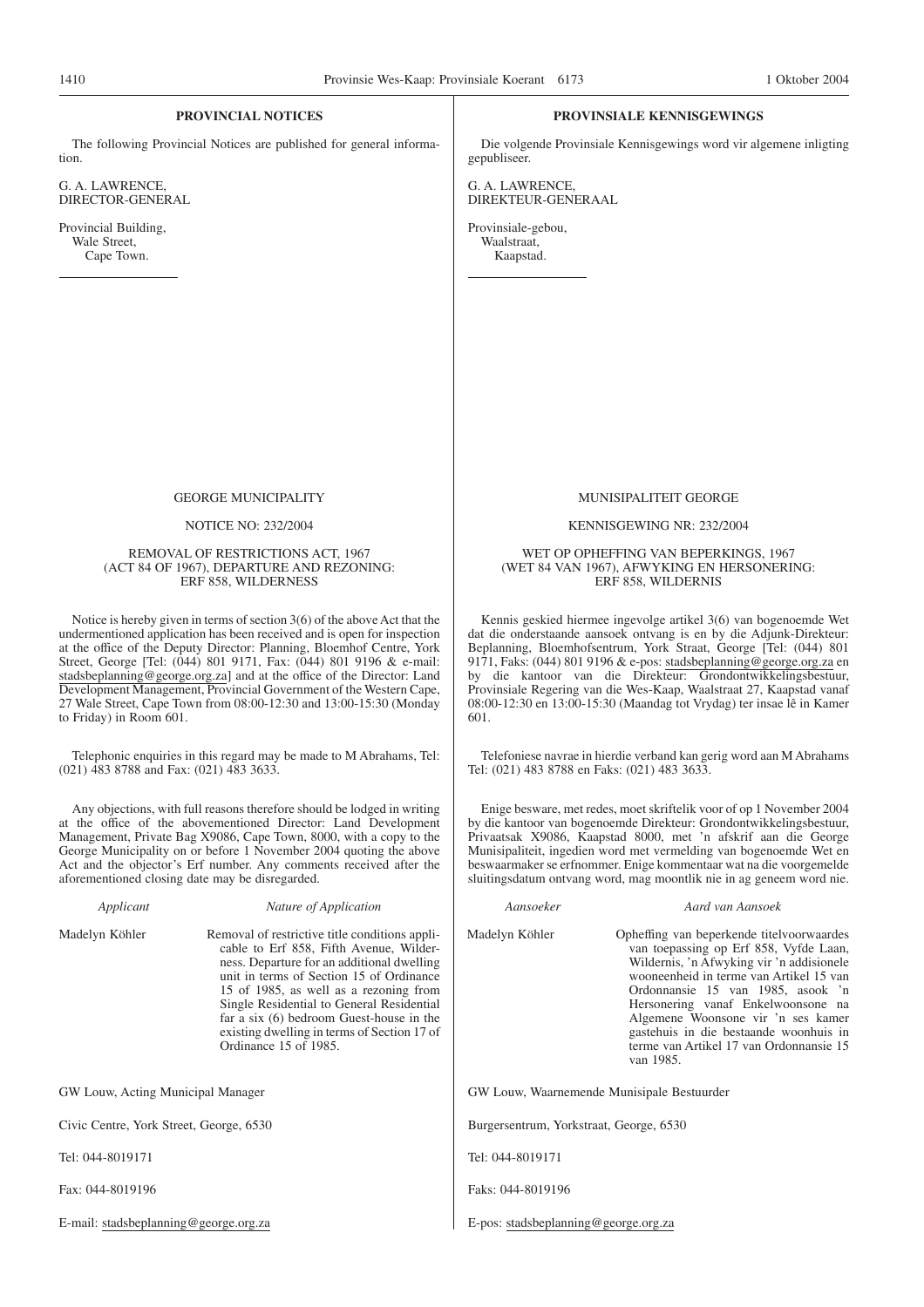## PROVINCIAL NOTICES

The following Provincial Notices are published for general information.

G. A. LAWRENCE,
DIRECTOR-GENERAL

Provincial Building,
Wale Street,
Cape Town.

## PROVINSIALE KENNISGEWINGS

Die volgende Provinsiale Kennisgewings word vir algemene inligting gepubliseer.

G. A. LAWRENCE,
DIREKTEUR-GENERAAL

Provinsiale-gebou,
Waalstraat,
Kaapstad.

### GEORGE MUNICIPALITY

NOTICE NO: 232/2004

REMOVAL OF RESTRICTIONS ACT, 1967 (ACT 84 OF 1967), DEPARTURE AND REZONING: ERF 858, WILDERNESS

Notice is hereby given in terms of section 3(6) of the above Act that the undermentioned application has been received and is open for inspection at the office of the Deputy Director: Planning, Bloemhof Centre, York Street, George [Tel: (044) 801 9171, Fax: (044) 801 9196 & e-mail: stadsbeplanning@george.org.za] and at the office of the Director: Land Development Management, Provincial Government of the Western Cape, 27 Wale Street, Cape Town from 08:00-12:30 and 13:00-15:30 (Monday to Friday) in Room 601.

Telephonic enquiries in this regard may be made to M Abrahams, Tel: (021) 483 8788 and Fax: (021) 483 3633.

Any objections, with full reasons therefore should be lodged in writing at the office of the abovementioned Director: Land Development Management, Private Bag X9086, Cape Town, 8000, with a copy to the George Municipality on or before 1 November 2004 quoting the above Act and the objector's Erf number. Any comments received after the aforementioned closing date may be disregarded.

| *Applicant* | *Nature of Application* |
|---|---|
| Madelyn Köhler | Removal of restrictive title conditions applicable to Erf 858, Fifth Avenue, Wilderness. Departure for an additional dwelling unit in terms of Section 15 of Ordinance 15 of 1985, as well as a rezoning from Single Residential to General Residential far a six (6) bedroom Guest-house in the existing dwelling in terms of Section 17 of Ordinance 15 of 1985. |

GW Louw, Acting Municipal Manager

Civic Centre, York Street, George, 6530

Tel: 044-8019171

Fax: 044-8019196

E-mail: stadsbeplanning@george.org.za

### MUNISIPALITEIT GEORGE

KENNISGEWING NR: 232/2004

WET OP OPHEFFING VAN BEPERKINGS, 1967 (WET 84 VAN 1967), AFWYKING EN HERSONERING: ERF 858, WILDERNIS

Kennis geskied hiermee ingevolge artikel 3(6) van bogenoemde Wet dat die onderstaande aansoek ontvang is en by die Adjunk-Direkteur: Beplanning, Bloemhofsentrum, York Straat, George [Tel: (044) 801 9171, Faks: (044) 801 9196 & e-pos: stadsbeplanning@george.org.za en by die kantoor van die Direkteur: Grondontwikkelingsbestuur, Provinsiale Regering van die Wes-Kaap, Waalstraat 27, Kaapstad vanaf 08:00-12:30 en 13:00-15:30 (Maandag tot Vrydag) ter insae lê in Kamer 601.

Telefoniese navrae in hierdie verband kan gerig word aan M Abrahams Tel: (021) 483 8788 en Faks: (021) 483 3633.

Enige besware, met redes, moet skriftelik voor of op 1 November 2004 by die kantoor van bogenoemde Direkteur: Grondontwikkelingsbestuur, Privaatsak X9086, Kaapstad 8000, met 'n afskrif aan die George Munisipaliteit, ingedien word met vermelding van bogenoemde Wet en beswaarmaker se erfnommer. Enige kommentaar wat na die voorgemelde sluitingsdatum ontvang word, mag moontlik nie in ag geneem word nie.

| *Aansoeker* | *Aard van Aansoek* |
|---|---|
| Madelyn Köhler | Opheffing van beperkende titelvoorwaardes van toepassing op Erf 858, Vyfde Laan, Wildernis, 'n Afwyking vir 'n addisionele wooneenheid in terme van Artikel 15 van Ordonnansie 15 van 1985, asook 'n Hersonering vanaf Enkelwoonsone na Algemene Woonsone vir 'n ses kamer gastehuis in die bestaande woonhuis in terme van Artikel 17 van Ordonnansie 15 van 1985. |

GW Louw, Waarnemende Munisipale Bestuurder

Burgersentrum, Yorkstraat, George, 6530

Tel: 044-8019171

Faks: 044-8019196

E-pos: stadsbeplanning@george.org.za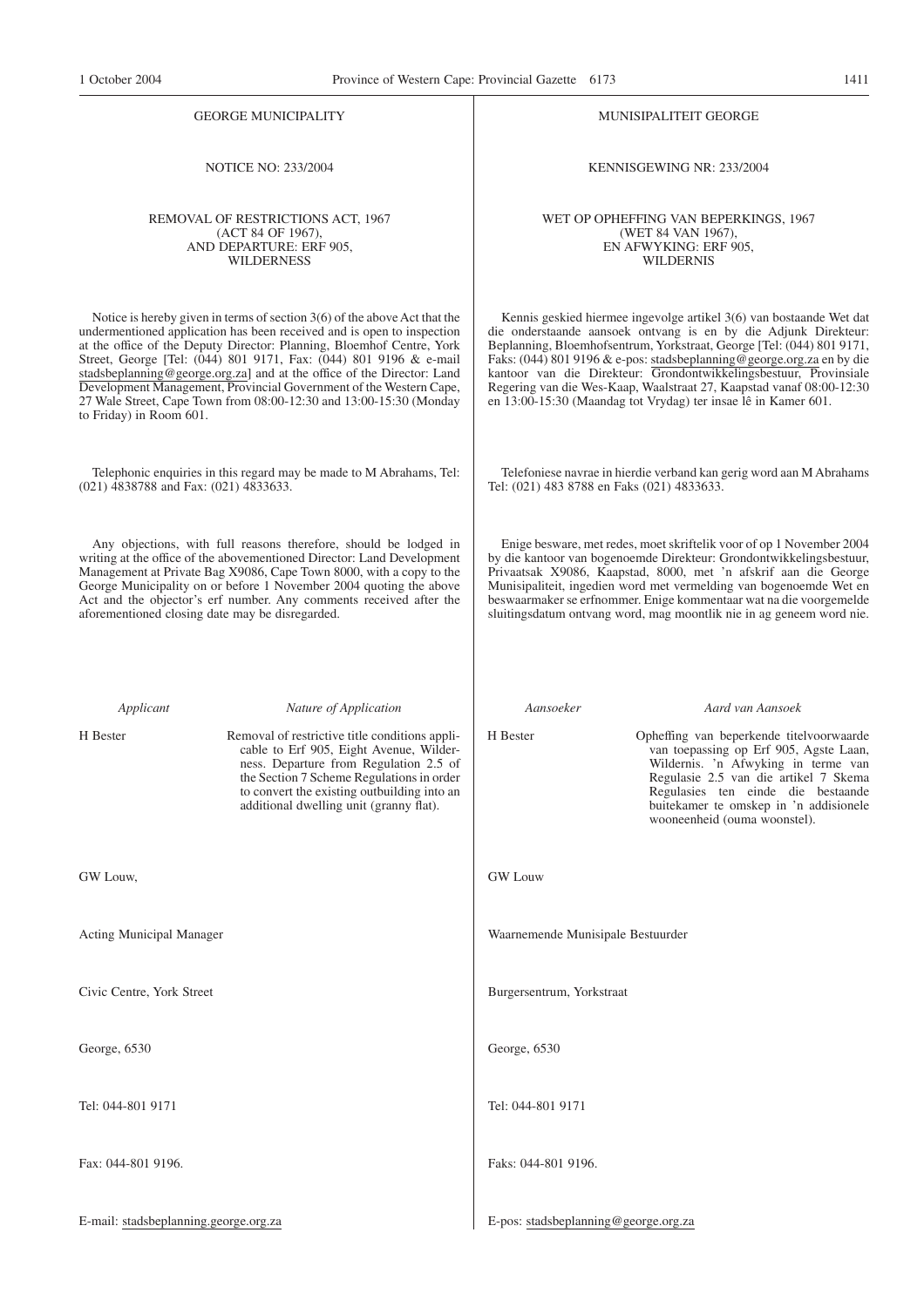## GEORGE MUNICIPALITY

NOTICE NO: 233/2004

### REMOVAL OF RESTRICTIONS ACT, 1967 (ACT 84 OF 1967), AND DEPARTURE: ERF 905, WILDERNESS

Notice is hereby given in terms of section 3(6) of the above Act that the undermentioned application has been received and is open to inspection at the office of the Deputy Director: Planning, Bloemhof Centre, York Street, George [Tel: (044) 801 9171, Fax: (044) 801 9196 & e-mail stadsbeplanning@george.org.za] and at the office of the Director: Land Development Management, Provincial Government of the Western Cape, 27 Wale Street, Cape Town from 08:00-12:30 and 13:00-15:30 (Monday to Friday) in Room 601.

Telephonic enquiries in this regard may be made to M Abrahams, Tel: (021) 4838788 and Fax: (021) 4833633.

Any objections, with full reasons therefore, should be lodged in writing at the office of the abovementioned Director: Land Development Management at Private Bag X9086, Cape Town 8000, with a copy to the George Municipality on or before 1 November 2004 quoting the above Act and the objector's erf number. Any comments received after the aforementioned closing date may be disregarded.

| *Applicant* | *Nature of Application* |
|---|---|
| H Bester | Removal of restrictive title conditions applicable to Erf 905, Eight Avenue, Wilderness. Departure from Regulation 2.5 of the Section 7 Scheme Regulations in order to convert the existing outbuilding into an additional dwelling unit (granny flat). |

GW Louw,

Acting Municipal Manager

Civic Centre, York Street

George, 6530

Tel: 044-801 9171

Fax: 044-801 9196.

E-mail: stadsbeplanning.george.org.za

## MUNISIPALITEIT GEORGE

KENNISGEWING NR: 233/2004

### WET OP OPHEFFING VAN BEPERKINGS, 1967 (WET 84 VAN 1967), EN AFWYKING: ERF 905, WILDERNIS

Kennis geskied hiermee ingevolge artikel 3(6) van bostaande Wet dat die onderstaande aansoek ontvang is en by die Adjunk Direkteur: Beplanning, Bloemhofsentrum, Yorkstraat, George [Tel: (044) 801 9171, Faks: (044) 801 9196 & e-pos: stadsbeplanning@george.org.za en by die kantoor van die Direkteur: Grondontwikkelingsbestuur, Provinsiale Regering van die Wes-Kaap, Waalstraat 27, Kaapstad vanaf 08:00-12:30 en 13:00-15:30 (Maandag tot Vrydag) ter insae lê in Kamer 601.

Telefoniese navrae in hierdie verband kan gerig word aan M Abrahams Tel: (021) 483 8788 en Faks (021) 4833633.

Enige besware, met redes, moet skriftelik voor of op 1 November 2004 by die kantoor van bogenoemde Direkteur: Grondontwikkelingsbestuur, Privaatsak X9086, Kaapstad, 8000, met 'n afskrif aan die George Munisipaliteit, ingedien word met vermelding van bogenoemde Wet en beswaarmaker se erfnommer. Enige kommentaar wat na die voorgemelde sluitingsdatum ontvang word, mag moontlik nie in ag geneem word nie.

| *Aansoeker* | *Aard van Aansoek* |
|---|---|
| H Bester | Opheffing van beperkende titelvoorwaarde van toepassing op Erf 905, Agste Laan, Wildernis. 'n Afwyking in terme van Regulasie 2.5 van die artikel 7 Skema Regulasies ten einde die bestaande buitekamer te omskep in 'n addisionele wooneenheid (ouma woonstel). |

GW Louw

Waarnemende Munisipale Bestuurder

Burgersentrum, Yorkstraat

George, 6530

Tel: 044-801 9171

Faks: 044-801 9196.

E-pos: stadsbeplanning@george.org.za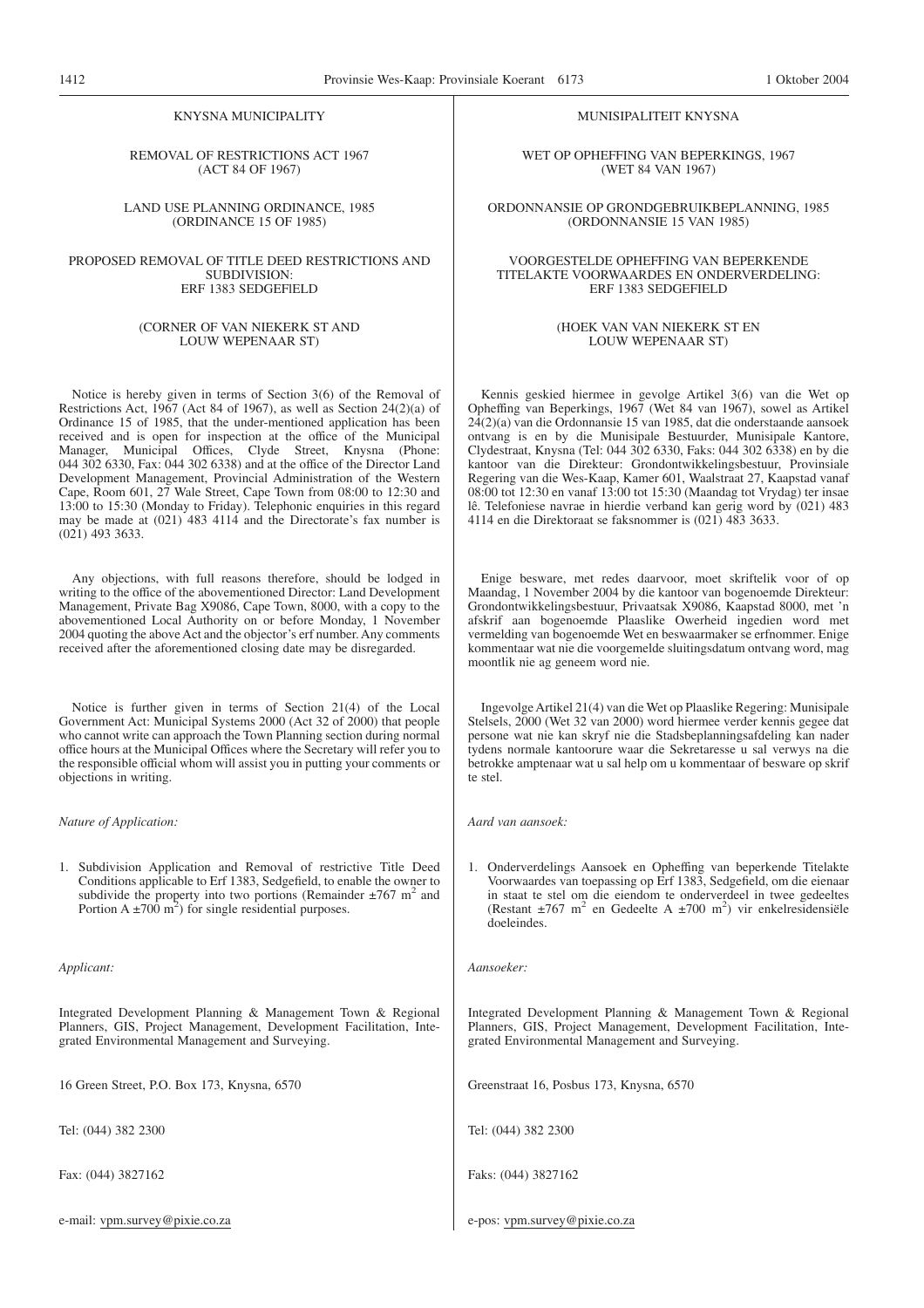KNYSNA MUNICIPALITY

REMOVAL OF RESTRICTIONS ACT 1967 (ACT 84 OF 1967)

LAND USE PLANNING ORDINANCE, 1985 (ORDINANCE 15 OF 1985)

PROPOSED REMOVAL OF TITLE DEED RESTRICTIONS AND SUBDIVISION: ERF 1383 SEDGEFIELD

(CORNER OF VAN NIEKERK ST AND LOUW WEPENAAR ST)

Notice is hereby given in terms of Section 3(6) of the Removal of Restrictions Act, 1967 (Act 84 of 1967), as well as Section 24(2)(a) of Ordinance 15 of 1985, that the under-mentioned application has been received and is open for inspection at the office of the Municipal Manager, Municipal Offices, Clyde Street, Knysna (Phone: 044 302 6330, Fax: 044 302 6338) and at the office of the Director Land Development Management, Provincial Administration of the Western Cape, Room 601, 27 Wale Street, Cape Town from 08:00 to 12:30 and 13:00 to 15:30 (Monday to Friday). Telephonic enquiries in this regard may be made at (021) 483 4114 and the Directorate's fax number is (021) 493 3633.

Any objections, with full reasons therefore, should be lodged in writing to the office of the abovementioned Director: Land Development Management, Private Bag X9086, Cape Town, 8000, with a copy to the abovementioned Local Authority on or before Monday, 1 November 2004 quoting the above Act and the objector's erf number. Any comments received after the aforementioned closing date may be disregarded.

Notice is further given in terms of Section 21(4) of the Local Government Act: Municipal Systems 2000 (Act 32 of 2000) that people who cannot write can approach the Town Planning section during normal office hours at the Municipal Offices where the Secretary will refer you to the responsible official whom will assist you in putting your comments or objections in writing.

*Nature of Application:*

1. Subdivision Application and Removal of restrictive Title Deed Conditions applicable to Erf 1383, Sedgefield, to enable the owner to subdivide the property into two portions (Remainder ±767 m$^2$ and Portion A ±700 m$^2$) for single residential purposes.

*Applicant:*

Integrated Development Planning & Management Town & Regional Planners, GIS, Project Management, Development Facilitation, Integrated Environmental Management and Surveying.

16 Green Street, P.O. Box 173, Knysna, 6570

Tel: (044) 382 2300

Fax: (044) 3827162

e-mail: vpm.survey@pixie.co.za

MUNISIPALITEIT KNYSNA

WET OP OPHEFFING VAN BEPERKINGS, 1967 (WET 84 VAN 1967)

ORDONNANSIE OP GRONDGEBRUIKBEPLANNING, 1985 (ORDONNANSIE 15 VAN 1985)

VOORGESTELDE OPHEFFING VAN BEPERKENDE TITELAKTE VOORWAARDES EN ONDERVERDELING: ERF 1383 SEDGEFIELD

(HOEK VAN VAN NIEKERK ST EN LOUW WEPENAAR ST)

Kennis geskied hiermee in gevolge Artikel 3(6) van die Wet op Opheffing van Beperkings, 1967 (Wet 84 van 1967), sowel as Artikel 24(2)(a) van die Ordonnansie 15 van 1985, dat die onderstaande aansoek ontvang is en by die Munisipale Bestuurder, Munisipale Kantore, Clydestraat, Knysna (Tel: 044 302 6330, Faks: 044 302 6338) en by die kantoor van die Direkteur: Grondontwikkelingsbestuur, Provinsiale Regering van die Wes-Kaap, Kamer 601, Waalstraat 27, Kaapstad vanaf 08:00 tot 12:30 en vanaf 13:00 tot 15:30 (Maandag tot Vrydag) ter insae lê. Telefoniese navrae in hierdie verband kan gerig word by (021) 483 4114 en die Direktoraat se faksnommer is (021) 483 3633.

Enige besware, met redes daarvoor, moet skriftelik voor of op Maandag, 1 November 2004 by die kantoor van bogenoemde Direkteur: Grondontwikkelingsbestuur, Privaatsak X9086, Kaapstad 8000, met 'n afskrif aan bogenoemde Plaaslike Owerheid ingedien word met vermelding van bogenoemde Wet en beswaarmaker se erfnommer. Enige kommentaar wat nie die voorgemelde sluitingsdatum ontvang word, mag moontlik nie ag geneem word nie.

Ingevolge Artikel 21(4) van die Wet op Plaaslike Regering: Munisipale Stelsels, 2000 (Wet 32 van 2000) word hiermee verder kennis gegee dat persone wat nie kan skryf nie die Stadsbeplanningsafdeling kan nader tydens normale kantoorure waar die Sekretaresse u sal verwys na die betrokke amptenaar wat u sal help om u kommentaar of besware op skrif te stel.

*Aard van aansoek:*

1. Onderverdelings Aansoek en Opheffing van beperkende Titelakte Voorwaardes van toepassing op Erf 1383, Sedgefield, om die eienaar in staat te stel om die eiendom te onderverdeel in twee gedeeltes (Restant ±767 m$^2$ en Gedeelte A ±700 m$^2$) vir enkelresidensiële doeleindes.

*Aansoeker:*

Integrated Development Planning & Management Town & Regional Planners, GIS, Project Management, Development Facilitation, Integrated Environmental Management and Surveying.

Greenstraat 16, Posbus 173, Knysna, 6570

Tel: (044) 382 2300

Faks: (044) 3827162

e-pos: vpm.survey@pixie.co.za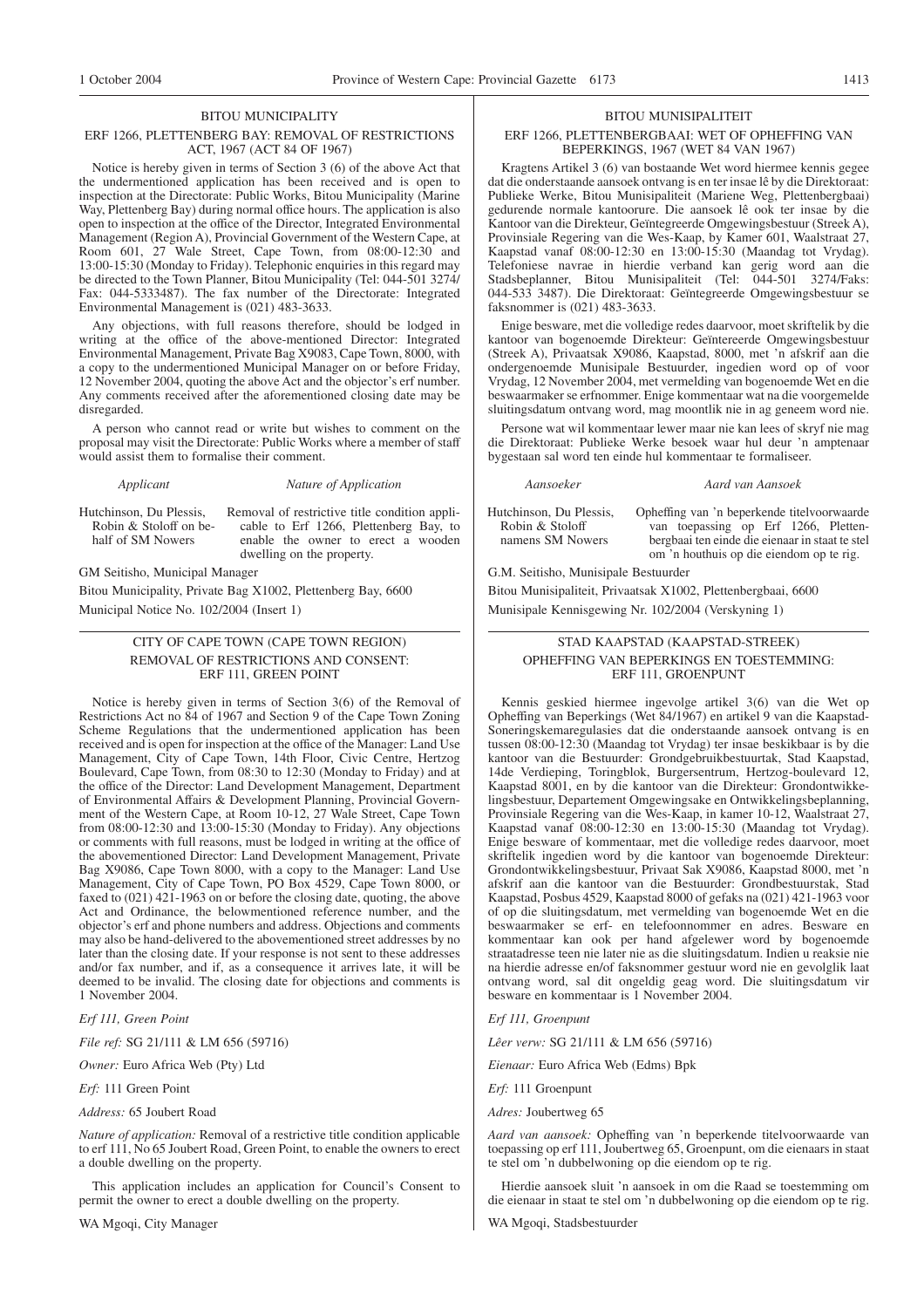## BITOU MUNICIPALITY

### ERF 1266, PLETTENBERG BAY: REMOVAL OF RESTRICTIONS ACT, 1967 (ACT 84 OF 1967)

Notice is hereby given in terms of Section 3 (6) of the above Act that the undermentioned application has been received and is open to inspection at the Directorate: Public Works, Bitou Municipality (Marine Way, Plettenberg Bay) during normal office hours. The application is also open to inspection at the office of the Director, Integrated Environmental Management (Region A), Provincial Government of the Western Cape, at Room 601, 27 Wale Street, Cape Town, from 08:00-12:30 and 13:00-15:30 (Monday to Friday). Telephonic enquiries in this regard may be directed to the Town Planner, Bitou Municipality (Tel: 044-501 3274/ Fax: 044-5333487). The fax number of the Directorate: Integrated Environmental Management is (021) 483-3633.

Any objections, with full reasons therefore, should be lodged in writing at the office of the above-mentioned Director: Integrated Environmental Management, Private Bag X9083, Cape Town, 8000, with a copy to the undermentioned Municipal Manager on or before Friday, 12 November 2004, quoting the above Act and the objector's erf number. Any comments received after the aforementioned closing date may be disregarded.

A person who cannot read or write but wishes to comment on the proposal may visit the Directorate: Public Works where a member of staff would assist them to formalise their comment.

| *Applicant* | *Nature of Application* |
|---|---|
| Hutchinson, Du Plessis, Robin & Stoloff on behalf of SM Nowers | Removal of restrictive title condition applicable to Erf 1266, Plettenberg Bay, to enable the owner to erect a wooden dwelling on the property. |

GM Seitisho, Municipal Manager

Bitou Municipality, Private Bag X1002, Plettenberg Bay, 6600

Municipal Notice No. 102/2004 (Insert 1)

## BITOU MUNISIPALITEIT

### ERF 1266, PLETTENBERGBAAI: WET OF OPHEFFING VAN BEPERKINGS, 1967 (WET 84 VAN 1967)

Kragtens Artikel 3 (6) van bostaande Wet word hiermee kennis gegee dat die onderstaande aansoek ontvang is en ter insae lê by die Direktoraat: Publieke Werke, Bitou Munisipaliteit (Mariene Weg, Plettenbergbaai) gedurende normale kantoorure. Die aansoek lê ook ter insae by die Kantoor van die Direkteur, Geïntegreerde Omgewingsbestuur (Streek A), Provinsiale Regering van die Wes-Kaap, by Kamer 601, Waalstraat 27, Kaapstad vanaf 08:00-12:30 en 13:00-15:30 (Maandag tot Vrydag). Telefoniese navrae in hierdie verband kan gerig word aan die Stadsbeplanner, Bitou Munisipaliteit (Tel: 044-501 3274/Faks: 044-533 3487). Die Direktoraat: Geïntegreerde Omgewingsbestuur se faksnommer is (021) 483-3633.

Enige besware, met die volledige redes daarvoor, moet skriftelik by die kantoor van bogenoemde Direkteur: Geïntereerde Omgewingsbestuur (Streek A), Privaatsak X9086, Kaapstad, 8000, met 'n afskrif aan die ondergenoemde Munisipale Bestuurder, ingedien word op of voor Vrydag, 12 November 2004, met vermelding van bogenoemde Wet en die beswaarmaker se erfnommer. Enige kommentaar wat na die voorgemelde sluitingsdatum ontvang word, mag moontlik nie in ag geneem word nie.

Persone wat wil kommentaar lewer maar nie kan lees of skryf nie mag die Direktoraat: Publieke Werke besoek waar hul deur 'n amptenaar bygestaan sal word ten einde hul kommentaar te formaliseer.

| *Aansoeker* | *Aard van Aansoek* |
|---|---|
| Hutchinson, Du Plessis, Robin & Stoloff namens SM Nowers | Opheffing van 'n beperkende titelvoorwaarde van toepassing op Erf 1266, Plettenbergbaai ten einde die eienaar in staat te stel om 'n houthuis op die eiendom op te rig. |

G.M. Seitisho, Munisipale Bestuurder

Bitou Munisipaliteit, Privaatsak X1002, Plettenbergbaai, 6600

Munisipale Kennisgewing Nr. 102/2004 (Verskyning 1)

## CITY OF CAPE TOWN (CAPE TOWN REGION)

### REMOVAL OF RESTRICTIONS AND CONSENT: ERF 111, GREEN POINT

Notice is hereby given in terms of Section 3(6) of the Removal of Restrictions Act no 84 of 1967 and Section 9 of the Cape Town Zoning Scheme Regulations that the undermentioned application has been received and is open for inspection at the office of the Manager: Land Use Management, City of Cape Town, 14th Floor, Civic Centre, Hertzog Boulevard, Cape Town, from 08:30 to 12:30 (Monday to Friday) and at the office of the Director: Land Development Management, Department of Environmental Affairs & Development Planning, Provincial Government of the Western Cape, at Room 10-12, 27 Wale Street, Cape Town from 08:00-12:30 and 13:00-15:30 (Monday to Friday). Any objections or comments with full reasons, must be lodged in writing at the office of the abovementioned Director: Land Development Management, Private Bag X9086, Cape Town 8000, with a copy to the Manager: Land Use Management, City of Cape Town, PO Box 4529, Cape Town 8000, or faxed to (021) 421-1963 on or before the closing date, quoting, the above Act and Ordinance, the belowmentioned reference number, and the objector's erf and phone numbers and address. Objections and comments may also be hand-delivered to the abovementioned street addresses by no later than the closing date. If your response is not sent to these addresses and/or fax number, and if, as a consequence it arrives late, it will be deemed to be invalid. The closing date for objections and comments is 1 November 2004.

*Erf 111, Green Point*

*File ref:* SG 21/111 & LM 656 (59716)

*Owner:* Euro Africa Web (Pty) Ltd

*Erf:* 111 Green Point

*Address:* 65 Joubert Road

*Nature of application:* Removal of a restrictive title condition applicable to erf 111, No 65 Joubert Road, Green Point, to enable the owners to erect a double dwelling on the property.

This application includes an application for Council's Consent to permit the owner to erect a double dwelling on the property.

WA Mgoqi, City Manager

## STAD KAAPSTAD (KAAPSTAD-STREEK)

### OPHEFFING VAN BEPERKINGS EN TOESTEMMING: ERF 111, GROENPUNT

Kennis geskied hiermee ingevolge artikel 3(6) van die Wet op Opheffing van Beperkings (Wet 84/1967) en artikel 9 van die Kaapstad-Soneringskemaregulasies dat die onderstaande aansoek ontvang is en tussen 08:00-12:30 (Maandag tot Vrydag) ter insae beskikbaar is by die kantoor van die Bestuurder: Grondgebruikbestuurtak, Stad Kaapstad, 14de Verdieping, Toringblok, Burgersentrum, Hertzog-boulevard 12, Kaapstad 8001, en by die kantoor van die Direkteur: Grondontwikkelingsbestuur, Departement Omgewingsake en Ontwikkelingsbeplanning, Provinsiale Regering van die Wes-Kaap, in kamer 10-12, Waalstraat 27, Kaapstad vanaf 08:00-12:30 en 13:00-15:30 (Maandag tot Vrydag). Enige besware of kommentaar, met die volledige redes daarvoor, moet skriftelik ingedien word by die kantoor van bogenoemde Direkteur: Grondontwikkelingsbestuur, Privaat Sak X9086, Kaapstad 8000, met 'n afskrif aan die kantoor van die Bestuurder: Grondbestuurstak, Stad Kaapstad, Posbus 4529, Kaapstad 8000 of gefaks na (021) 421-1963 voor of op die sluitingsdatum, met vermelding van bogenoemde Wet en die beswaarmaker se erf- en telefoonnommer en adres. Besware en kommentaar kan ook per hand afgelewer word by bogenoemde straatadresse teen nie later nie as die sluitingsdatum. Indien u reaksie nie na hierdie adresse en/of faksnommer gestuur word nie en gevolglik laat ontvang word, sal dit ongeldig geag word. Die sluitingsdatum vir besware en kommentaar is 1 November 2004.

*Erf 111, Groenpunt*

*Lêer verw:* SG 21/111 & LM 656 (59716)

*Eienaar:* Euro Africa Web (Edms) Bpk

*Erf:* 111 Groenpunt

*Adres:* Joubertweg 65

*Aard van aansoek:* Opheffing van 'n beperkende titelvoorwaarde van toepassing op erf 111, Joubertweg 65, Groenpunt, om die eienaars in staat te stel om 'n dubbelwoning op die eiendom op te rig.

Hierdie aansoek sluit 'n aansoek in om die Raad se toestemming om die eienaar in staat te stel om 'n dubbelwoning op die eiendom op te rig.

WA Mgoqi, Stadsbestuurder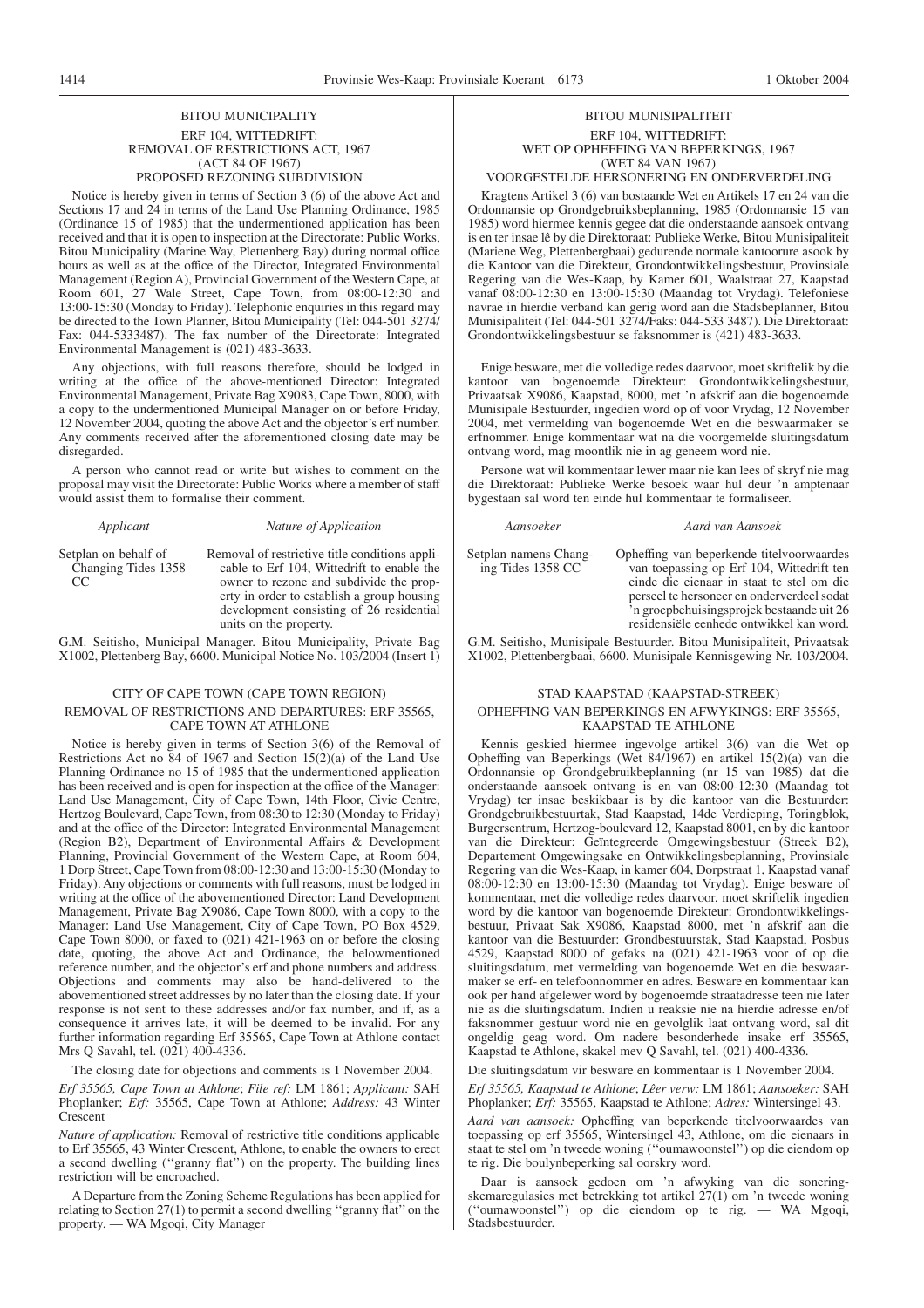## BITOU MUNICIPALITY

### ERF 104, WITTEDRIFT: REMOVAL OF RESTRICTIONS ACT, 1967 (ACT 84 OF 1967) PROPOSED REZONING SUBDIVISION

Notice is hereby given in terms of Section 3 (6) of the above Act and Sections 17 and 24 in terms of the Land Use Planning Ordinance, 1985 (Ordinance 15 of 1985) that the undermentioned application has been received and that it is open to inspection at the Directorate: Public Works, Bitou Municipality (Marine Way, Plettenberg Bay) during normal office hours as well as at the office of the Director, Integrated Environmental Management (Region A), Provincial Government of the Western Cape, at Room 601, 27 Wale Street, Cape Town, from 08:00-12:30 and 13:00-15:30 (Monday to Friday). Telephonic enquiries in this regard may be directed to the Town Planner, Bitou Municipality (Tel: 044-501 3274/ Fax: 044-5333487). The fax number of the Directorate: Integrated Environmental Management is (021) 483-3633.

Any objections, with full reasons therefore, should be lodged in writing at the office of the above-mentioned Director: Integrated Environmental Management, Private Bag X9083, Cape Town, 8000, with a copy to the undermentioned Municipal Manager on or before Friday, 12 November 2004, quoting the above Act and the objector's erf number. Any comments received after the aforementioned closing date may be disregarded.

A person who cannot read or write but wishes to comment on the proposal may visit the Directorate: Public Works where a member of staff would assist them to formalise their comment.

| *Applicant* | *Nature of Application* |
|---|---|
| Setplan on behalf of Changing Tides 1358 CC | Removal of restrictive title conditions applicable to Erf 104, Wittedrift to enable the owner to rezone and subdivide the property in order to establish a group housing development consisting of 26 residential units on the property. |

G.M. Seitisho, Municipal Manager. Bitou Municipality, Private Bag X1002, Plettenberg Bay, 6600. Municipal Notice No. 103/2004 (Insert 1)

## BITOU MUNISIPALITEIT

### ERF 104, WITTEDRIFT: WET OP OPHEFFING VAN BEPERKINGS, 1967 (WET 84 VAN 1967) VOORGESTELDE HERSONERING EN ONDERVERDELING

Kragtens Artikel 3 (6) van bostaande Wet en Artikels 17 en 24 van die Ordonnansie op Grondgebruiksbeplanning, 1985 (Ordonnansie 15 van 1985) word hiermee kennis gegee dat die onderstaande aansoek ontvang is en ter insae lê by die Direktoraat: Publieke Werke, Bitou Munisipaliteit (Mariene Weg, Plettenbergbaai) gedurende normale kantoorure asook by die Kantoor van die Direkteur, Grondontwikkelingsbestuur, Provinsiale Regering van die Wes-Kaap, by Kamer 601, Waalstraat 27, Kaapstad vanaf 08:00-12:30 en 13:00-15:30 (Maandag tot Vrydag). Telefoniese navrae in hierdie verband kan gerig word aan die Stadsbeplanner, Bitou Munisipaliteit (Tel: 044-501 3274/Faks: 044-533 3487). Die Direktoraat: Grondontwikkelingsbestuur se faksnommer is (421) 483-3633.

Enige besware, met die volledige redes daarvoor, moet skriftelik by die kantoor van bogenoemde Direkteur: Grondontwikkelingsbestuur, Privaatsak X9086, Kaapstad, 8000, met 'n afskrif aan die bogenoemde Munisipale Bestuurder, ingedien word op of voor Vrydag, 12 November 2004, met vermelding van bogenoemde Wet en die beswaarmaker se erfnommer. Enige kommentaar wat na die voorgemelde sluitingsdatum ontvang word, mag moontlik nie in ag geneem word nie.

Persone wat wil kommentaar lewer maar nie kan lees of skryf nie mag die Direktoraat: Publieke Werke besoek waar hul deur 'n amptenaar bygestaan sal word ten einde hul kommentaar te formaliseer.

| *Aansoeker* | *Aard van Aansoek* |
|---|---|
| Setplan namens Changing Tides 1358 CC | Opheffing van beperkende titelvoorwaardes van toepassing op Erf 104, Wittedrift ten einde die eienaar in staat te stel om die perseel te hersoneer en onderverdeel sodat 'n groepbehuisingsprojek bestaande uit 26 residensiële eenhede ontwikkel kan word. |

G.M. Seitisho, Munisipale Bestuurder. Bitou Munisipaliteit, Privaatsak X1002, Plettenbergbaai, 6600. Munisipale Kennisgewing Nr. 103/2004.

## CITY OF CAPE TOWN (CAPE TOWN REGION)

### REMOVAL OF RESTRICTIONS AND DEPARTURES: ERF 35565, CAPE TOWN AT ATHLONE

Notice is hereby given in terms of Section 3(6) of the Removal of Restrictions Act no 84 of 1967 and Section 15(2)(a) of the Land Use Planning Ordinance no 15 of 1985 that the undermentioned application has been received and is open for inspection at the office of the Manager: Land Use Management, City of Cape Town, 14th Floor, Civic Centre, Hertzog Boulevard, Cape Town, from 08:30 to 12:30 (Monday to Friday) and at the office of the Director: Integrated Environmental Management (Region B2), Department of Environmental Affairs & Development Planning, Provincial Government of the Western Cape, at Room 604, 1 Dorp Street, Cape Town from 08:00-12:30 and 13:00-15:30 (Monday to Friday). Any objections or comments with full reasons, must be lodged in writing at the office of the abovementioned Director: Land Development Management, Private Bag X9086, Cape Town 8000, with a copy to the Manager: Land Use Management, City of Cape Town, PO Box 4529, Cape Town 8000, or faxed to (021) 421-1963 on or before the closing date, quoting, the above Act and Ordinance, the belowmentioned reference number, and the objector's erf and phone numbers and address. Objections and comments may also be hand-delivered to the abovementioned street addresses by no later than the closing date. If your response is not sent to these addresses and/or fax number, and if, as a consequence it arrives late, it will be deemed to be invalid. For any further information regarding Erf 35565, Cape Town at Athlone contact Mrs Q Savahl, tel. (021) 400-4336.

The closing date for objections and comments is 1 November 2004.

*Erf 35565, Cape Town at Athlone*; *File ref:* LM 1861; *Applicant:* SAH Phoplanker; *Erf:* 35565, Cape Town at Athlone; *Address:* 43 Winter Crescent

*Nature of application:* Removal of restrictive title conditions applicable to Erf 35565, 43 Winter Crescent, Athlone, to enable the owners to erect a second dwelling (''granny flat'') on the property. The building lines restriction will be encroached.

A Departure from the Zoning Scheme Regulations has been applied for relating to Section 27(1) to permit a second dwelling ''granny flat'' on the property. — WA Mgoqi, City Manager

## STAD KAAPSTAD (KAAPSTAD-STREEK)

### OPHEFFING VAN BEPERKINGS EN AFWYKINGS: ERF 35565, KAAPSTAD TE ATHLONE

Kennis geskied hiermee ingevolge artikel 3(6) van die Wet op Opheffing van Beperkings (Wet 84/1967) en artikel 15(2)(a) van die Ordonnansie op Grondgebruikbeplanning (nr 15 van 1985) dat die onderstaande aansoek ontvang is en van 08:00-12:30 (Maandag tot Vrydag) ter insae beskikbaar is by die kantoor van die Bestuurder: Grondgebruikbestuurtak, Stad Kaapstad, 14de Verdieping, Toringblok, Burgersentrum, Hertzog-boulevard 12, Kaapstad 8001, en by die kantoor van die Direkteur: Geïntegreerde Omgewingsbestuur (Streek B2), Departement Omgewingsake en Ontwikkelingsbeplanning, Provinsiale Regering van die Wes-Kaap, in kamer 604, Dorpstraat 1, Kaapstad vanaf 08:00-12:30 en 13:00-15:30 (Maandag tot Vrydag). Enige besware of kommentaar, met die volledige redes daarvoor, moet skriftelik ingedien word by die kantoor van bogenoemde Direkteur: Grondontwikkelingsbestuur, Privaat Sak X9086, Kaapstad 8000, met 'n afskrif aan die kantoor van die Bestuurder: Grondbestuurstak, Stad Kaapstad, Posbus 4529, Kaapstad 8000 of gefaks na (021) 421-1963 voor of op die sluitingsdatum, met vermelding van bogenoemde Wet en die beswaarmaker se erf- en telefoonnommer en adres. Besware en kommentaar kan ook per hand afgelewer word by bogenoemde straatadresse teen nie later nie as die sluitingsdatum. Indien u reaksie nie na hierdie adresse en/of faksnommer gestuur word nie en gevolglik laat ontvang word, sal dit ongeldig geag word. Om nadere besonderhede insake erf 35565, Kaapstad te Athlone, skakel mev Q Savahl, tel. (021) 400-4336.

Die sluitingsdatum vir besware en kommentaar is 1 November 2004.

*Erf 35565, Kaapstad te Athlone*; *Lêer verw:* LM 1861; *Aansoeker:* SAH Phoplanker; *Erf:* 35565, Kaapstad te Athlone; *Adres:* Wintersingel 43.

*Aard van aansoek:* Opheffing van beperkende titelvoorwaardes van toepassing op erf 35565, Wintersingel 43, Athlone, om die eienaars in staat te stel om 'n tweede woning (''oumawoonstel'') op die eiendom op te rig. Die boulynbeperking sal oorskry word.

Daar is aansoek gedoen om 'n afwyking van die soneringskemaregulasies met betrekking tot artikel 27(1) om 'n tweede woning (''oumawoonstel'') op die eiendom op te rig. — WA Mgoqi, Stadsbestuurder.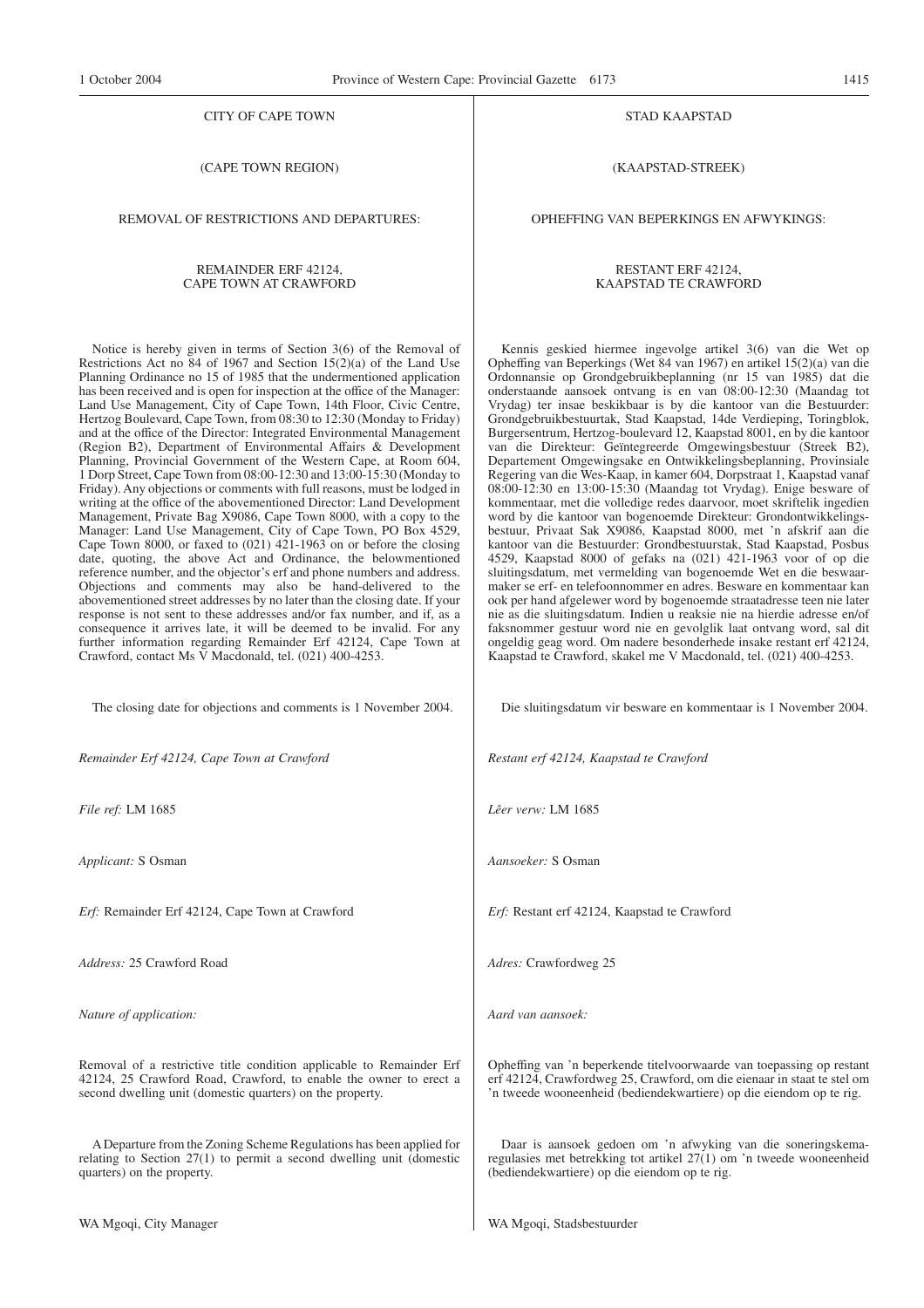CITY OF CAPE TOWN

(CAPE TOWN REGION)

REMOVAL OF RESTRICTIONS AND DEPARTURES:

REMAINDER ERF 42124, CAPE TOWN AT CRAWFORD

Notice is hereby given in terms of Section 3(6) of the Removal of Restrictions Act no 84 of 1967 and Section 15(2)(a) of the Land Use Planning Ordinance no 15 of 1985 that the undermentioned application has been received and is open for inspection at the office of the Manager: Land Use Management, City of Cape Town, 14th Floor, Civic Centre, Hertzog Boulevard, Cape Town, from 08:30 to 12:30 (Monday to Friday) and at the office of the Director: Integrated Environmental Management (Region B2), Department of Environmental Affairs & Development Planning, Provincial Government of the Western Cape, at Room 604, 1 Dorp Street, Cape Town from 08:00-12:30 and 13:00-15:30 (Monday to Friday). Any objections or comments with full reasons, must be lodged in writing at the office of the abovementioned Director: Land Development Management, Private Bag X9086, Cape Town 8000, with a copy to the Manager: Land Use Management, City of Cape Town, PO Box 4529, Cape Town 8000, or faxed to (021) 421-1963 on or before the closing date, quoting, the above Act and Ordinance, the belowmentioned reference number, and the objector's erf and phone numbers and address. Objections and comments may also be hand-delivered to the abovementioned street addresses by no later than the closing date. If your response is not sent to these addresses and/or fax number, and if, as a consequence it arrives late, it will be deemed to be invalid. For any further information regarding Remainder Erf 42124, Cape Town at Crawford, contact Ms V Macdonald, tel. (021) 400-4253.

The closing date for objections and comments is 1 November 2004.

*Remainder Erf 42124, Cape Town at Crawford*

*File ref:* LM 1685

*Applicant:* S Osman

*Erf:* Remainder Erf 42124, Cape Town at Crawford

*Address:* 25 Crawford Road

*Nature of application:*

Removal of a restrictive title condition applicable to Remainder Erf 42124, 25 Crawford Road, Crawford, to enable the owner to erect a second dwelling unit (domestic quarters) on the property.

A Departure from the Zoning Scheme Regulations has been applied for relating to Section 27(1) to permit a second dwelling unit (domestic quarters) on the property.

WA Mgoqi, City Manager

STAD KAAPSTAD

(KAAPSTAD-STREEK)

OPHEFFING VAN BEPERKINGS EN AFWYKINGS:

RESTANT ERF 42124, KAAPSTAD TE CRAWFORD

Kennis geskied hiermee ingevolge artikel 3(6) van die Wet op Opheffing van Beperkings (Wet 84 van 1967) en artikel 15(2)(a) van die Ordonnansie op Grondgebruikbeplanning (nr 15 van 1985) dat die onderstaande aansoek ontvang is en van 08:00-12:30 (Maandag tot Vrydag) ter insae beskikbaar is by die kantoor van die Bestuurder: Grondgebruikbestuurtak, Stad Kaapstad, 14de Verdieping, Toringblok, Burgersentrum, Hertzog-boulevard 12, Kaapstad 8001, en by die kantoor van die Direkteur: Geïntegreerde Omgewingsbestuur (Streek B2), Departement Omgewingsake en Ontwikkelingsbeplanning, Provinsiale Regering van die Wes-Kaap, in kamer 604, Dorpstraat 1, Kaapstad vanaf 08:00-12:30 en 13:00-15:30 (Maandag tot Vrydag). Enige besware of kommentaar, met die volledige redes daarvoor, moet skriftelik ingedien word by die kantoor van bogenoemde Direkteur: Grondontwikkelingsbestuur, Privaat Sak X9086, Kaapstad 8000, met 'n afskrif aan die kantoor van die Bestuurder: Grondbestuurstak, Stad Kaapstad, Posbus 4529, Kaapstad 8000 of gefaks na (021) 421-1963 voor of op die sluitingsdatum, met vermelding van bogenoemde Wet en die beswaarmaker se erf- en telefoonnommer en adres. Besware en kommentaar kan ook per hand afgelewer word by bogenoemde straatadresse teen nie later nie as die sluitingsdatum. Indien u reaksie nie na hierdie adresse en/of faksnommer gestuur word nie en gevolglik laat ontvang word, sal dit ongeldig geag word. Om nadere besonderhede insake restant erf 42124, Kaapstad te Crawford, skakel me V Macdonald, tel. (021) 400-4253.

Die sluitingsdatum vir besware en kommentaar is 1 November 2004.

*Restant erf 42124, Kaapstad te Crawford*

*Lêer verw:* LM 1685

*Aansoeker:* S Osman

*Erf:* Restant erf 42124, Kaapstad te Crawford

*Adres:* Crawfordweg 25

*Aard van aansoek:*

Opheffing van 'n beperkende titelvoorwaarde van toepassing op restant erf 42124, Crawfordweg 25, Crawford, om die eienaar in staat te stel om 'n tweede wooneenheid (bediendekwartiere) op die eiendom op te rig.

Daar is aansoek gedoen om 'n afwyking van die soneringskemaregulasies met betrekking tot artikel 27(1) om 'n tweede wooneenheid (bediendekwartiere) op die eiendom op te rig.

WA Mgoqi, Stadsbestuurder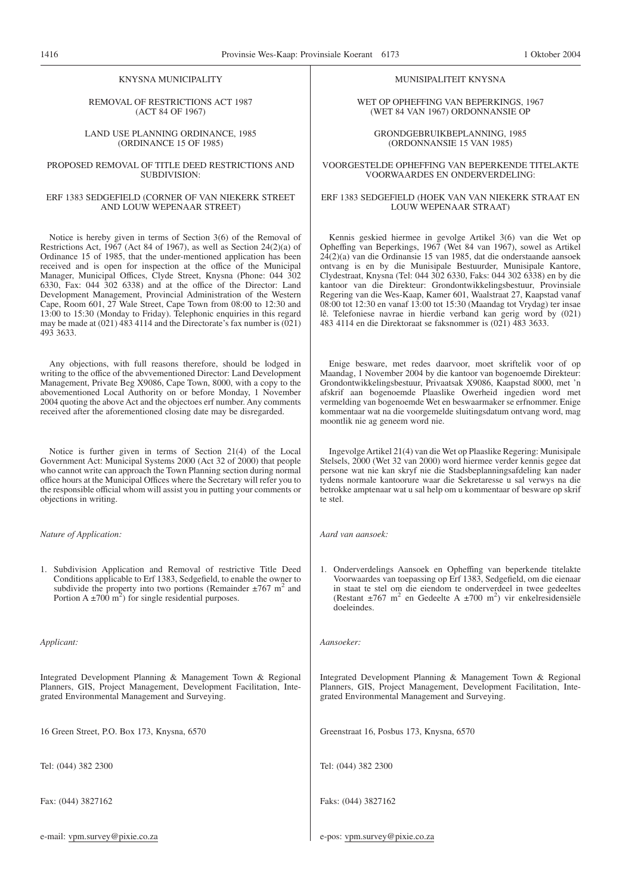KNYSNA MUNICIPALITY

REMOVAL OF RESTRICTIONS ACT 1987
(ACT 84 OF 1967)

LAND USE PLANNING ORDINANCE, 1985
(ORDINANCE 15 OF 1985)

PROPOSED REMOVAL OF TITLE DEED RESTRICTIONS AND SUBDIVISION:

ERF 1383 SEDGEFIELD (CORNER OF VAN NIEKERK STREET AND LOUW WEPENAAR STREET)

Notice is hereby given in terms of Section 3(6) of the Removal of Restrictions Act, 1967 (Act 84 of 1967), as well as Section 24(2)(a) of Ordinance 15 of 1985, that the under-mentioned application has been received and is open for inspection at the office of the Municipal Manager, Municipal Offices, Clyde Street, Knysna (Phone: 044 302 6330, Fax: 044 302 6338) and at the office of the Director: Land Development Management, Provincial Administration of the Western Cape, Room 601, 27 Wale Street, Cape Town from 08:00 to 12:30 and 13:00 to 15:30 (Monday to Friday). Telephonic enquiries in this regard may be made at (021) 483 4114 and the Directorate's fax number is (021) 493 3633.

Any objections, with full reasons therefore, should be lodged in writing to the office of the abvvementioned Director: Land Development Management, Private Beg X9086, Cape Town, 8000, with a copy to the abovementioned Local Authority on or before Monday, 1 November 2004 quoting the above Act and the objectoes erf number. Any comments received after the aforementioned closing date may be disregarded.

Notice is further given in terms of Section 21(4) of the Local Government Act: Municipal Systems 2000 (Act 32 of 2000) that people who cannot write can approach the Town Planning section during normal office hours at the Municipal Offices where the Secretary will refer you to the responsible official whom will assist you in putting your comments or objections in writing.

*Nature of Application:*

1. Subdivision Application and Removal of restrictive Title Deed Conditions applicable to Erf 1383, Sedgefield, to enable the owner to subdivide the property into two portions (Remainder ±767 m$^2$ and Portion A ±700 m$^2$) for single residential purposes.

*Applicant:*

Integrated Development Planning & Management Town & Regional Planners, GIS, Project Management, Development Facilitation, Integrated Environmental Management and Surveying.

16 Green Street, P.O. Box 173, Knysna, 6570

Tel: (044) 382 2300

Fax: (044) 3827162

e-mail: vpm.survey@pixie.co.za

MUNISIPALITEIT KNYSNA

WET OP OPHEFFING VAN BEPERKINGS, 1967
(WET 84 VAN 1967) ORDONNANSIE OP

GRONDGEBRUIKBEPLANNING, 1985
(ORDONNANSIE 15 VAN 1985)

VOORGESTELDE OPHEFFING VAN BEPERKENDE TITELAKTE VOORWAARDES EN ONDERVERDELING:

ERF 1383 SEDGEFIELD (HOEK VAN VAN NIEKERK STRAAT EN LOUW WEPENAAR STRAAT)

Kennis geskied hiermee in gevolge Artikel 3(6) van die Wet op Opheffing van Beperkings, 1967 (Wet 84 van 1967), sowel as Artikel 24(2)(a) van die Ordinansie 15 van 1985, dat die onderstaande aansoek ontvang is en by die Munisipale Bestuurder, Munisipale Kantore, Clydestraat, Knysna (Tel: 044 302 6330, Faks: 044 302 6338) en by die kantoor van die Direkteur: Grondontwikkelingsbestuur, Provinsiale Regering van die Wes-Kaap, Kamer 601, Waalstraat 27, Kaapstad vanaf 08:00 tot 12:30 en vanaf 13:00 tot 15:30 (Maandag tot Vrydag) ter insae lê. Telefoniese navrae in hierdie verband kan gerig word by (021) 483 4114 en die Direktoraat se faksnommer is (021) 483 3633.

Enige besware, met redes daarvoor, moet skriftelik voor of op Maandag, 1 November 2004 by die kantoor van bogenoemde Direkteur: Grondontwikkelingsbestuur, Privaatsak X9086, Kaapstad 8000, met 'n afskrif aan bogenoemde Plaaslike Owerheid ingedien word met vermelding van bogenoemde Wet en beswaarmaker se erfnommer. Enige kommentaar wat na die voorgemelde sluitingsdatum ontvang word, mag moontlik nie ag geneem word nie.

Ingevolge Artikel 21(4) van die Wet op Plaaslike Regering: Munisipale Stelsels, 2000 (Wet 32 van 2000) word hiermee verder kennis gegee dat persone wat nie kan skryf nie die Stadsbeplanningsafdeling kan nader tydens normale kantoorure waar die Sekretaresse u sal verwys na die betrokke amptenaar wat u sal help om u kommentaar of besware op skrif te stel.

*Aard van aansoek:*

1. Onderverdelings Aansoek en Opheffing van beperkende titelakte Voorwaardes van toepassing op Erf 1383, Sedgefield, om die eienaar in staat te stel om die eiendom te onderverdeel in twee gedeeltes (Restant ±767 m$^2$ en Gedeelte A ±700 m$^2$) vir enkelresidensiële doeleindes.

*Aansoeker:*

Integrated Development Planning & Management Town & Regional Planners, GIS, Project Management, Development Facilitation, Integrated Environmental Management and Surveying.

Greenstraat 16, Posbus 173, Knysna, 6570

Tel: (044) 382 2300

Faks: (044) 3827162

e-pos: vpm.survey@pixie.co.za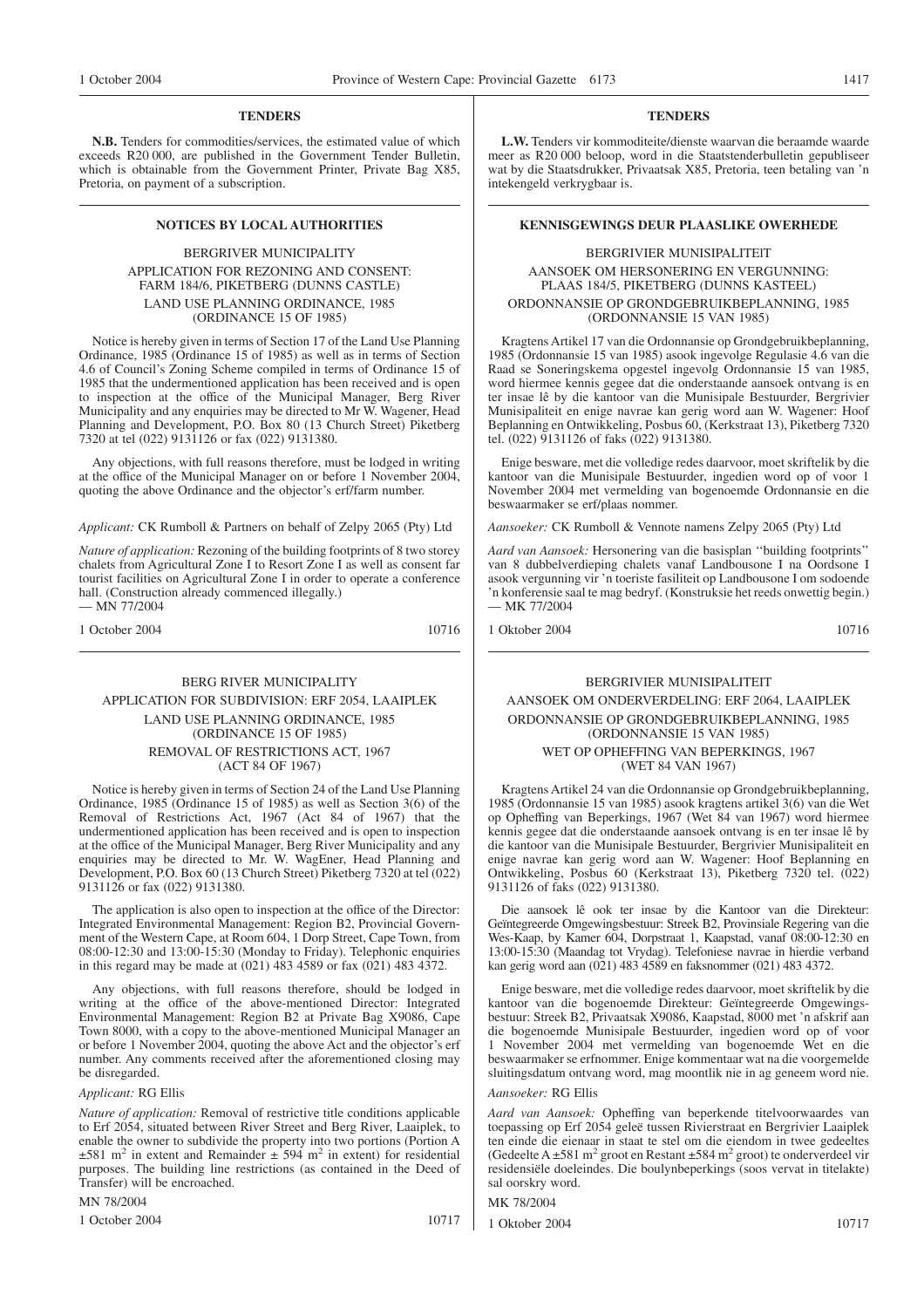## TENDERS

**N.B.** Tenders for commodities/services, the estimated value of which exceeds R20 000, are published in the Government Tender Bulletin, which is obtainable from the Government Printer, Private Bag X85, Pretoria, on payment of a subscription.

## NOTICES BY LOCAL AUTHORITIES

### BERGRIVER MUNICIPALITY

### APPLICATION FOR REZONING AND CONSENT: FARM 184/6, PIKETBERG (DUNNS CASTLE)

### LAND USE PLANNING ORDINANCE, 1985 (ORDINANCE 15 OF 1985)

Notice is hereby given in terms of Section 17 of the Land Use Planning Ordinance, 1985 (Ordinance 15 of 1985) as well as in terms of Section 4.6 of Council's Zoning Scheme compiled in terms of Ordinance 15 of 1985 that the undermentioned application has been received and is open to inspection at the office of the Municipal Manager, Berg River Municipality and any enquiries may be directed to Mr W. Wagener, Head Planning and Development, P.O. Box 80 (13 Church Street) Piketberg 7320 at tel (022) 9131126 or fax (022) 9131380.

Any objections, with full reasons therefore, must be lodged in writing at the office of the Municipal Manager on or before 1 November 2004, quoting the above Ordinance and the objector's erf/farm number.

*Applicant:* CK Rumboll & Partners on behalf of Zelpy 2065 (Pty) Ltd

*Nature of application:* Rezoning of the building footprints of 8 two storey chalets from Agricultural Zone I to Resort Zone I as well as consent far tourist facilities on Agricultural Zone I in order to operate a conference hall. (Construction already commenced illegally.)
— MN 77/2004

1 October 2004 10716

### BERG RIVER MUNICIPALITY

### APPLICATION FOR SUBDIVISION: ERF 2054, LAAIPLEK

### LAND USE PLANNING ORDINANCE, 1985 (ORDINANCE 15 OF 1985)

### REMOVAL OF RESTRICTIONS ACT, 1967 (ACT 84 OF 1967)

Notice is hereby given in terms of Section 24 of the Land Use Planning Ordinance, 1985 (Ordinance 15 of 1985) as well as Section 3(6) of the Removal of Restrictions Act, 1967 (Act 84 of 1967) that the undermentioned application has been received and is open to inspection at the office of the Municipal Manager, Berg River Municipality and any enquiries may be directed to Mr. W. WagEner, Head Planning and Development, P.O. Box 60 (13 Church Street) Piketberg 7320 at tel (022) 9131126 or fax (022) 9131380.

The application is also open to inspection at the office of the Director: Integrated Environmental Management: Region B2, Provincial Government of the Western Cape, at Room 604, 1 Dorp Street, Cape Town, from 08:00-12:30 and 13:00-15:30 (Monday to Friday). Telephonic enquiries in this regard may be made at (021) 483 4589 or fax (021) 483 4372.

Any objections, with full reasons therefore, should be lodged in writing at the office of the above-mentioned Director: Integrated Environmental Management: Region B2 at Private Bag X9086, Cape Town 8000, with a copy to the above-mentioned Municipal Manager on or before 1 November 2004, quoting the above Act and the objector's erf number. Any comments received after the aforementioned closing may be disregarded.

*Applicant:* RG Ellis

*Nature of application:* Removal of restrictive title conditions applicable to Erf 2054, situated between River Street and Berg River, Laaiplek, to enable the owner to subdivide the property into two portions (Portion A ±581 m$^2$ in extent and Remainder ± 594 m$^2$ in extent) for residential purposes. The building line restrictions (as contained in the Deed of Transfer) will be encroached.

MN 78/2004

1 October 2004 10717

## TENDERS

**L.W.** Tenders vir kommoditeite/dienste waarvan die beraamde waarde meer as R20 000 beloop, word in die Staatstenderbulletin gepubliseer wat by die Staatsdrukker, Privaatsak X85, Pretoria, teen betaling van 'n intekengeld verkrygbaar is.

## KENNISGEWINGS DEUR PLAASLIKE OWERHEDE

### BERGRIVIER MUNISIPALITEIT

### AANSOEK OM HERSONERING EN VERGUNNING: PLAAS 184/5, PIKETBERG (DUNNS KASTEEL)

### ORDONNANSIE OP GRONDGEBRUIKBEPLANNING, 1985 (ORDONNANSIE 15 VAN 1985)

Kragtens Artikel 17 van die Ordonnansie op Grondgebruikbeplanning, 1985 (Ordonnansie 15 van 1985) asook ingevolge Regulasie 4.6 van die Raad se Soneringskema opgestel ingevolg Ordonnansie 15 van 1985, word hiermee kennis gegee dat die onderstaande aansoek ontvang is en ter insae lê by die kantoor van die Munisipale Bestuurder, Bergrivier Munisipaliteit en enige navrae kan gerig word aan W. Wagener: Hoof Beplanning en Ontwikkeling, Posbus 60, (Kerkstraat 13), Piketberg 7320 tel. (022) 9131126 of faks (022) 9131380.

Enige besware, met die volledige redes daarvoor, moet skriftelik by die kantoor van die Munisipale Bestuurder, ingedien word op of voor 1 November 2004 met vermelding van bogenoemde Ordonnansie en die beswaarmaker se erf/plaas nommer.

*Aansoeker:* CK Rumboll & Vennote namens Zelpy 2065 (Pty) Ltd

*Aard van Aansoek:* Hersonering van die basisplan ''building footprints'' van 8 dubbelverdieping chalets vanaf Landbousone I na Oordsone I asook vergunning vir 'n toeriste fasiliteit op Landbousone I om sodoende 'n konferensie saal te mag bedryf. (Konstruksie het reeds onwettig begin.)
— MK 77/2004

1 Oktober 2004 10716

### BERGRIVIER MUNISIPALITEIT

### AANSOEK OM ONDERVERDELING: ERF 2064, LAAIPLEK

### ORDONNANSIE OP GRONDGEBRUIKBEPLANNING, 1985 (ORDONNANSIE 15 VAN 1985)

### WET OP OPHEFFING VAN BEPERKINGS, 1967 (WET 84 VAN 1967)

Kragtens Artikel 24 van die Ordonnansie op Grondgebruikbeplanning, 1985 (Ordonnansie 15 van 1985) asook kragtens artikel 3(6) van die Wet op Opheffing van Beperkings, 1967 (Wet 84 van 1967) word hiermee kennis gegee dat die onderstaande aansoek ontvang is en ter insae lê by die kantoor van die Munisipale Bestuurder, Bergrivier Munisipaliteit en enige navrae kan gerig word aan W. Wagener: Hoof Beplanning en Ontwikkeling, Posbus 60 (Kerkstraat 13), Piketberg 7320 tel. (022) 9131126 of faks (022) 9131380.

Die aansoek lê ook ter insae by die Kantoor van die Direkteur: Geïntegreerde Omgewingsbestuur: Streek B2, Provinsiale Regering van die Wes-Kaap, by Kamer 604, Dorpstraat 1, Kaapstad, vanaf 08:00-12:30 en 13:00-15:30 (Maandag tot Vrydag). Telefoniese navrae in hierdie verband kan gerig word aan (021) 483 4589 en faksnommer (021) 483 4372.

Enige besware, met die volledige redes daarvoor, moet skriftelik by die kantoor van die bogenoemde Direkteur: Geïntegreerde Omgewingsbestuur: Streek B2, Privaatsak X9086, Kaapstad, 8000 met 'n afskrif aan die bogenoemde Munisipale Bestuurder, ingedien word op of voor 1 November 2004 met vermelding van bogenoemde Wet en die beswaarmaker se erfnommer. Enige kommentaar wat na die voorgemelde sluitingsdatum ontvang word, mag moontlik nie in ag geneem word nie.

*Aansoeker:* RG Ellis

*Aard van Aansoek:* Opheffing van beperkende titelvoorwaardes van toepassing op Erf 2054 geleë tussen Rivierstraat en Bergrivier Laaiplek ten einde die eienaar in staat te stel om die eiendom in twee gedeeltes (Gedeelte A ±581 m$^2$ groot en Restant ±584 m$^2$ groot) te onderverdeel vir residensiële doeleindes. Die boulynbeperkings (soos vervat in titelakte) sal oorskry word.

MK 78/2004

1 Oktober 2004 10717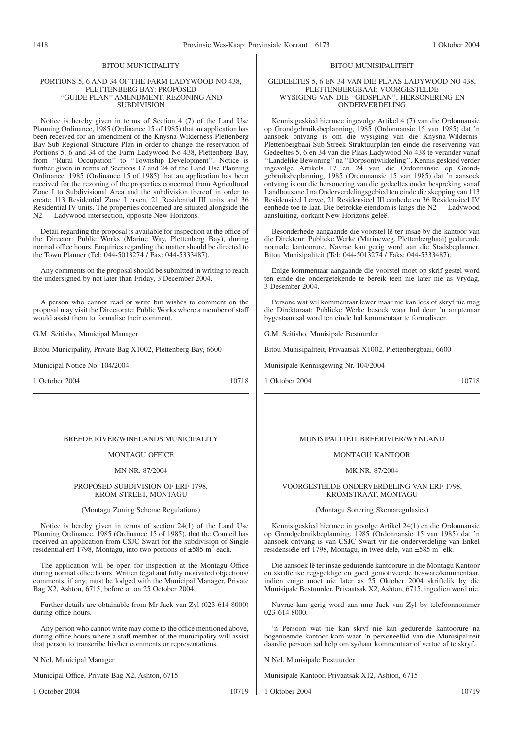## BITOU MUNICIPALITY

### PORTIONS 5, 6 AND 34 OF THE FARM LADYWOOD NO 438, PLETTENBERG BAY: PROPOSED ''GUIDE PLAN'' AMENDMENT, REZONING AND SUBDIVISION

Notice is hereby given in terms of Section 4 (7) of the Land Use Planning Ordinance, 1985 (Ordinance 15 of 1985) that an application has been received for an amendment of the Knysna-Wilderness-Plettenberg Bay Sub-Regional Structure Plan in order to change the reservation of Portions 5, 6 and 34 of the Farm Ladywood No 438, Plettenberg Bay, from ''Rural Occupation'' to ''Township Development''. Notice is further given in terms of Sections 17 and 24 of the Land Use Planning Ordinance, 1985 (Ordinance 15 of 1985) that an application has been received for the rezoning of the properties concerned from Agricultural Zone I to Subdivisional Area and the subdivision thereof in order to create 113 Residential Zone I erven, 21 Residential III units and 36 Residential IV units. The properties concerned are situated alongside the N2 — Ladywood intersection, opposite New Horizons.

Detail regarding the proposal is available for inspection at the office of the Director: Public Works (Marine Way, Plettenberg Bay), during normal office hours. Enquiries regarding the matter should be directed to the Town Planner (Tel: 044-5013274 / Fax: 044-5333487).

Any comments on the proposal should be submitted in writing to reach the undersigned by not later than Friday, 3 December 2004.

A person who cannot read or write but wishes to comment on the proposal may visit the Directorate: Public Works where a member of staff would assist them to formalise their comment.

G.M. Seitisho, Municipal Manager

Bitou Municipality, Private Bag X1002, Plettenberg Bay, 6600

Municipal Notice No. 104/2004

1 October 2004 10718

---

## BITOU MUNISIPALITEIT

### GEDEELTES 5, 6 EN 34 VAN DIE PLAAS LADYWOOD NO 438, PLETTENBERGBAAI: VOORGESTELDE WYSIGING VAN DIE ''GIDSPLAN'', HERSONERING EN ONDERVERDELING

Kennis geskied hiermee ingevolge Artikel 4 (7) van die Ordonnansie op Grondgebruiksbeplanning, 1985 (Ordonnansie 15 van 1985) dat 'n aansoek ontvang is om die wysiging van die Knysna-Wildernis-Plettenbergbaai Sub-Streek Struktuurplan ten einde die reservering van Gedeeltes 5, 6 en 34 van die Plaas Ladywood No 438 te verander vanaf ''Landelike Bewoning'' na ''Dorpsontwikkeling''. Kennis geskied verder ingevolge Artikels 17 en 24 van die Ordonnansie op Grondgebruiksbeplanning, 1985 (Ordonnansie 15 van 1985) dat 'n aansoek ontvang is om die hersonering van die gedeeltes onder bespreking vanaf Landbousone I na Onderverdelingsgebied ten einde die skepping van 113 Residensiëel I erwe, 21 Residensiëel III eenhede en 36 Residensiëel IV eenhede toe te laat. Die betrokke eiendom is langs die N2 — Ladywood aansluiting, oorkant New Horizons geleë.

Besonderhede aangaande die voorstel lê ter insae by die kantoor van die Direkteur: Publieke Werke (Marineweg, Plettenbergbaai) gedurende normale kantoorure. Navrae kan gerig word aan die Stadsbeplanner, Bitou Munisipaliteit (Tel: 044-5013274 / Faks: 044-5333487).

Enige kommentaar aangaande die voorstel moet op skrif gestel word ten einde die ondergetekende te bereik teen nie later nie as Vrydag, 3 Desember 2004.

Persone wat wil kommentaar lewer maar nie kan lees of skryf nie mag die Direktoraat: Publieke Werke besoek waar hul deur 'n amptenaar bygestaan sal word ten einde hul kommentaar te formaliseer.

G.M. Seitisho, Munisipale Bestuurder

Bitou Munisipaliteit, Privaatsak X1002, Plettenbergbaai, 6600

Munisipale Kennisgewing Nr. 104/2004

1 Oktober 2004 10718

---

## BREEDE RIVER/WINELANDS MUNICIPALITY

### MONTAGU OFFICE

### MN NR. 87/2004

### PROPOSED SUBDIVISION OF ERF 1798, KROM STREET, MONTAGU

(Montagu Zoning Scheme Regulations)

Notice is hereby given in terms of section 24(1) of the Land Use Planning Ordinance, 1985 (Ordinance 15 of 1985), that the Council has received an application from CSJC Swart for the subdivision of Single residential erf 1798, Montagu, into two portions of ±585 m$^2$ each.

The application will be open for inspection at the Montagu Office during normal office hours. Written legal and fully motivated objections/comments, if any, must be lodged with the Municipal Manager, Private Bag X2, Ashton, 6715, before or on 25 October 2004.

Further details are obtainable from Mr Jack van Zyl (023-614 8000) during office hours.

Any person who cannot write may come to the office mentioned above, during office hours where a staff member of the municipality will assist that person to transcribe his/her comments or representations.

N Nel, Municipal Manager

Municipal Office, Private Bag X2, Ashton, 6715

1 October 2004 10719

---

## MUNISIPALITEIT BREËRIVIER/WYNLAND

### MONTAGU KANTOOR

### MK NR. 87/2004

### VOORGESTELDE ONDERVERDELING VAN ERF 1798, KROMSTRAAT, MONTAGU

(Montagu Sonering Skemaregulasies)

Kennis geskied hiermee in gevolge Artikel 24(1) en die Ordonnansie op Grondgebruikbeplanning, 1985 (Ordonnansie 15 van 1985) dat 'n aansoek ontvang is van CSJC Swart vir die onderverdeling van Enkel residensiële erf 1798, Montagu, in twee dele, van ±585 m$^2$ elk.

Die aansoek lê ter insae gedurende kantoorure in die Montagu Kantoor en skriftelike regsgeldige en goed gemotiveerde besware/kommentaar, indien enige moet nie later as 25 Oktober 2004 skriftelik by die Munisipale Bestuurder, Privaatsak X2, Ashton, 6715, ingedien word nie.

Navrae kan gerig word aan mnr Jack van Zyl by telefoonnommer 023-614 8000.

'n Persoon wat nie kan skryf nie kan gedurende kantoorure na bogenoemde kantoor kom waar 'n personeellid van die Munisipaliteit daardie persoon sal help om sy/haar kommentaar of vertoë af te skryf.

N Nel, Munisipale Bestuurder

Munisipale Kantoor, Privaatsak X12, Ashton, 6715

1 Oktober 2004 10719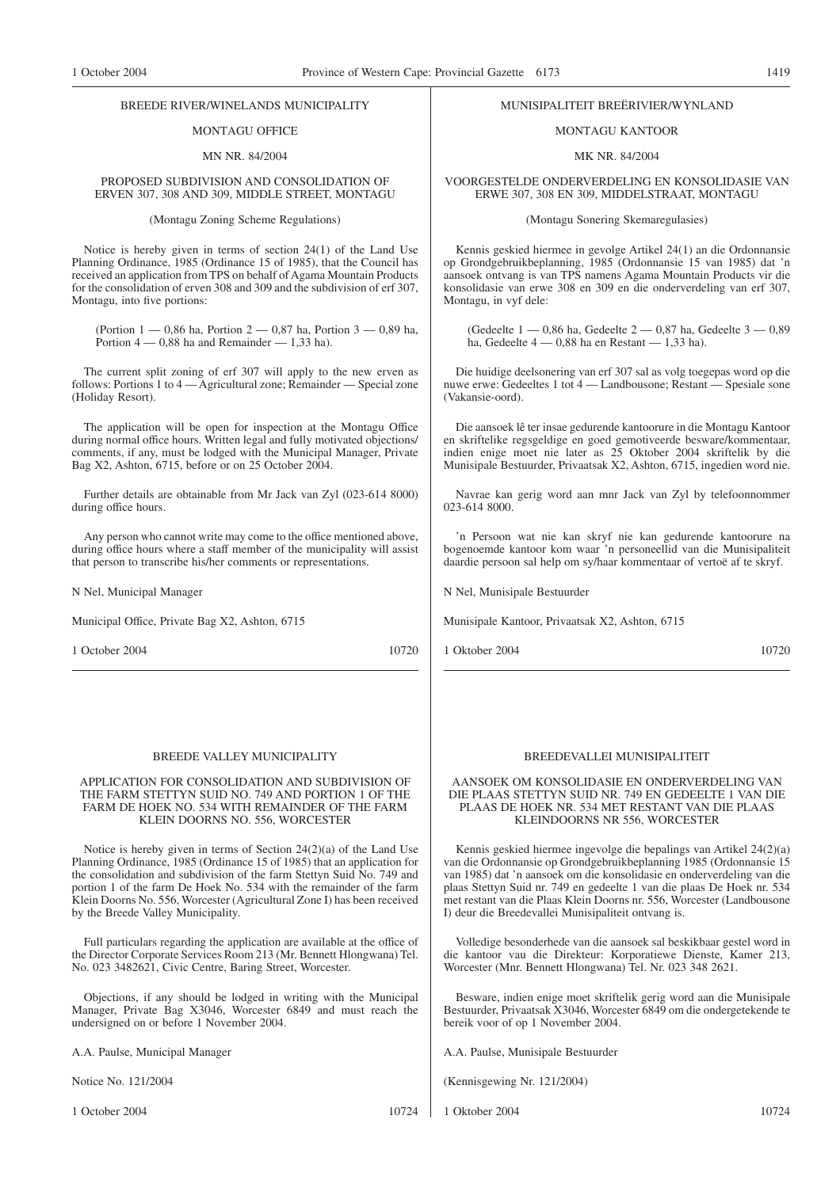BREEDE RIVER/WINELANDS MUNICIPALITY

MONTAGU OFFICE

MN NR. 84/2004

PROPOSED SUBDIVISION AND CONSOLIDATION OF ERVEN 307, 308 AND 309, MIDDLE STREET, MONTAGU

(Montagu Zoning Scheme Regulations)

Notice is hereby given in terms of section 24(1) of the Land Use Planning Ordinance, 1985 (Ordinance 15 of 1985), that the Council has received an application from TPS on behalf of Agama Mountain Products for the consolidation of erven 308 and 309 and the subdivision of erf 307, Montagu, into five portions:

(Portion 1 — 0,86 ha, Portion 2 — 0,87 ha, Portion 3 — 0,89 ha, Portion 4 — 0,88 ha and Remainder — 1,33 ha).

The current split zoning of erf 307 will apply to the new erven as follows: Portions 1 to 4 — Agricultural zone; Remainder — Special zone (Holiday Resort).

The application will be open for inspection at the Montagu Office during normal office hours. Written legal and fully motivated objections/comments, if any, must be lodged with the Municipal Manager, Private Bag X2, Ashton, 6715, before or on 25 October 2004.

Further details are obtainable from Mr Jack van Zyl (023-614 8000) during office hours.

Any person who cannot write may come to the office mentioned above, during office hours where a staff member of the municipality will assist that person to transcribe his/her comments or representations.

N Nel, Municipal Manager

Municipal Office, Private Bag X2, Ashton, 6715

1 October 2004 10720

---

MUNISIPALITEIT BREËRIVIER/WYNLAND

MONTAGU KANTOOR

MK NR. 84/2004

VOORGESTELDE ONDERVERDELING EN KONSOLIDASIE VAN ERWE 307, 308 EN 309, MIDDELSTRAAT, MONTAGU

(Montagu Sonering Skemaregulasies)

Kennis geskied hiermee in gevolge Artikel 24(1) an die Ordonnansie op Grondgebruikbeplanning, 1985 (Ordonnansie 15 van 1985) dat 'n aansoek ontvang is van TPS namens Agama Mountain Products vir die konsolidasie van erwe 308 en 309 en die onderverdeling van erf 307, Montagu, in vyf dele:

(Gedeelte 1 — 0,86 ha, Gedeelte 2 — 0,87 ha, Gedeelte 3 — 0,89 ha, Gedeelte 4 — 0,88 ha en Restant — 1,33 ha).

Die huidige deelsonering van erf 307 sal as volg toegepas word op die nuwe erwe: Gedeeltes 1 tot 4 — Landbousone; Restant — Spesiale sone (Vakansie-oord).

Die aansoek lê ter insae gedurende kantoorure in die Montagu Kantoor en skriftelike regsgeldige en goed gemotiveerde besware/kommentaar, indien enige moet nie later as 25 Oktober 2004 skriftelik by die Munisipale Bestuurder, Privaatsak X2, Ashton, 6715, ingedien word nie.

Navrae kan gerig word aan mnr Jack van Zyl by telefoonnommer 023-614 8000.

'n Persoon wat nie kan skryf nie kan gedurende kantoorure na bogenoemde kantoor kom waar 'n personeellid van die Munisipaliteit daardie persoon sal help om sy/haar kommentaar of vertoë af te skryf.

N Nel, Munisipale Bestuurder

Munisipale Kantoor, Privaatsak X2, Ashton, 6715

1 Oktober 2004 10720

---

BREEDE VALLEY MUNICIPALITY

APPLICATION FOR CONSOLIDATION AND SUBDIVISION OF THE FARM STETTYN SUID NO. 749 AND PORTION 1 OF THE FARM DE HOEK NO. 534 WITH REMAINDER OF THE FARM KLEIN DOORNS NO. 556, WORCESTER

Notice is hereby given in terms of Section 24(2)(a) of the Land Use Planning Ordinance, 1985 (Ordinance 15 of 1985) that an application for the consolidation and subdivision of the farm Stettyn Suid No. 749 and portion 1 of the farm De Hoek No. 534 with the remainder of the farm Klein Doorns No. 556, Worcester (Agricultural Zone I) has been received by the Breede Valley Municipality.

Full particulars regarding the application are available at the office of the Director Corporate Services Room 213 (Mr. Bennett Hlongwana) Tel. No. 023 3482621, Civic Centre, Baring Street, Worcester.

Objections, if any should be lodged in writing with the Municipal Manager, Private Bag X3046, Worcester 6849 and must reach the undersigned on or before 1 November 2004.

A.A. Paulse, Municipal Manager

Notice No. 121/2004

1 October 2004 10724

---

BREEDEVALLEI MUNISIPALITEIT

AANSOEK OM KONSOLIDASIE EN ONDERVERDELING VAN DIE PLAAS STETTYN SUID NR. 749 EN GEDEELTE 1 VAN DIE PLAAS DE HOEK NR. 534 MET RESTANT VAN DIE PLAAS KLEINDOORNS NR 556, WORCESTER

Kennis geskied hiermee ingevolge die bepalings van Artikel 24(2)(a) van die Ordonnansie op Grondgebruikbeplanning 1985 (Ordonnansie 15 van 1985) dat 'n aansoek om die konsolidasie en onderverdeling van die plaas Stettyn Suid nr. 749 en gedeelte 1 van die plaas De Hoek nr. 534 met restant van die Plaas Klein Doorns nr. 556, Worcester (Landbousone I) deur die Breedevallei Munisipaliteit ontvang is.

Volledige besonderhede van die aansoek sal beskikbaar gestel word in die kantoor vau die Direkteur: Korporatiewe Dienste, Kamer 213, Worcester (Mnr. Bennett Hlongwana) Tel. Nr. 023 348 2621.

Besware, indien enige moet skriftelik gerig word aan die Munisipale Bestuurder, Privaatsak X3046, Worcester 6849 om die ondergetekende te bereik voor of op 1 November 2004.

A.A. Paulse, Munisipale Bestuurder

(Kennisgewing Nr. 121/2004)

1 Oktober 2004 10724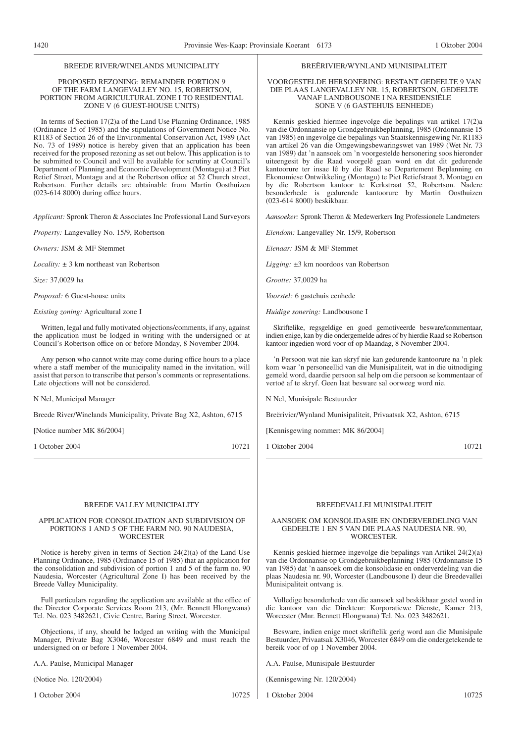BREEDE RIVER/WINELANDS MUNICIPALITY

PROPOSED REZONING: REMAINDER PORTION 9 OF THE FARM LANGEVALLEY NO. 15, ROBERTSON, PORTION FROM AGRICULTURAL ZONE I TO RESIDENTIAL ZONE V (6 GUEST-HOUSE UNITS)

In terms of Section 17(2)a of the Land Use Planning Ordinance, 1985 (Ordinance 15 of 1985) and the stipulations of Government Notice No. R1183 of Section 26 of the Environmental Conservation Act, 1989 (Act No. 73 of 1989) notice is hereby given that an application has been received for the proposed rezoning as set out below. This application is to be submitted to Council and will be available for scrutiny at Council's Department of Planning and Economic Development (Montagu) at 3 Piet Retief Street, Montagu and at the Robertson office at 52 Church street, Robertson. Further details are obtainable from Martin Oosthuizen (023-614 8000) during office hours.

*Applicant:* Spronk Theron & Associates Inc Professional Land Surveyors

*Property:* Langevalley No. 15/9, Robertson

*Owners:* JSM & MF Stemmet

*Locality:* ± 3 km northeast van Robertson

*Size:* 37,0029 ha

*Proposal:* 6 Guest-house units

*Existing zoning:* Agricultural zone I

Written, legal and fully motivated objections/comments, if any, against the application must be lodged in writing with the undersigned or at Council's Robertson office on or before Monday, 8 November 2004.

Any person who cannot write may come during office hours to a place where a staff member of the municipality named in the invitation, will assist that person to transcribe that person's comments or representations. Late objections will not be considered.

N Nel, Municipal Manager

Breede River/Winelands Municipality, Private Bag X2, Ashton, 6715

[Notice number MK 86/2004]

1 October 2004 — 10721

---

BREËRIVIER/WYNLAND MUNISIPALITEIT

VOORGESTELDE HERSONERING: RESTANT GEDEELTE 9 VAN DIE PLAAS LANGEVALLEY NR. 15, ROBERTSON, GEDEELTE VANAF LANDBOUSONE I NA RESIDENSIËLE SONE V (6 GASTEHUIS EENHEDE)

Kennis geskied hiermee ingevolge die bepalings van artikel 17(2)a van die Ordonnansie op Grondgebruikbeplanning, 1985 (Ordonnansie 15 van 1985) en ingevolge die bepalings van Staatskennisgewing Nr. R1183 van artikel 26 van die Omgewingsbewaringswet van 1989 (Wet Nr. 73 van 1989) dat 'n aansoek om 'n voorgestelde hersonering soos hieronder uiteengesit by die Raad voorgelê gaan word en dat dit gedurende kantoorure ter insae lê by die Raad se Departement Beplanning en Ekonomiese Ontwikkeling (Montagu) te Piet Retiefstraat 3, Montagu en by die Robertson kantoor te Kerkstraat 52, Robertson. Nadere besonderhede is gedurende kantoorure by Martin Oosthuizen (023-614 8000) beskikbaar.

*Aansoeker:* Spronk Theron & Medewerkers Ing Professionele Landmeters

*Eiendom:* Langevalley Nr. 15/9, Robertson

*Eienaar:* JSM & MF Stemmet

*Ligging:* ±3 km noordoos van Robertson

*Grootte:* 37,0029 ha

*Voorstel:* 6 gastehuis eenhede

*Huidige sonering:* Landbousone I

Skriftelike, regsgeldige en goed gemotiveerde besware/kommentaar, indien enige, kan by die ondergemelde adres of by hierdie Raad se Robertson kantoor ingedien word voor of op Maandag, 8 November 2004.

'n Persoon wat nie kan skryf nie kan gedurende kantoorure na 'n plek kom waar 'n personeellid van die Munisipaliteit, wat in die uitnodiging gemeld word, daardie persoon sal help om die persoon se kommentaar of vertoë af te skryf. Geen laat besware sal oorweeg word nie.

N Nel, Munisipale Bestuurder

Breërivier/Wynland Munisipaliteit, Privaatsak X2, Ashton, 6715

[Kennisgewing nommer: MK 86/2004]

1 Oktober 2004 — 10721

---

BREEDE VALLEY MUNICIPALITY

APPLICATION FOR CONSOLIDATION AND SUBDIVISION OF PORTIONS 1 AND 5 OF THE FARM NO. 90 NAUDESIA, WORCESTER

Notice is hereby given in terms of Section 24(2)(a) of the Land Use Planning Ordinance, 1985 (Ordinance 15 of 1985) that an application for the consolidation and subdivision of portion 1 and 5 of the farm no. 90 Naudesia, Worcester (Agricultural Zone I) has been received by the Breede Valley Municipality.

Full particulars regarding the application are available at the office of the Director Corporate Services Room 213, (Mr. Bennett Hlongwana) Tel. No. 023 3482621, Civic Centre, Baring Street, Worcester.

Objections, if any, should be lodged an writing with the Municipal Manager, Private Bag X3046, Worcester 6849 and must reach the undersigned on or before 1 November 2004.

A.A. Paulse, Municipal Manager

(Notice No. 120/2004)

1 October 2004 — 10725

---

BREEDEVALLEI MUNISIPALITEIT

AANSOEK OM KONSOLIDASIE EN ONDERVERDELING VAN GEDEELTE 1 EN 5 VAN DIE PLAAS NAUDESIA NR. 90, WORCESTER.

Kennis geskied hiermee ingevolge die bepalings van Artikel 24(2)(a) van die Ordonnansie op Grondgebruikbeplanning 1985 (Ordonnansie 15 van 1985) dat 'n aansoek om die konsolidasie en onderverdeling van die plaas Naudesia nr. 90, Worcester (Landbousone I) deur die Breedevallei Munisipaliteit ontvang is.

Volledige besonderhede van die aansoek sal beskikbaar gestel word in die kantoor van die Direkteur: Korporatiewe Dienste, Kamer 213, Worcester (Mnr. Bennett Hlongwana) Tel. No. 023 3482621.

Besware, indien enige moet skriftelik gerig word aan die Munisipale Bestuurder, Privaatsak X3046, Worcester 6849 om die ondergetekende te bereik voor of op 1 November 2004.

A.A. Paulse, Munisipale Bestuurder

(Kennisgewing Nr. 120/2004)

1 Oktober 2004 — 10725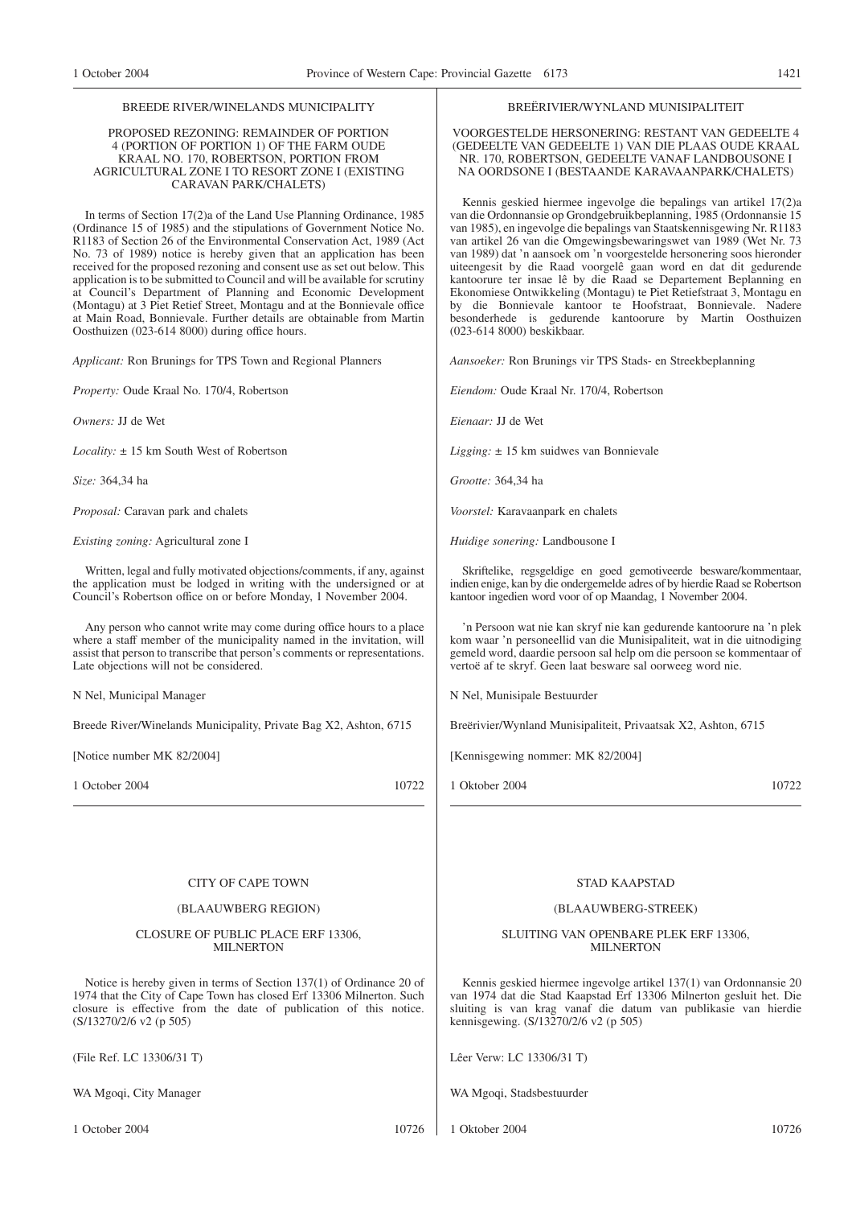BREEDE RIVER/WINELANDS MUNICIPALITY

PROPOSED REZONING: REMAINDER OF PORTION 4 (PORTION OF PORTION 1) OF THE FARM OUDE KRAAL NO. 170, ROBERTSON, PORTION FROM AGRICULTURAL ZONE I TO RESORT ZONE I (EXISTING CARAVAN PARK/CHALETS)

In terms of Section 17(2)a of the Land Use Planning Ordinance, 1985 (Ordinance 15 of 1985) and the stipulations of Government Notice No. R1183 of Section 26 of the Environmental Conservation Act, 1989 (Act No. 73 of 1989) notice is hereby given that an application has been received for the proposed rezoning and consent use as set out below. This application is to be submitted to Council and will be available for scrutiny at Council's Department of Planning and Economic Development (Montagu) at 3 Piet Retief Street, Montagu and at the Bonnievale office at Main Road, Bonnievale. Further details are obtainable from Martin Oosthuizen (023-614 8000) during office hours.

*Applicant:* Ron Brunings for TPS Town and Regional Planners

*Property:* Oude Kraal No. 170/4, Robertson

*Owners:* JJ de Wet

*Locality:* ± 15 km South West of Robertson

*Size:* 364,34 ha

*Proposal:* Caravan park and chalets

*Existing zoning:* Agricultural zone I

Written, legal and fully motivated objections/comments, if any, against the application must be lodged in writing with the undersigned or at Council's Robertson office on or before Monday, 1 November 2004.

Any person who cannot write may come during office hours to a place where a staff member of the municipality named in the invitation, will assist that person to transcribe that person's comments or representations. Late objections will not be considered.

N Nel, Municipal Manager

Breede River/Winelands Municipality, Private Bag X2, Ashton, 6715

[Notice number MK 82/2004]

1 October 2004 10722

BREËRIVIER/WYNLAND MUNISIPALITEIT

VOORGESTELDE HERSONERING: RESTANT VAN GEDEELTE 4 (GEDEELTE VAN GEDEELTE 1) VAN DIE PLAAS OUDE KRAAL NR. 170, ROBERTSON, GEDEELTE VANAF LANDBOUSONE I NA OORDSONE I (BESTAANDE KARAVAANPARK/CHALETS)

Kennis geskied hiermee ingevolge die bepalings van artikel 17(2)a van die Ordonnansie op Grondgebruikbeplanning, 1985 (Ordonnansie 15 van 1985), en ingevolge die bepalings van Staatskennisgewing Nr. R1183 van artikel 26 van die Omgewingsbewaringswet van 1989 (Wet Nr. 73 van 1989) dat 'n aansoek om 'n voorgestelde hersonering soos hieronder uiteengesit by die Raad voorgelê gaan word en dat dit gedurende kantoorure ter insae lê by die Raad se Departement Beplanning en Ekonomiese Ontwikkeling (Montagu) te Piet Retiefstraat 3, Montagu en by die Bonnievale kantoor te Hoofstraat, Bonnievale. Nadere besonderhede is gedurende kantoorure by Martin Oosthuizen (023-614 8000) beskikbaar.

*Aansoeker:* Ron Brunings vir TPS Stads- en Streekbeplanning

*Eiendom:* Oude Kraal Nr. 170/4, Robertson

*Eienaar:* JJ de Wet

*Ligging:* ± 15 km suidwes van Bonnievale

*Grootte:* 364,34 ha

*Voorstel:* Karavaanpark en chalets

*Huidige sonering:* Landbousone I

Skriftelike, regsgeldige en goed gemotiveerde besware/kommentaar, indien enige, kan by die ondergemelde adres of by hierdie Raad se Robertson kantoor ingedien word voor of op Maandag, 1 November 2004.

'n Persoon wat nie kan skryf nie kan gedurende kantoorure na 'n plek kom waar 'n personeellid van die Munisipaliteit, wat in die uitnodiging gemeld word, daardie persoon sal help om die persoon se kommentaar of vertoë af te skryf. Geen laat besware sal oorweeg word nie.

N Nel, Munisipale Bestuurder

Breërivier/Wynland Munisipaliteit, Privaatsak X2, Ashton, 6715

[Kennisgewing nommer: MK 82/2004]

1 Oktober 2004 10722

CITY OF CAPE TOWN

(BLAAUWBERG REGION)

CLOSURE OF PUBLIC PLACE ERF 13306, MILNERTON

Notice is hereby given in terms of Section 137(1) of Ordinance 20 of 1974 that the City of Cape Town has closed Erf 13306 Milnerton. Such closure is effective from the date of publication of this notice. (S/13270/2/6 v2 (p 505)

(File Ref. LC 13306/31 T)

WA Mgoqi, City Manager

1 October 2004 10726

STAD KAAPSTAD

(BLAAUWBERG-STREEK)

SLUITING VAN OPENBARE PLEK ERF 13306, MILNERTON

Kennis geskied hiermee ingevolge artikel 137(1) van Ordonnansie 20 van 1974 dat die Stad Kaapstad Erf 13306 Milnerton gesluit het. Die sluiting is van krag vanaf die datum van publikasie van hierdie kennisgewing. (S/13270/2/6 v2 (p 505)

Lêer Verw: LC 13306/31 T)

WA Mgoqi, Stadsbestuurder

1 Oktober 2004 10726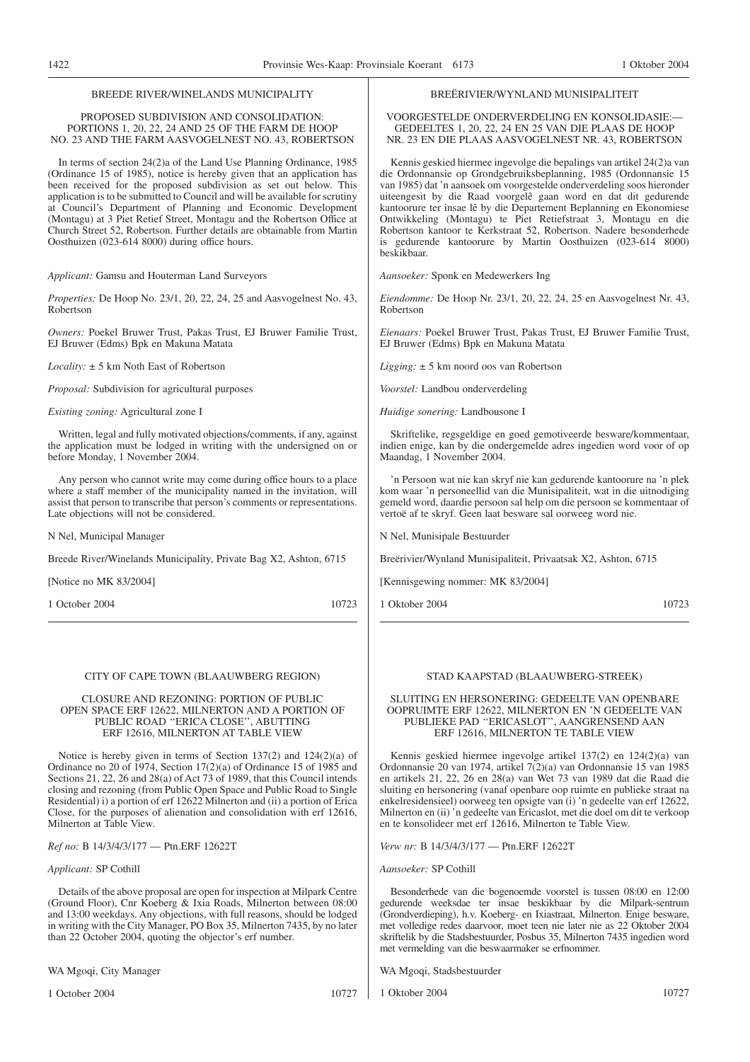BREEDE RIVER/WINELANDS MUNICIPALITY

PROPOSED SUBDIVISION AND CONSOLIDATION: PORTIONS 1, 20, 22, 24 AND 25 OF THE FARM DE HOOP NO. 23 AND THE FARM AASVOGELNEST NO. 43, ROBERTSON

In terms of section 24(2)a of the Land Use Planning Ordinance, 1985 (Ordinance 15 of 1985), notice is hereby given that an application has been received for the proposed subdivision as set out below. This application is to be submitted to Council and will be available for scrutiny at Council's Department of Planning and Economic Development (Montagu) at 3 Piet Retief Street, Montagu and the Robertson Office at Church Street 52, Robertson. Further details are obtainable from Martin Oosthuizen (023-614 8000) during office hours.

*Applicant:* Gamsu and Houterman Land Surveyors

*Properties:* De Hoop No. 23/1, 20, 22, 24, 25 and Aasvogelnest No. 43, Robertson

*Owners:* Poekel Bruwer Trust, Pakas Trust, EJ Bruwer Familie Trust, EJ Bruwer (Edms) Bpk en Makuna Matata

*Locality:* ± 5 km Noth East of Robertson

*Proposal:* Subdivision for agricultural purposes

*Existing zoning:* Agricultural zone I

Written, legal and fully motivated objections/comments, if any, against the application must be lodged in writing with the undersigned on or before Monday, 1 November 2004.

Any person who cannot write may come during office hours to a place where a staff member of the municipality named in the invitation, will assist that person to transcribe that person's comments or representations. Late objections will not be considered.

N Nel, Municipal Manager

Breede River/Winelands Municipality, Private Bag X2, Ashton, 6715

[Notice no MK 83/2004]

1 October 2004 10723

---

BREËRIVIER/WYNLAND MUNISIPALITEIT

VOORGESTELDE ONDERVERDELING EN KONSOLIDASIE:— GEDEELTES 1, 20, 22, 24 EN 25 VAN DIE PLAAS DE HOOP NR. 23 EN DIE PLAAS AASVOGELNEST NR. 43, ROBERTSON

Kennis geskied hiermee ingevolge die bepalings van artikel 24(2)a van die Ordonnansie op Grondgebruiksbeplanning, 1985 (Ordonnansie 15 van 1985) dat 'n aansoek om voorgestelde onderverdeling soos hieronder uiteengesit by die Raad voorgelê gaan word en dat dit gedurende kantoorure ter insae lê by die Departement Beplanning en Ekonomiese Ontwikkeling (Montagu) te Piet Retiefstraat 3, Montagu en die Robertson kantoor te Kerkstraat 52, Robertson. Nadere besonderhede is gedurende kantoorure by Martin Oosthuizen (023-614 8000) beskikbaar.

*Aansoeker:* Sponk en Medewerkers Ing

*Eiendomme:* De Hoop Nr. 23/1, 20, 22, 24, 25 en Aasvogelnest Nr. 43, Robertson

*Eienaars:* Poekel Bruwer Trust, Pakas Trust, EJ Bruwer Familie Trust, EJ Bruwer (Edms) Bpk en Makuna Matata

*Ligging:* ± 5 km noord oos van Robertson

*Voorstel:* Landbou onderverdeling

*Huidige sonering:* Landbousone I

Skriftelike, regsgeldige en goed gemotiveerde besware/kommentaar, indien enige, kan by die ondergemelde adres ingedien word voor of op Maandag, 1 November 2004.

'n Persoon wat nie kan skryf nie kan gedurende kantoorure na 'n plek kom waar 'n personeellid van die Munisipaliteit, wat in die uitnodiging gemeld word, daardie persoon sal help om die persoon se kommentaar of vertoë af te skryf. Geen laat besware sal oorweeg word nie.

N Nel, Munisipale Bestuurder

Breërivier/Wynland Munisipaliteit, Privaatsak X2, Ashton, 6715

[Kennisgewing nommer: MK 83/2004]

1 Oktober 2004 10723

---

CITY OF CAPE TOWN (BLAAUWBERG REGION)

CLOSURE AND REZONING: PORTION OF PUBLIC OPEN SPACE ERF 12622, MILNERTON AND A PORTION OF PUBLIC ROAD "ERICA CLOSE", ABUTTING ERF 12616, MILNERTON AT TABLE VIEW

Notice is hereby given in terms of Section 137(2) and 124(2)(a) of Ordinance no 20 of 1974, Section 17(2)(a) of Ordinance 15 of 1985 and Sections 21, 22, 26 and 28(a) of Act 73 of 1989, that this Council intends closing and rezoning (from Public Open Space and Public Road to Single Residential) i) a portion of erf 12622 Milnerton and (ii) a portion of Erica Close, for the purposes of alienation and consolidation with erf 12616, Milnerton at Table View.

*Ref no:* B 14/3/4/3/177 — Ptn.ERF 12622T

*Applicant:* SP Cothill

Details of the above proposal are open for inspection at Milpark Centre (Ground Floor), Cnr Koeberg & Ixia Roads, Milnerton between 08:00 and 13:00 weekdays. Any objections, with full reasons, should be lodged in writing with the City Manager, PO Box 35, Milnerton 7435, by no later than 22 October 2004, quoting the objector's erf number.

WA Mgoqi, City Manager

1 October 2004 10727

---

STAD KAAPSTAD (BLAAUWBERG-STREEK)

SLUITING EN HERSONERING: GEDEELTE VAN OPENBARE OOPRUIMTE ERF 12622, MILNERTON EN 'N GEDEELTE VAN PUBLIEKE PAD "ERICASLOT", AANGRENSEND AAN ERF 12616, MILNERTON TE TABLE VIEW

Kennis geskied hiermee ingevolge artikel 137(2) en 124(2)(a) van Ordonnansie 20 van 1974, artikel 7(2)(a) van Ordonnansie 15 van 1985 en artikels 21, 22, 26 en 28(a) van Wet 73 van 1989 dat die Raad die sluiting en hersonering (vanaf openbare oop ruimte en publieke straat na enkelresidensieel) oorweeg ten opsigte van (i) 'n gedeelte van erf 12622, Milnerton en (ii) 'n gedeelte van Ericaslot, met die doel om dit te verkoop en te konsolideer met erf 12616, Milnerton te Table View.

*Verw nr:* B 14/3/4/3/177 — Ptn.ERF 12622T

*Aansoeker:* SP Cothill

Besonderhede van die bogenoemde voorstel is tussen 08:00 en 12:00 gedurende weeksdae ter insae beskikbaar by die Milpark-sentrum (Grondverdieping), h.v. Koeberg- en Ixiastraat, Milnerton. Enige besware, met volledige redes daarvoor, moet teen nie later nie as 22 Oktober 2004 skriftelik by die Stadsbestuurder, Posbus 35, Milnerton 7435 ingedien word met vermelding van die beswaarmaker se erfnommer.

WA Mgoqi, Stadsbestuurder

1 Oktober 2004 10727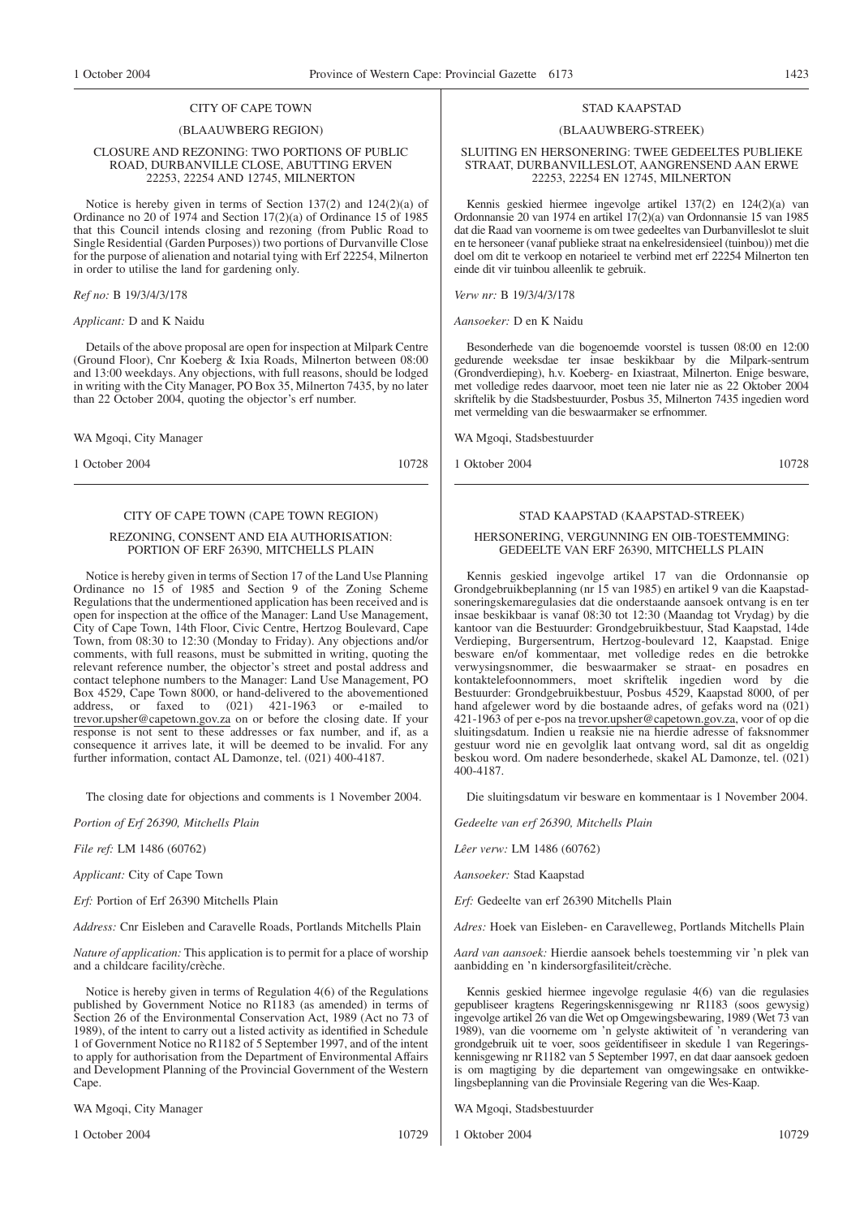## CITY OF CAPE TOWN

### (BLAAUWBERG REGION)

### CLOSURE AND REZONING: TWO PORTIONS OF PUBLIC ROAD, DURBANVILLE CLOSE, ABUTTING ERVEN 22253, 22254 AND 12745, MILNERTON

Notice is hereby given in terms of Section 137(2) and 124(2)(a) of Ordinance no 20 of 1974 and Section 17(2)(a) of Ordinance 15 of 1985 that this Council intends closing and rezoning (from Public Road to Single Residential (Garden Purposes)) two portions of Durvanville Close for the purpose of alienation and notarial tying with Erf 22254, Milnerton in order to utilise the land for gardening only.

*Ref no:* B 19/3/4/3/178

*Applicant:* D and K Naidu

Details of the above proposal are open for inspection at Milpark Centre (Ground Floor), Cnr Koeberg & Ixia Roads, Milnerton between 08:00 and 13:00 weekdays. Any objections, with full reasons, should be lodged in writing with the City Manager, PO Box 35, Milnerton 7435, by no later than 22 October 2004, quoting the objector's erf number.

WA Mgoqi, City Manager

1 October 2004 10728

## STAD KAAPSTAD

### (BLAAUWBERG-STREEK)

### SLUITING EN HERSONERING: TWEE GEDEELTES PUBLIEKE STRAAT, DURBANVILLESLOT, AANGRENSEND AAN ERWE 22253, 22254 EN 12745, MILNERTON

Kennis geskied hiermee ingevolge artikel 137(2) en 124(2)(a) van Ordonnansie 20 van 1974 en artikel 17(2)(a) van Ordonnansie 15 van 1985 dat die Raad van voorneme is om twee gedeeltes van Durbanvilleslot te sluit en te hersoneer (vanaf publieke straat na enkelresidensieel (tuinbou)) met die doel om dit te verkoop en notarieel te verbind met erf 22254 Milnerton ten einde dit vir tuinbou alleenlik te gebruik.

*Verw nr:* B 19/3/4/3/178

*Aansoeker:* D en K Naidu

Besonderhede van die bogenoemde voorstel is tussen 08:00 en 12:00 gedurende weeksdae ter insae beskikbaar by die Milpark-sentrum (Grondverdieping), h.v. Koeberg- en Ixiastraat, Milnerton. Enige besware, met volledige redes daarvoor, moet teen nie later nie as 22 Oktober 2004 skriftelik by die Stadsbestuurder, Posbus 35, Milnerton 7435 ingedien word met vermelding van die beswaarmaker se erfnommer.

WA Mgoqi, Stadsbestuurder

1 Oktober 2004 10728

## CITY OF CAPE TOWN (CAPE TOWN REGION)

### REZONING, CONSENT AND EIA AUTHORISATION: PORTION OF ERF 26390, MITCHELLS PLAIN

Notice is hereby given in terms of Section 17 of the Land Use Planning Ordinance no 15 of 1985 and Section 9 of the Zoning Scheme Regulations that the undermentioned application has been received and is open for inspection at the office of the Manager: Land Use Management, City of Cape Town, 14th Floor, Civic Centre, Hertzog Boulevard, Cape Town, from 08:30 to 12:30 (Monday to Friday). Any objections and/or comments, with full reasons, must be submitted in writing, quoting the relevant reference number, the objector's street and postal address and contact telephone numbers to the Manager: Land Use Management, PO Box 4529, Cape Town 8000, or hand-delivered to the abovementioned address, or faxed to (021) 421-1963 or e-mailed to trevor.upsher@capetown.gov.za on or before the closing date. If your response is not sent to these addresses or fax number, and if, as a consequence it arrives late, it will be deemed to be invalid. For any further information, contact AL Damonze, tel. (021) 400-4187.

The closing date for objections and comments is 1 November 2004.

*Portion of Erf 26390, Mitchells Plain*

*File ref:* LM 1486 (60762)

*Applicant:* City of Cape Town

*Erf:* Portion of Erf 26390 Mitchells Plain

*Address:* Cnr Eisleben and Caravelle Roads, Portlands Mitchells Plain

*Nature of application:* This application is to permit for a place of worship and a childcare facility/crèche.

Notice is hereby given in terms of Regulation 4(6) of the Regulations published by Government Notice no R1183 (as amended) in terms of Section 26 of the Environmental Conservation Act, 1989 (Act no 73 of 1989), of the intent to carry out a listed activity as identified in Schedule 1 of Government Notice no R1182 of 5 September 1997, and of the intent to apply for authorisation from the Department of Environmental Affairs and Development Planning of the Provincial Government of the Western Cape.

WA Mgoqi, City Manager

1 October 2004 10729

## STAD KAAPSTAD (KAAPSTAD-STREEK)

### HERSONERING, VERGUNNING EN OIB-TOESTEMMING: GEDEELTE VAN ERF 26390, MITCHELLS PLAIN

Kennis geskied ingevolge artikel 17 van die Ordonnansie op Grondgebruikbeplanning (nr 15 van 1985) en artikel 9 van die Kaapstad-soneringskemaregulasies dat die onderstaande aansoek ontvang is en ter insae beskikbaar is vanaf 08:30 tot 12:30 (Maandag tot Vrydag) by die kantoor van die Bestuurder: Grondgebruikbestuur, Stad Kaapstad, 14de Verdieping, Burgersentrum, Hertzog-boulevard 12, Kaapstad. Enige besware en/of kommentaar, met volledige redes en die betrokke verwysingsnommer, die beswaarmaker se straat- en posadres en kontaktelefoonnommers, moet skriftelik ingedien word by die Bestuurder: Grondgebruikbestuur, Posbus 4529, Kaapstad 8000, of per hand afgelewer word by die bostaande adres, of gefaks word na (021) 421-1963 of per e-pos na trevor.upsher@capetown.gov.za, voor of op die sluitingsdatum. Indien u reaksie nie na hierdie adresse of faksnommer gestuur word nie en gevolglik laat ontvang word, sal dit as ongeldig beskou word. Om nadere besonderhede, skakel AL Damonze, tel. (021) 400-4187.

Die sluitingsdatum vir besware en kommentaar is 1 November 2004.

*Gedeelte van erf 26390, Mitchells Plain*

*Lêer verw:* LM 1486 (60762)

*Aansoeker:* Stad Kaapstad

*Erf:* Gedeelte van erf 26390 Mitchells Plain

*Adres:* Hoek van Eisleben- en Caravelleweg, Portlands Mitchells Plain

*Aard van aansoek:* Hierdie aansoek behels toestemming vir 'n plek van aanbidding en 'n kindersorgfasiliteit/crèche.

Kennis geskied hiermee ingevolge regulasie 4(6) van die regulasies gepubliseer kragtens Regeringskennisgewing nr R1183 (soos gewysig) ingevolge artikel 26 van die Wet op Omgewingsbewaring, 1989 (Wet 73 van 1989), van die voorneme om 'n gelyste aktiwiteit as 'n verandering van grondgebruik uit te voer, soos geïdentifiseer in skedule 1 van Regeringskennisgewing nr R1182 van 5 September 1997, en dat daar aansoek gedoen is om magtiging by die departement van omgewingsake en ontwikkelingsbeplanning van die Provinsiale Regering van die Wes-Kaap.

WA Mgoqi, Stadsbestuurder

1 Oktober 2004 10729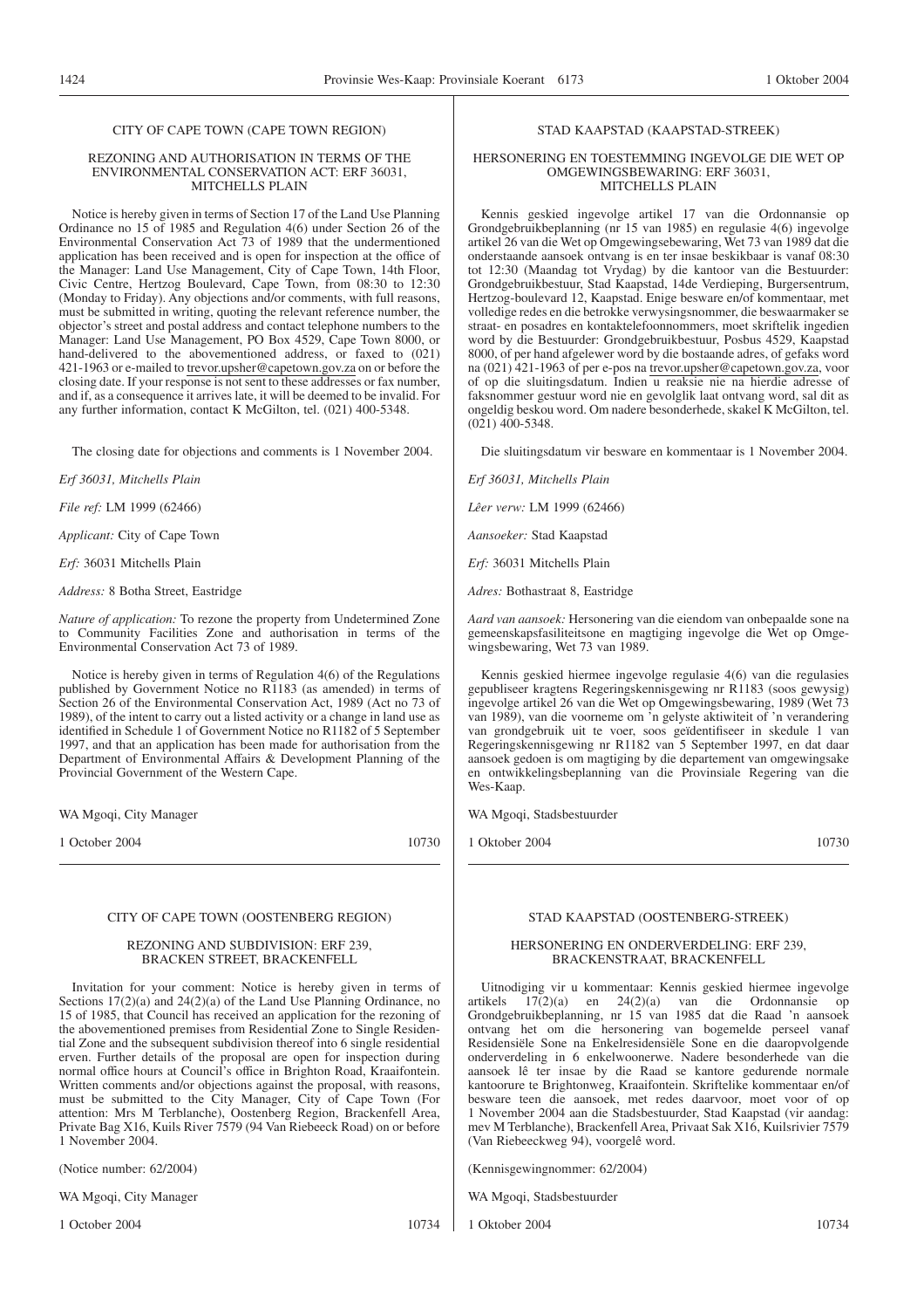CITY OF CAPE TOWN (CAPE TOWN REGION)

REZONING AND AUTHORISATION IN TERMS OF THE ENVIRONMENTAL CONSERVATION ACT: ERF 36031, MITCHELLS PLAIN

Notice is hereby given in terms of Section 17 of the Land Use Planning Ordinance no 15 of 1985 and Regulation 4(6) under Section 26 of the Environmental Conservation Act 73 of 1989 that the undermentioned application has been received and is open for inspection at the office of the Manager: Land Use Management, City of Cape Town, 14th Floor, Civic Centre, Hertzog Boulevard, Cape Town, from 08:30 to 12:30 (Monday to Friday). Any objections and/or comments, with full reasons, must be submitted in writing, quoting the relevant reference number, the objector's street and postal address and contact telephone numbers to the Manager: Land Use Management, PO Box 4529, Cape Town 8000, or hand-delivered to the abovementioned address, or faxed to (021) 421-1963 or e-mailed to trevor.upsher@capetown.gov.za on or before the closing date. If your response is not sent to these addresses or fax number, and if, as a consequence it arrives late, it will be deemed to be invalid. For any further information, contact K McGilton, tel. (021) 400-5348.

The closing date for objections and comments is 1 November 2004.

*Erf 36031, Mitchells Plain*

*File ref:* LM 1999 (62466)

*Applicant:* City of Cape Town

*Erf:* 36031 Mitchells Plain

*Address:* 8 Botha Street, Eastridge

*Nature of application:* To rezone the property from Undetermined Zone to Community Facilities Zone and authorisation in terms of the Environmental Conservation Act 73 of 1989.

Notice is hereby given in terms of Regulation 4(6) of the Regulations published by Government Notice no R1183 (as amended) in terms of Section 26 of the Environmental Conservation Act, 1989 (Act no 73 of 1989), of the intent to carry out a listed activity or a change in land use as identified in Schedule 1 of Government Notice no R1182 of 5 September 1997, and that an application has been made for authorisation from the Department of Environmental Affairs & Development Planning of the Provincial Government of the Western Cape.

WA Mgoqi, City Manager

1 October 2004 — 10730

---

STAD KAAPSTAD (KAAPSTAD-STREEK)

HERSONERING EN TOESTEMMING INGEVOLGE DIE WET OP OMGEWINGSBEWARING: ERF 36031, MITCHELLS PLAIN

Kennis geskied ingevolge artikel 17 van die Ordonnansie op Grondgebruikbeplanning (nr 15 van 1985) en regulasie 4(6) ingevolge artikel 26 van die Wet op Omgewingsebewaring, Wet 73 van 1989 dat die onderstaande aansoek ontvang is en ter insae beskikbaar is vanaf 08:30 tot 12:30 (Maandag tot Vrydag) by die kantoor van die Bestuurder: Grondgebruikbestuur, Stad Kaapstad, 14de Verdieping, Burgersentrum, Hertzog-boulevard 12, Kaapstad. Enige besware en/of kommentaar, met volledige redes en die betrokke verwysingsnommer, die beswaarmaker se straat- en posadres en kontaktelefoonnommers, moet skriftelik ingedien word by die Bestuurder: Grondgebruikbestuur, Posbus 4529, Kaapstad 8000, of per hand afgelewer word by die bostaande adres, of gefaks word na (021) 421-1963 of per e-pos na trevor.upsher@capetown.gov.za, voor of op die sluitingsdatum. Indien u reaksie nie na hierdie adresse of faksnommer gestuur word nie en gevolglik laat ontvang word, sal dit as ongeldig beskou word. Om nadere besonderhede, skakel K McGilton, tel. (021) 400-5348.

Die sluitingsdatum vir besware en kommentaar is 1 November 2004.

*Erf 36031, Mitchells Plain*

*Lêer verw:* LM 1999 (62466)

*Aansoeker:* Stad Kaapstad

*Erf:* 36031 Mitchells Plain

*Adres:* Bothastraat 8, Eastridge

*Aard van aansoek:* Hersonering van die eiendom van onbepaalde sone na gemeenskapsfasiliteitsone en magtiging ingevolge die Wet op Omgewingsbewaring, Wet 73 van 1989.

Kennis geskied hiermee ingevolge regulasie 4(6) van die regulasies gepubliseer kragtens Regeringskennisgewing nr R1183 (soos gewysig) ingevolge artikel 26 van die Wet op Omgewingsbewaring, 1989 (Wet 73 van 1989), van die voorneme om 'n gelyste aktiwiteit of 'n verandering van grondgebruik uit te voer, soos geïdentifiseer in skedule 1 van Regeringskennisgewing nr R1182 van 5 September 1997, en dat daar aansoek gedoen is om magtiging by die departement van omgewingsake en ontwikkelingsbeplanning van die Provinsiale Regering van die Wes-Kaap.

WA Mgoqi, Stadsbestuurder

1 Oktober 2004 — 10730

---

CITY OF CAPE TOWN (OOSTENBERG REGION)

REZONING AND SUBDIVISION: ERF 239, BRACKEN STREET, BRACKENFELL

Invitation for your comment: Notice is hereby given in terms of Sections 17(2)(a) and 24(2)(a) of the Land Use Planning Ordinance, no 15 of 1985, that Council has received an application for the rezoning of the abovementioned premises from Residential Zone to Single Residential Zone and the subsequent subdivision thereof into 6 single residential erven. Further details of the proposal are open for inspection during normal office hours at Council's office in Brighton Road, Kraaifontein. Written comments and/or objections against the proposal, with reasons, must be submitted to the City Manager, City of Cape Town (For attention: Mrs M Terblanche), Oostenberg Region, Brackenfell Area, Private Bag X16, Kuils River 7579 (94 Van Riebeeck Road) on or before 1 November 2004.

(Notice number: 62/2004)

WA Mgoqi, City Manager

1 October 2004 — 10734

---

STAD KAAPSTAD (OOSTENBERG-STREEK)

HERSONERING EN ONDERVERDELING: ERF 239, BRACKENSTRAAT, BRACKENFELL

Uitnodiging vir u kommentaar: Kennis geskied hiermee ingevolge artikels 17(2)(a) en 24(2)(a) van die Ordonnansie op Grondgebruikbeplanning, nr 15 van 1985 dat die Raad 'n aansoek ontvang het om die hersonering van bogemelde perseel vanaf Residensiële Sone na Enkelresidensiële Sone en die daaropvolgende onderverdeling in 6 enkelwoonerwe. Nadere besonderhede van die aansoek lê ter insae by die Raad se kantore gedurende normale kantoorure te Brightonweg, Kraaifontein. Skriftelike kommentaar en/of besware teen die aansoek, met redes daarvoor, moet voor of op 1 November 2004 aan die Stadsbestuurder, Stad Kaapstad (vir aandag: mev M Terblanche), Brackenfell Area, Privaat Sak X16, Kuilsrivier 7579 (Van Riebeeckweg 94), voorgelê word.

(Kennisgewingnommer: 62/2004)

WA Mgoqi, Stadsbestuurder

1 Oktober 2004 — 10734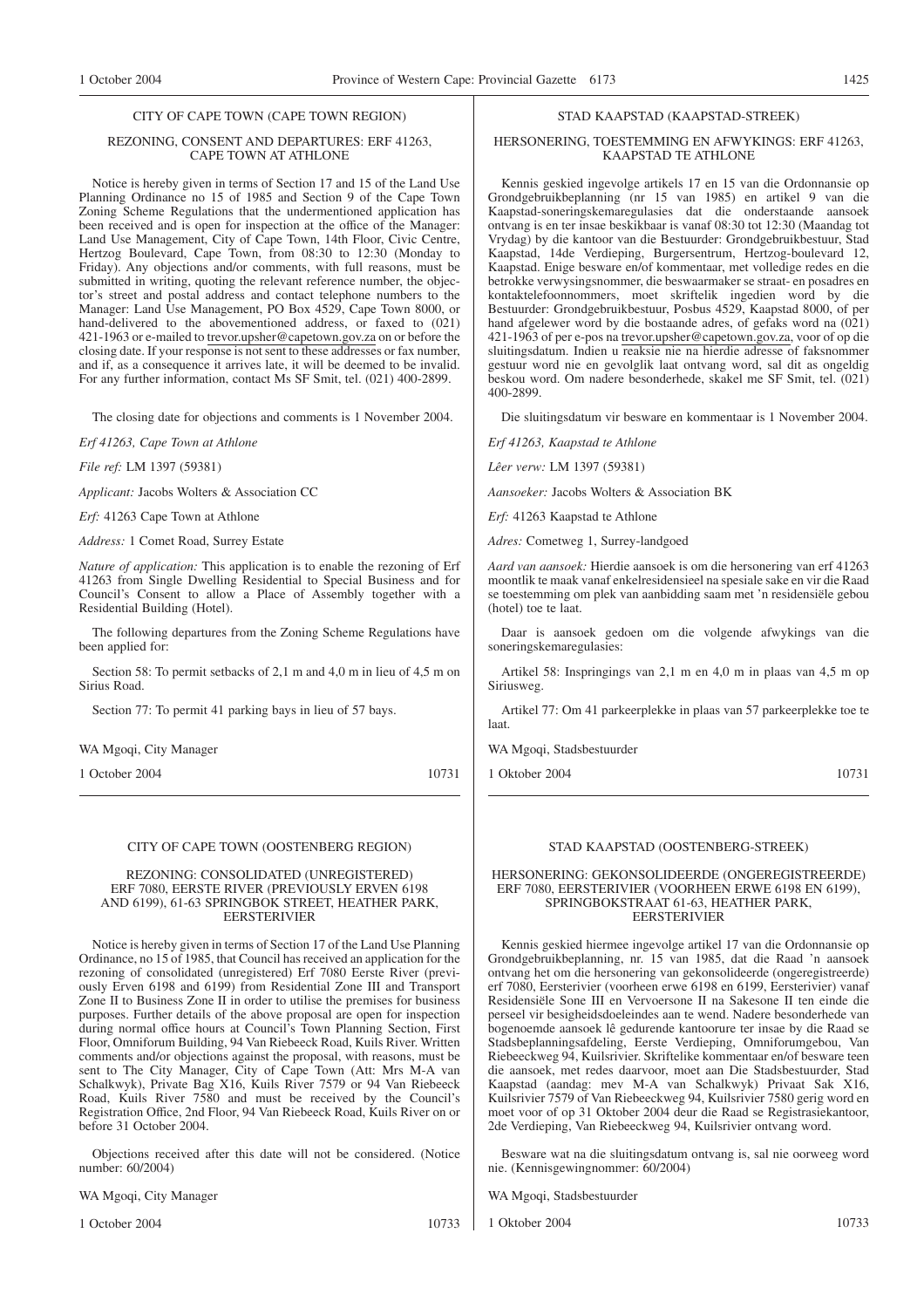## CITY OF CAPE TOWN (CAPE TOWN REGION)

### REZONING, CONSENT AND DEPARTURES: ERF 41263, CAPE TOWN AT ATHLONE

Notice is hereby given in terms of Section 17 and 15 of the Land Use Planning Ordinance no 15 of 1985 and Section 9 of the Cape Town Zoning Scheme Regulations that the undermentioned application has been received and is open for inspection at the office of the Manager: Land Use Management, City of Cape Town, 14th Floor, Civic Centre, Hertzog Boulevard, Cape Town, from 08:30 to 12:30 (Monday to Friday). Any objections and/or comments, with full reasons, must be submitted in writing, quoting the relevant reference number, the objector's street and postal address and contact telephone numbers to the Manager: Land Use Management, PO Box 4529, Cape Town 8000, or hand-delivered to the abovementioned address, or faxed to (021) 421-1963 or e-mailed to trevor.upsher@capetown.gov.za on or before the closing date. If your response is not sent to these addresses or fax number, and if, as a consequence it arrives late, it will be deemed to be invalid. For any further information, contact Ms SF Smit, tel. (021) 400-2899.

The closing date for objections and comments is 1 November 2004.

*Erf 41263, Cape Town at Athlone*

*File ref:* LM 1397 (59381)

*Applicant:* Jacobs Wolters & Association CC

*Erf:* 41263 Cape Town at Athlone

*Address:* 1 Comet Road, Surrey Estate

*Nature of application:* This application is to enable the rezoning of Erf 41263 from Single Dwelling Residential to Special Business and for Council's Consent to allow a Place of Assembly together with a Residential Building (Hotel).

The following departures from the Zoning Scheme Regulations have been applied for:

Section 58: To permit setbacks of 2,1 m and 4,0 m in lieu of 4,5 m on Sirius Road.

Section 77: To permit 41 parking bays in lieu of 57 bays.

WA Mgoqi, City Manager

1 October 2004 10731

## STAD KAAPSTAD (KAAPSTAD-STREEK)

### HERSONERING, TOESTEMMING EN AFWYKINGS: ERF 41263, KAAPSTAD TE ATHLONE

Kennis geskied ingevolge artikels 17 en 15 van die Ordonnansie op Grondgebruikbeplanning (nr 15 van 1985) en artikel 9 van die Kaapstad-soneringskemaregulasies dat die onderstaande aansoek ontvang is en ter insae beskikbaar is vanaf 08:30 tot 12:30 (Maandag tot Vrydag) by die kantoor van die Bestuurder: Grondgebruikbestuur, Stad Kaapstad, 14de Verdieping, Burgersentrum, Hertzog-boulevard 12, Kaapstad. Enige besware en/of kommentaar, met volledige redes en die betrokke verwysingsnommer, die beswaarmaker se straat- en posadres en kontaktelefoonnommers, moet skriftelik ingedien word by die Bestuurder: Grondgebruikbestuur, Posbus 4529, Kaapstad 8000, of per hand afgelewer word by die bostaande adres, of gefaks word na (021) 421-1963 of per e-pos na trevor.upsher@capetown.gov.za, voor of op die sluitingsdatum. Indien u reaksie nie na hierdie adresse of faksnommer gestuur word nie en gevolglik laat ontvang word, sal dit as ongeldig beskou word. Om nadere besonderhede, skakel me SF Smit, tel. (021) 400-2899.

Die sluitingsdatum vir besware en kommentaar is 1 November 2004.

*Erf 41263, Kaapstad te Athlone*

*Lêer verw:* LM 1397 (59381)

*Aansoeker:* Jacobs Wolters & Association BK

*Erf:* 41263 Kaapstad te Athlone

*Adres:* Cometweg 1, Surrey-landgoed

*Aard van aansoek:* Hierdie aansoek is om die hersonering van erf 41263 moontlik te maak vanaf enkelresidensieel na spesiale sake en vir die Raad se toestemming om plek van aanbidding saam met 'n residensiële gebou (hotel) toe te laat.

Daar is aansoek gedoen om die volgende afwykings van die soneringskemaregulasies:

Artikel 58: Inspringings van 2,1 m en 4,0 m in plaas van 4,5 m op Siriusweg.

Artikel 77: Om 41 parkeerplekke in plaas van 57 parkeerplekke toe te laat.

WA Mgoqi, Stadsbestuurder

1 Oktober 2004 10731

## CITY OF CAPE TOWN (OOSTENBERG REGION)

### REZONING: CONSOLIDATED (UNREGISTERED) ERF 7080, EERSTE RIVER (PREVIOUSLY ERVEN 6198 AND 6199), 61-63 SPRINGBOK STREET, HEATHER PARK, EERSTERIVIER

Notice is hereby given in terms of Section 17 of the Land Use Planning Ordinance, no 15 of 1985, that Council has received an application for the rezoning of consolidated (unregistered) Erf 7080 Eerste River (previously Erven 6198 and 6199) from Residential Zone III and Transport Zone II to Business Zone II in order to utilise the premises for business purposes. Further details of the above proposal are open for inspection during normal office hours at Council's Town Planning Section, First Floor, Omniforum Building, 94 Van Riebeeck Road, Kuils River. Written comments and/or objections against the proposal, with reasons, must be sent to The City Manager, City of Cape Town (Att: Mrs M-A van Schalkwyk), Private Bag X16, Kuils River 7579 or 94 Van Riebeeck Road, Kuils River 7580 and must be received by the Council's Registration Office, 2nd Floor, 94 Van Riebeeck Road, Kuils River on or before 31 October 2004.

Objections received after this date will not be considered. (Notice number: 60/2004)

WA Mgoqi, City Manager

1 October 2004 10733

## STAD KAAPSTAD (OOSTENBERG-STREEK)

### HERSONERING: GEKONSOLIDEERDE (ONGEREGISTREERDE) ERF 7080, EERSTERIVIER (VOORHEEN ERWE 6198 EN 6199), SPRINGBOKSTRAAT 61-63, HEATHER PARK, EERSTERIVIER

Kennis geskied hiermee ingevolge artikel 17 van die Ordonnansie op Grondgebruikbeplanning, nr. 15 van 1985, dat die Raad 'n aansoek ontvang het om die hersonering van gekonsolideerde (ongeregistreerde) erf 7080, Eersterivier (voorheen erwe 6198 en 6199, Eersterivier) vanaf Residensiële Sone III en Vervoersone II na Sakesone II ten einde die perseel vir besigheidsdoeleindes aan te wend. Nadere besonderhede van bogenoemde aansoek lê gedurende kantoorure ter insae by die Raad se Stadsbeplanningsafdeling, Eerste Verdieping, Omniforumgebou, Van Riebeeckweg 94, Kuilsrivier. Skriftelike kommentaar en/of besware teen die aansoek, met redes daarvoor, moet aan Die Stadsbestuurder, Stad Kaapstad (aandag: mev M-A van Schalkwyk) Privaat Sak X16, Kuilsrivier 7579 of Van Riebeeckweg 94, Kuilsrivier 7580 gerig word en moet voor of op 31 Oktober 2004 deur die Raad se Registrasiekantoor, 2de Verdieping, Van Riebeeckweg 94, Kuilsrivier ontvang word.

Besware wat na die sluitingsdatum ontvang is, sal nie oorweeg word nie. (Kennisgewingnommer: 60/2004)

WA Mgoqi, Stadsbestuurder

1 Oktober 2004 10733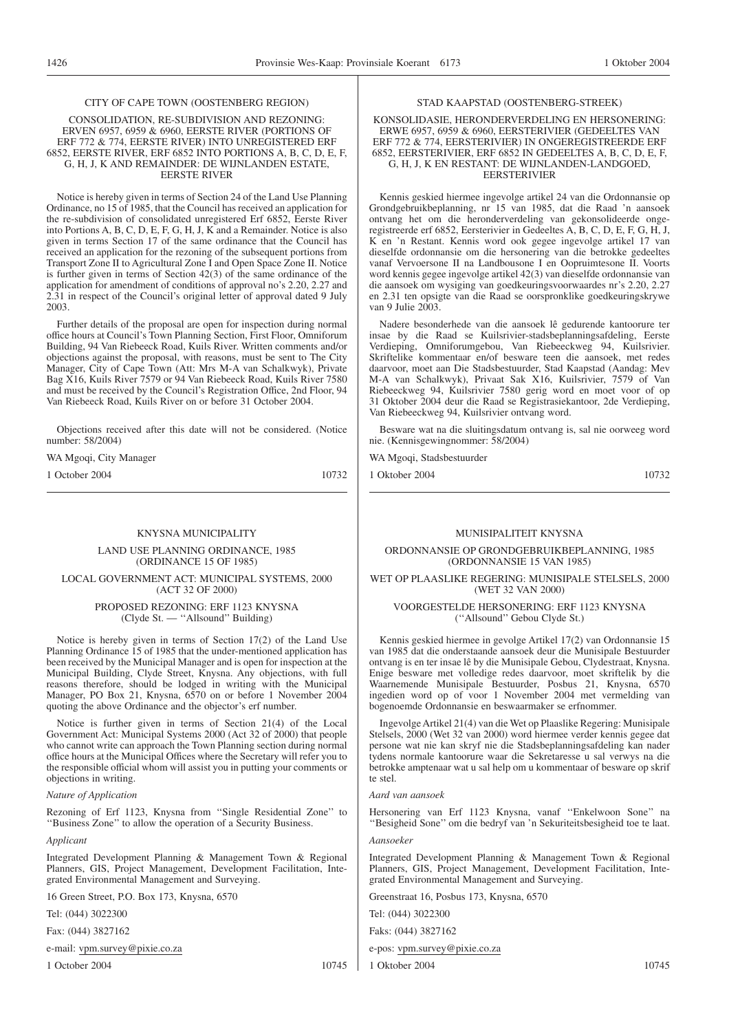CITY OF CAPE TOWN (OOSTENBERG REGION)

CONSOLIDATION, RE-SUBDIVISION AND REZONING: ERVEN 6957, 6959 & 6960, EERSTE RIVER (PORTIONS OF ERF 772 & 774, EERSTE RIVER) INTO UNREGISTERED ERF 6852, EERSTE RIVER, ERF 6852 INTO PORTIONS A, B, C, D, E, F, G, H, J, K AND REMAINDER: DE WIJNLANDEN ESTATE, EERSTE RIVER

Notice is hereby given in terms of Section 24 of the Land Use Planning Ordinance, no 15 of 1985, that the Council has received an application for the re-subdivision of consolidated unregistered Erf 6852, Eerste River into Portions A, B, C, D, E, F, G, H, J, K and a Remainder. Notice is also given in terms Section 17 of the same ordinance that the Council has received an application for the rezoning of the subsequent portions from Transport Zone II to Agricultural Zone I and Open Space Zone II. Notice is further given in terms of Section 42(3) of the same ordinance of the application for amendment of conditions of approval no's 2.20, 2.27 and 2.31 in respect of the Council's original letter of approval dated 9 July 2003.

Further details of the proposal are open for inspection during normal office hours at Council's Town Planning Section, First Floor, Omniforum Building, 94 Van Riebeeck Road, Kuils River. Written comments and/or objections against the proposal, with reasons, must be sent to The City Manager, City of Cape Town (Att: Mrs M-A van Schalkwyk), Private Bag X16, Kuils River 7579 or 94 Van Riebeeck Road, Kuils River 7580 and must be received by the Council's Registration Office, 2nd Floor, 94 Van Riebeeck Road, Kuils River on or before 31 October 2004.

Objections received after this date will not be considered. (Notice number: 58/2004)

WA Mgoqi, City Manager

1 October 2004 10732

STAD KAAPSTAD (OOSTENBERG-STREEK)

KONSOLIDASIE, HERONDERVERDELING EN HERSONERING: ERWE 6957, 6959 & 6960, EERSTERIVIER (GEDEELTES VAN ERF 772 & 774, EERSTERIVIER) IN ONGEREGISTREERDE ERF 6852, EERSTERIVIER, ERF 6852 IN GEDEELTES A, B, C, D, E, F, G, H, J, K EN RESTANT: DE WIJNLANDEN-LANDGOED, EERSTERIVIER

Kennis geskied hiermee ingevolge artikel 24 van die Ordonnansie op Grondgebruikbeplanning, nr 15 van 1985, dat die Raad 'n aansoek ontvang het om die heronderverdeling van gekonsolideerde ongeregistreerde erf 6852, Eersterivier in Gedeeltes A, B, C, D, E, F, G, H, J, K en 'n Restant. Kennis word ook gegee ingevolge artikel 17 van dieselfde ordonnansie om die hersonering van die betrokke gedeeltes vanaf Vervoersone II na Landbousone I en Oopruimtesone II. Voorts word kennis gegee ingevolge artikel 42(3) van dieselfde ordonnansie van die aansoek om wysiging van goedkeuringsvoorwaardes nr's 2.20, 2.27 en 2.31 ten opsigte van die Raad se oorspronklike goedkeuringskrywe van 9 Julie 2003.

Nadere besonderhede van die aansoek lê gedurende kantoorure ter insae by die Raad se Kuilsrivier-stadsbeplanningsafdeling, Eerste Verdieping, Omniforumgebou, Van Riebeeckweg 94, Kuilsrivier. Skriftelike kommentaar en/of besware teen die aansoek, met redes daarvoor, moet aan Die Stadsbestuurder, Stad Kaapstad (Aandag: Mev M-A van Schalkwyk), Privaat Sak X16, Kuilsrivier, 7579 of Van Riebeeckweg 94, Kuilsrivier 7580 gerig word en moet voor of op 31 Oktober 2004 deur die Raad se Registrasiekantoor, 2de Verdieping, Van Riebeeckweg 94, Kuilsrivier ontvang word.

Besware wat na die sluitingsdatum ontvang is, sal nie oorweeg word nie. (Kennisgewingnommer: 58/2004)

WA Mgoqi, Stadsbestuurder

1 Oktober 2004 10732

KNYSNA MUNICIPALITY

LAND USE PLANNING ORDINANCE, 1985 (ORDINANCE 15 OF 1985)

LOCAL GOVERNMENT ACT: MUNICIPAL SYSTEMS, 2000 (ACT 32 OF 2000)

PROPOSED REZONING: ERF 1123 KNYSNA (Clyde St. — ''Allsound'' Building)

Notice is hereby given in terms of Section 17(2) of the Land Use Planning Ordinance 15 of 1985 that the under-mentioned application has been received by the Municipal Manager and is open for inspection at the Municipal Building, Clyde Street, Knysna. Any objections, with full reasons therefore, should be lodged in writing with the Municipal Manager, PO Box 21, Knysna, 6570 on or before 1 November 2004 quoting the above Ordinance and the objector's erf number.

Notice is further given in terms of Section 21(4) of the Local Government Act: Municipal Systems 2000 (Act 32 of 2000) that people who cannot write can approach the Town Planning section during normal office hours at the Municipal Offices where the Secretary will refer you to the responsible official whom will assist you in putting your comments or objections in writing.

*Nature of Application*

Rezoning of Erf 1123, Knysna from ''Single Residential Zone'' to ''Business Zone'' to allow the operation of a Security Business.

*Applicant*

Integrated Development Planning & Management Town & Regional Planners, GIS, Project Management, Development Facilitation, Integrated Environmental Management and Surveying.

16 Green Street, P.O. Box 173, Knysna, 6570

Tel: (044) 3022300

Fax: (044) 3827162

e-mail: vpm.survey@pixie.co.za

1 October 2004 10745

MUNISIPALITEIT KNYSNA

ORDONNANSIE OP GRONDGEBRUIKBEPLANNING, 1985 (ORDONNANSIE 15 VAN 1985)

WET OP PLAASLIKE REGERING: MUNISIPALE STELSELS, 2000 (WET 32 VAN 2000)

VOORGESTELDE HERSONERING: ERF 1123 KNYSNA (''Allsound'' Gebou Clyde St.)

Kennis geskied hiermee in gevolge Artikel 17(2) van Ordonnansie 15 van 1985 dat die onderstaande aansoek deur die Munisipale Bestuurder ontvang is en ter insae lê by die Munisipale Gebou, Clydestraat, Knysna. Enige besware met volledige redes daarvoor, moet skriftelik by die Waarnemende Munisipale Bestuurder, Posbus 21, Knysna, 6570 ingedien word op of voor 1 November 2004 met vermelding van bogenoemde Ordonnansie en beswaarmaker se erfnommer.

Ingevolge Artikel 21(4) van die Wet op Plaaslike Regering: Munisipale Stelsels, 2000 (Wet 32 van 2000) word hiermee verder kennis gegee dat persone wat nie kan skryf nie die Stadsbeplanningsafdeling kan nader tydens normale kantoorure waar die Sekretaresse u sal verwys na die betrokke amptenaar wat u sal help om u kommentaar of besware op skrif te stel.

*Aard van aansoek*

Hersonering van Erf 1123 Knysna, vanaf ''Enkelwoon Sone'' na ''Besigheid Sone'' om die bedryf van 'n Sekuriteitsbesigheid toe te laat.

*Aansoeker*

Integrated Development Planning & Management Town & Regional Planners, GIS, Project Management, Development Facilitation, Integrated Environmental Management and Surveying.

Greenstraat 16, Posbus 173, Knysna, 6570

Tel: (044) 3022300

Faks: (044) 3827162

e-pos: vpm.survey@pixie.co.za

1 Oktober 2004 10745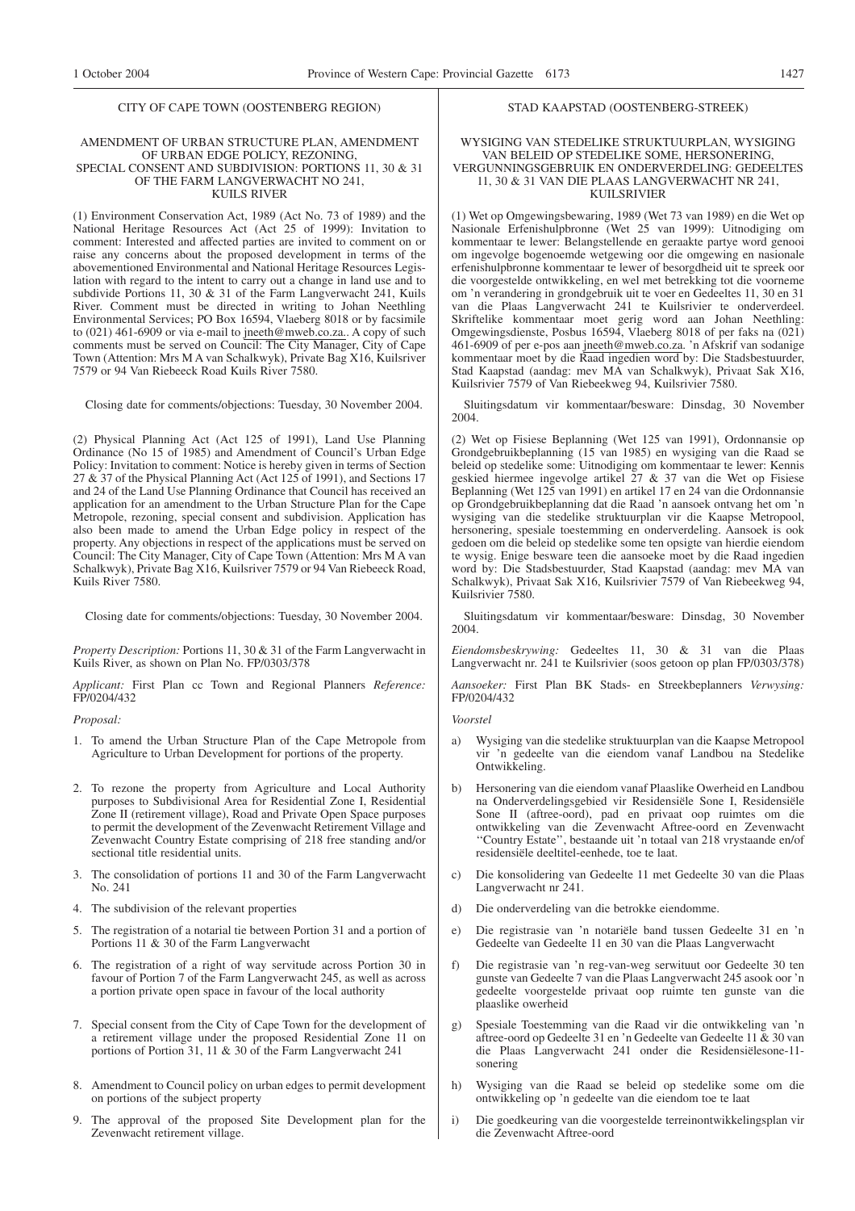## CITY OF CAPE TOWN (OOSTENBERG REGION)

### AMENDMENT OF URBAN STRUCTURE PLAN, AMENDMENT OF URBAN EDGE POLICY, REZONING, SPECIAL CONSENT AND SUBDIVISION: PORTIONS 11, 30 & 31 OF THE FARM LANGVERWACHT NO 241, KUILS RIVER

(1) Environment Conservation Act, 1989 (Act No. 73 of 1989) and the National Heritage Resources Act (Act 25 of 1999): Invitation to comment: Interested and affected parties are invited to comment on or raise any concerns about the proposed development in terms of the abovementioned Environmental and National Heritage Resources Legislation with regard to the intent to carry out a change in land use and to subdivide Portions 11, 30 & 31 of the Farm Langverwacht 241, Kuils River. Comment must be directed in writing to Johan Neethling Environmental Services; PO Box 16594, Vlaeberg 8018 or by facsimile to (021) 461-6909 or via e-mail to jneeth@mweb.co.za.. A copy of such comments must be served on Council: The City Manager, City of Cape Town (Attention: Mrs M A van Schalkwyk), Private Bag X16, Kuilsriver 7579 or 94 Van Riebeeck Road Kuils River 7580.

Closing date for comments/objections: Tuesday, 30 November 2004.

(2) Physical Planning Act (Act 125 of 1991), Land Use Planning Ordinance (No 15 of 1985) and Amendment of Council's Urban Edge Policy: Invitation to comment: Notice is hereby given in terms of Section 27 & 37 of the Physical Planning Act (Act 125 of 1991), and Sections 17 and 24 of the Land Use Planning Ordinance that Council has received an application for an amendment to the Urban Structure Plan for the Cape Metropole, rezoning, special consent and subdivision. Application has also been made to amend the Urban Edge policy in respect of the property. Any objections in respect of the applications must be served on Council: The City Manager, City of Cape Town (Attention: Mrs M A van Schalkwyk), Private Bag X16, Kuilsriver 7579 or 94 Van Riebeeck Road, Kuils River 7580.

Closing date for comments/objections: Tuesday, 30 November 2004.

*Property Description:* Portions 11, 30 & 31 of the Farm Langverwacht in Kuils River, as shown on Plan No. FP/0303/378

*Applicant:* First Plan cc Town and Regional Planners *Reference:* FP/0204/432

*Proposal:*

1. To amend the Urban Structure Plan of the Cape Metropole from Agriculture to Urban Development for portions of the property.
2. To rezone the property from Agriculture and Local Authority purposes to Subdivisional Area for Residential Zone I, Residential Zone II (retirement village), Road and Private Open Space purposes to permit the development of the Zevenwacht Retirement Village and Zevenwacht Country Estate comprising of 218 free standing and/or sectional title residential units.
3. The consolidation of portions 11 and 30 of the Farm Langverwacht No. 241
4. The subdivision of the relevant properties
5. The registration of a notarial tie between Portion 31 and a portion of Portions 11 & 30 of the Farm Langverwacht
6. The registration of a right of way servitude across Portion 30 in favour of Portion 7 of the Farm Langverwacht 245, as well as across a portion private open space in favour of the local authority
7. Special consent from the City of Cape Town for the development of a retirement village under the proposed Residential Zone 11 on portions of Portion 31, 11 & 30 of the Farm Langverwacht 241
8. Amendment to Council policy on urban edges to permit development on portions of the subject property
9. The approval of the proposed Site Development plan for the Zevenwacht retirement village.

## STAD KAAPSTAD (OOSTENBERG-STREEK)

### WYSIGING VAN STEDELIKE STRUKTUURPLAN, WYSIGING VAN BELEID OP STEDELIKE SOME, HERSONERING, VERGUNNINGSGEBRUIK EN ONDERVERDELING: GEDEELTES 11, 30 & 31 VAN DIE PLAAS LANGVERWACHT NR 241, KUILSRIVIER

(1) Wet op Omgewingsbewaring, 1989 (Wet 73 van 1989) en die Wet op Nasionale Erfenishulpbronne (Wet 25 van 1999): Uitnodiging om kommentaar te lewer: Belangstellende en geraakte partye word genooi om ingevolge bogenoemde wetgewing oor die omgewing en nasionale erfenishulpbronne kommentaar te lewer of besorgdheid uit te spreek oor die voorgestelde ontwikkeling, en wel met betrekking tot die voorneme om 'n verandering in grondgebruik uit te voer en Gedeeltes 11, 30 en 31 van die Plaas Langverwacht 241 te Kuilsrivier te onderverdeel. Skriftelike kommentaar moet gerig word aan Johan Neethling: Omgewingsdienste, Posbus 16594, Vlaeberg 8018 of per faks na (021) 461-6909 of per e-pos aan jneeth@mweb.co.za. 'n Afskrif van sodanige kommentaar moet by die Raad ingedien word by: Die Stadsbestuurder, Stad Kaapstad (aandag: mev MA van Schalkwyk), Privaat Sak X16, Kuilsrivier 7579 of Van Riebeekweg 94, Kuilsrivier 7580.

Sluitingsdatum vir kommentaar/besware: Dinsdag, 30 November 2004.

(2) Wet op Fisiese Beplanning (Wet 125 van 1991), Ordonnansie op Grondgebruikbeplanning (15 van 1985) en wysiging van die Raad se beleid op stedelike some: Uitnodiging om kommentaar te lewer: Kennis geskied hiermee ingevolge artikel 27 & 37 van die Wet op Fisiese Beplanning (Wet 125 van 1991) en artikel 17 en 24 van die Ordonnansie op Grondgebruikbeplanning dat die Raad 'n aansoek ontvang het om 'n wysiging van die stedelike struktuurplan vir die Kaapse Metropool, hersonering, spesiale toestemming en onderverdeling. Aansoek is ook gedoen om die beleid op stedelike some ten opsigte van hierdie eiendom te wysig. Enige besware teen die aansoeke moet by die Raad ingedien word by: Die Stadsbestuurder, Stad Kaapstad (aandag: mev MA van Schalkwyk), Privaat Sak X16, Kuilsrivier 7579 of Van Riebeekweg 94, Kuilsrivier 7580.

Sluitingsdatum vir kommentaar/besware: Dinsdag, 30 November 2004.

*Eiendomsbeskrywing:* Gedeeltes 11, 30 & 31 van die Plaas Langverwacht nr. 241 te Kuilsrivier (soos getoon op plan FP/0303/378)

*Aansoeker:* First Plan BK Stads- en Streekbeplanners *Verwysing:* FP/0204/432

*Voorstel*

a) Wysiging van die stedelike struktuurplan van die Kaapse Metropool vir 'n gedeelte van die eiendom vanaf Landbou na Stedelike Ontwikkeling.
b) Hersonering van die eiendom vanaf Plaaslike Owerheid en Landbou na Onderverdelingsgebied vir Residensiële Sone I, Residensiële Sone II (aftree-oord), pad en privaat oop ruimtes om die ontwikkeling van die Zevenwacht Aftree-oord en Zevenwacht ''Country Estate'', bestaande uit 'n totaal van 218 vrystaande en/of residensiële deeltitel-eenhede, toe te laat.
c) Die konsolidering van Gedeelte 11 met Gedeelte 30 van die Plaas Langverwacht nr 241.
d) Die onderverdeling van die betrokke eiendomme.
e) Die registrasie van 'n notariële band tussen Gedeelte 31 en 'n Gedeelte van Gedeelte 11 en 30 van die Plaas Langverwacht
f) Die registrasie van 'n reg-van-weg serwituut oor Gedeelte 30 ten gunste van Gedeelte 7 van die Plaas Langverwacht 245 asook oor 'n gedeelte voorgestelde privaat oop ruimte ten gunste van die plaaslike owerheid
g) Spesiale Toestemming van die Raad vir die ontwikkeling van 'n aftree-oord op Gedeelte 31 en 'n Gedeelte van Gedeelte 11 & 30 van die Plaas Langverwacht 241 onder die Residensiëlesone-11-sonering
h) Wysiging van die Raad se beleid op stedelike some om die ontwikkeling op 'n gedeelte van die eiendom toe te laat
i) Die goedkeuring van die voorgestelde terreinontwikkelingsplan vir die Zevenwacht Aftree-oord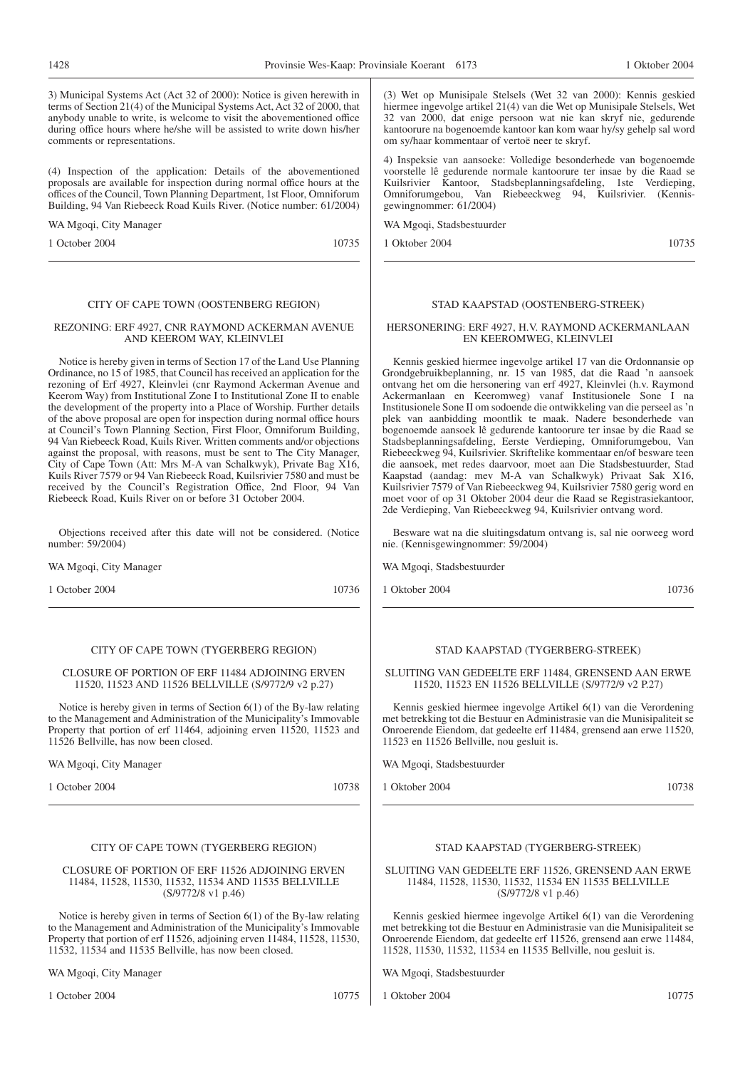3) Municipal Systems Act (Act 32 of 2000): Notice is given herewith in terms of Section 21(4) of the Municipal Systems Act, Act 32 of 2000, that anybody unable to write, is welcome to visit the abovementioned office during office hours where he/she will be assisted to write down his/her comments or representations.

(4) Inspection of the application: Details of the abovementioned proposals are available for inspection during normal office hours at the offices of the Council, Town Planning Department, 1st Floor, Omniforum Building, 94 Van Riebeeck Road Kuils River. (Notice number: 61/2004)

WA Mgoqi, City Manager

1 October 2004 10735

(3) Wet op Munisipale Stelsels (Wet 32 van 2000): Kennis geskied hiermee ingevolge artikel 21(4) van die Wet op Munisipale Stelsels, Wet 32 van 2000, dat enige persoon wat nie kan skryf nie, gedurende kantoorure na bogenoemde kantoor kan kom waar hy/sy gehelp sal word om sy/haar kommentaar of vertoë neer te skryf.

4) Inspeksie van aansoeke: Volledige besonderhede van bogenoemde voorstelle lê gedurende normale kantoorure ter insae by die Raad se Kuilsrivier Kantoor, Stadsbeplanningsafdeling, 1ste Verdieping, Omniforumgebou, Van Riebeeckweg 94, Kuilsrivier. (Kennisgewingnommer: 61/2004)

WA Mgoqi, Stadsbestuurder

1 Oktober 2004 10735

---

## CITY OF CAPE TOWN (OOSTENBERG REGION)

### REZONING: ERF 4927, CNR RAYMOND ACKERMAN AVENUE AND KEEROM WAY, KLEINVLEI

Notice is hereby given in terms of Section 17 of the Land Use Planning Ordinance, no 15 of 1985, that Council has received an application for the rezoning of Erf 4927, Kleinvlei (cnr Raymond Ackerman Avenue and Keerom Way) from Institutional Zone I to Institutional Zone II to enable the development of the property into a Place of Worship. Further details of the above proposal are open for inspection during normal office hours at Council's Town Planning Section, First Floor, Omniforum Building, 94 Van Riebeeck Road, Kuils River. Written comments and/or objections against the proposal, with reasons, must be sent to The City Manager, City of Cape Town (Att: Mrs M-A van Schalkwyk), Private Bag X16, Kuils River 7579 or 94 Van Riebeeck Road, Kuilsrivier 7580 and must be received by the Council's Registration Office, 2nd Floor, 94 Van Riebeeck Road, Kuils River on or before 31 October 2004.

Objections received after this date will not be considered. (Notice number: 59/2004)

WA Mgoqi, City Manager

1 October 2004 10736

## STAD KAAPSTAD (OOSTENBERG-STREEK)

### HERSONERING: ERF 4927, H.V. RAYMOND ACKERMANLAAN EN KEEROMWEG, KLEINVLEI

Kennis geskied hiermee ingevolge artikel 17 van die Ordonnansie op Grondgebruikbeplanning, nr. 15 van 1985, dat die Raad 'n aansoek ontvang het om die hersonering van erf 4927, Kleinvlei (h.v. Raymond Ackermanlaan en Keeromweg) vanaf Institusionele Sone I na Institusionele Sone II om sodoende die ontwikkeling van die perseel as 'n plek van aanbidding moontlik te maak. Nadere besonderhede van bogenoemde aansoek lê gedurende kantoorure ter insae by die Raad se Stadsbeplanningsafdeling, Eerste Verdieping, Omniforumgebou, Van Riebeeckweg 94, Kuilsrivier. Skriftelike kommentaar en/of besware teen die aansoek, met redes daarvoor, moet aan Die Stadsbestuurder, Stad Kaapstad (aandag: mev M-A van Schalkwyk) Privaat Sak X16, Kuilsrivier 7579 of Van Riebeeckweg 94, Kuilsrivier 7580 gerig word en moet voor of op 31 Oktober 2004 deur die Raad se Registrasiekantoor, 2de Verdieping, Van Riebeeckweg 94, Kuilsrivier ontvang word.

Besware wat na die sluitingsdatum ontvang is, sal nie oorweeg word nie. (Kennisgewingnommer: 59/2004)

WA Mgoqi, Stadsbestuurder

1 Oktober 2004 10736

---

## CITY OF CAPE TOWN (TYGERBERG REGION)

### CLOSURE OF PORTION OF ERF 11484 ADJOINING ERVEN 11520, 11523 AND 11526 BELLVILLE (S/9772/9 v2 p.27)

Notice is hereby given in terms of Section 6(1) of the By-law relating to the Management and Administration of the Municipality's Immovable Property that portion of erf 11464, adjoining erven 11520, 11523 and 11526 Bellville, has now been closed.

WA Mgoqi, City Manager

1 October 2004 10738

## STAD KAAPSTAD (TYGERBERG-STREEK)

### SLUITING VAN GEDEELTE ERF 11484, GRENSEND AAN ERWE 11520, 11523 EN 11526 BELLVILLE (S/9772/9 v2 P.27)

Kennis geskied hiermee ingevolge Artikel 6(1) van die Verordening met betrekking tot die Bestuur en Administrasie van die Munisipaliteit se Onroerende Eiendom, dat gedeelte erf 11484, grensend aan erwe 11520, 11523 en 11526 Bellville, nou gesluit is.

WA Mgoqi, Stadsbestuurder

1 Oktober 2004 10738

---

## CITY OF CAPE TOWN (TYGERBERG REGION)

### CLOSURE OF PORTION OF ERF 11526 ADJOINING ERVEN 11484, 11528, 11530, 11532, 11534 AND 11535 BELLVILLE (S/9772/8 v1 p.46)

Notice is hereby given in terms of Section 6(1) of the By-law relating to the Management and Administration of the Municipality's Immovable Property that portion of erf 11526, adjoining erven 11484, 11528, 11530, 11532, 11534 and 11535 Bellville, has now been closed.

WA Mgoqi, City Manager

1 October 2004 10775

## STAD KAAPSTAD (TYGERBERG-STREEK)

### SLUITING VAN GEDEELTE ERF 11526, GRENSEND AAN ERWE 11484, 11528, 11530, 11532, 11534 EN 11535 BELLVILLE (S/9772/8 v1 p.46)

Kennis geskied hiermee ingevolge Artikel 6(1) van die Verordening met betrekking tot die Bestuur en Administrasie van die Munisipaliteit se Onroerende Eiendom, dat gedeelte erf 11526, grensend aan erwe 11484, 11528, 11530, 11532, 11534 en 11535 Bellville, nou gesluit is.

WA Mgoqi, Stadsbestuurder

1 Oktober 2004 10775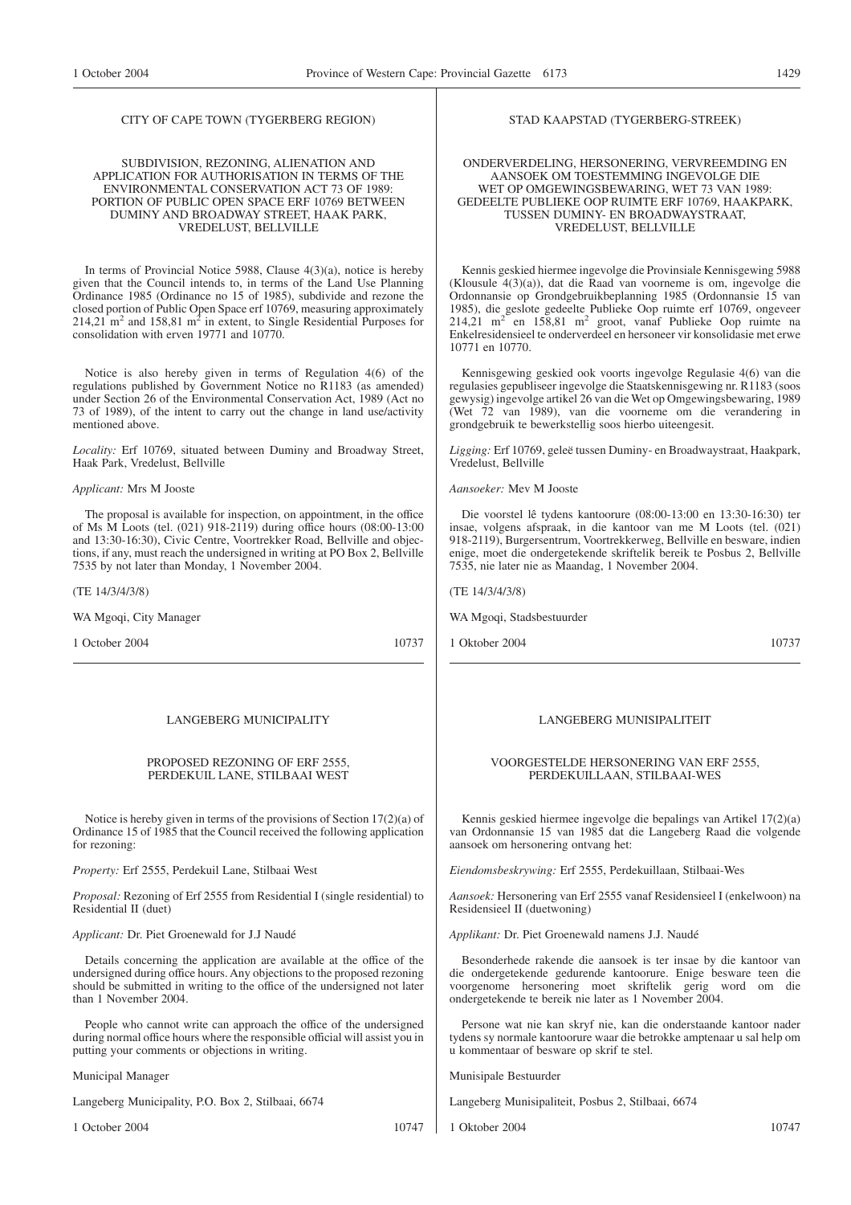CITY OF CAPE TOWN (TYGERBERG REGION)

SUBDIVISION, REZONING, ALIENATION AND APPLICATION FOR AUTHORISATION IN TERMS OF THE ENVIRONMENTAL CONSERVATION ACT 73 OF 1989: PORTION OF PUBLIC OPEN SPACE ERF 10769 BETWEEN DUMINY AND BROADWAY STREET, HAAK PARK, VREDELUST, BELLVILLE

In terms of Provincial Notice 5988, Clause 4(3)(a), notice is hereby given that the Council intends to, in terms of the Land Use Planning Ordinance 1985 (Ordinance no 15 of 1985), subdivide and rezone the closed portion of Public Open Space erf 10769, measuring approximately 214,21 $m^2$ and 158,81 $m^2$ in extent, to Single Residential Purposes for consolidation with erven 19771 and 10770.

Notice is also hereby given in terms of Regulation 4(6) of the regulations published by Government Notice no R1183 (as amended) under Section 26 of the Environmental Conservation Act, 1989 (Act no 73 of 1989), of the intent to carry out the change in land use/activity mentioned above.

*Locality:* Erf 10769, situated between Duminy and Broadway Street, Haak Park, Vredelust, Bellville

*Applicant:* Mrs M Jooste

The proposal is available for inspection, on appointment, in the office of Ms M Loots (tel. (021) 918-2119) during office hours (08:00-13:00 and 13:30-16:30), Civic Centre, Voortrekker Road, Bellville and objections, if any, must reach the undersigned in writing at PO Box 2, Bellville 7535 by not later than Monday, 1 November 2004.

(TE 14/3/4/3/8)

WA Mgoqi, City Manager

1 October 2004 10737

STAD KAAPSTAD (TYGERBERG-STREEK)

ONDERVERDELING, HERSONERING, VERVREEMDING EN AANSOEK OM TOESTEMMING INGEVOLGE DIE WET OP OMGEWINGSBEWARING, WET 73 VAN 1989: GEDEELTE PUBLIEKE OOP RUIMTE ERF 10769, HAAKPARK, TUSSEN DUMINY- EN BROADWAYSTRAAT, VREDELUST, BELLVILLE

Kennis geskied hiermee ingevolge die Provinsiale Kennisgewing 5988 (Klousule 4(3)(a)), dat die Raad van voorneme is om, ingevolge die Ordonnansie op Grondgebruikbeplanning 1985 (Ordonnansie 15 van 1985), die geslote gedeelte Publieke Oop ruimte erf 10769, ongeveer 214,21 $m^2$ en 158,81 $m^2$ groot, vanaf Publieke Oop ruimte na Enkelresidensieel te onderverdeel en hersoneer vir konsolidasie met erwe 10771 en 10770.

Kennisgewing geskied ook voorts ingevolge Regulasie 4(6) van die regulasies gepubliseer ingevolge die Staatskennisgewing nr. R1183 (soos gewysig) ingevolge artikel 26 van die Wet op Omgewingsbewaring, 1989 (Wet 72 van 1989), van die voorneme om die verandering in grondgebruik te bewerkstellig soos hierbo uiteengesit.

*Ligging:* Erf 10769, geleë tussen Duminy- en Broadwaystraat, Haakpark, Vredelust, Bellville

*Aansoeker:* Mev M Jooste

Die voorstel lê tydens kantoorure (08:00-13:00 en 13:30-16:30) ter insae, volgens afspraak, in die kantoor van me M Loots (tel. (021) 918-2119), Burgersentrum, Voortrekkerweg, Bellville en besware, indien enige, moet die ondergetekende skriftelik bereik te Posbus 2, Bellville 7535, nie later nie as Maandag, 1 November 2004.

(TE 14/3/4/3/8)

WA Mgoqi, Stadsbestuurder

1 Oktober 2004 10737

LANGEBERG MUNICIPALITY

PROPOSED REZONING OF ERF 2555, PERDEKUIL LANE, STILBAAI WEST

Notice is hereby given in terms of the provisions of Section 17(2)(a) of Ordinance 15 of 1985 that the Council received the following application for rezoning:

*Property:* Erf 2555, Perdekuil Lane, Stilbaai West

*Proposal:* Rezoning of Erf 2555 from Residential I (single residential) to Residential II (duet)

*Applicant:* Dr. Piet Groenewald for J.J Naudé

Details concerning the application are available at the office of the undersigned during office hours. Any objections to the proposed rezoning should be submitted in writing to the office of the undersigned not later than 1 November 2004.

People who cannot write can approach the office of the undersigned during normal office hours where the responsible official will assist you in putting your comments or objections in writing.

Municipal Manager

Langeberg Municipality, P.O. Box 2, Stilbaai, 6674

1 October 2004 10747

LANGEBERG MUNISIPALITEIT

VOORGESTELDE HERSONERING VAN ERF 2555, PERDEKUILLAAN, STILBAAI-WES

Kennis geskied hiermee ingevolge die bepalings van Artikel 17(2)(a) van Ordonnansie 15 van 1985 dat die Langeberg Raad die volgende aansoek om hersonering ontvang het:

*Eiendomsbeskrywing:* Erf 2555, Perdekuillaan, Stilbaai-Wes

*Aansoek:* Hersonering van Erf 2555 vanaf Residensieel I (enkelwoon) na Residensieel II (duetwoning)

*Applikant:* Dr. Piet Groenewald namens J.J. Naudé

Besonderhede rakende die aansoek is ter insae by die kantoor van die ondergetekende gedurende kantoorure. Enige besware teen die voorgenome hersonering moet skriftelik gerig word om die ondergetekende te bereik nie later as 1 November 2004.

Persone wat nie kan skryf nie, kan die onderstaande kantoor nader tydens sy normale kantoorure waar die betrokke amptenaar u sal help om u kommentaar of besware op skrif te stel.

Munisipale Bestuurder

Langeberg Munisipaliteit, Posbus 2, Stilbaai, 6674

1 Oktober 2004 10747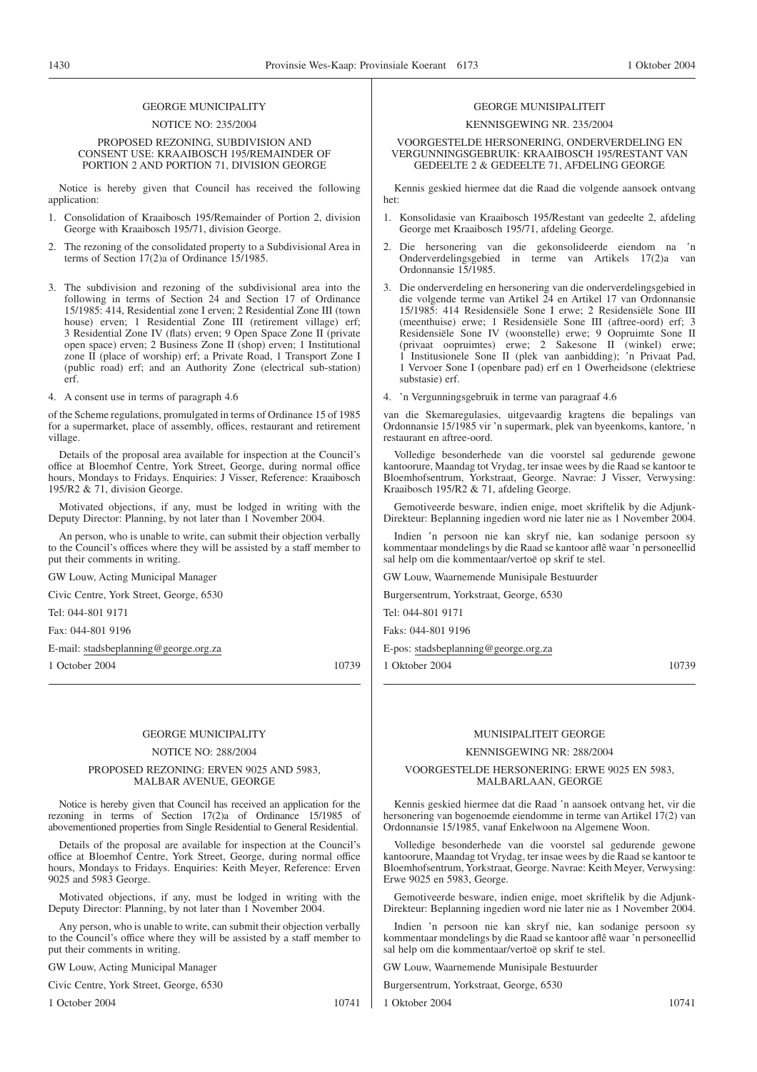GEORGE MUNICIPALITY

NOTICE NO: 235/2004

PROPOSED REZONING, SUBDIVISION AND CONSENT USE: KRAAIBOSCH 195/REMAINDER OF PORTION 2 AND PORTION 71, DIVISION GEORGE

Notice is hereby given that Council has received the following application:

1. Consolidation of Kraaibosch 195/Remainder of Portion 2, division George with Kraaibosch 195/71, division George.
2. The rezoning of the consolidated property to a Subdivisional Area in terms of Section 17(2)a of Ordinance 15/1985.
3. The subdivision and rezoning of the subdivisional area into the following in terms of Section 24 and Section 17 of Ordinance 15/1985: 414, Residential zone I erven; 2 Residential Zone III (town house) erven; 1 Residential Zone III (retirement village) erf; 3 Residential Zone IV (flats) erven; 9 Open Space Zone II (private open space) erven; 2 Business Zone II (shop) erven; 1 Institutional zone II (place of worship) erf; a Private Road, 1 Transport Zone I (public road) erf; and an Authority Zone (electrical sub-station) erf.
4. A consent use in terms of paragraph 4.6

of the Scheme regulations, promulgated in terms of Ordinance 15 of 1985 for a supermarket, place of assembly, offices, restaurant and retirement village.

Details of the proposal area available for inspection at the Council's office at Bloemhof Centre, York Street, George, during normal office hours, Mondays to Fridays. Enquiries: J Visser, Reference: Kraaibosch 195/R2 & 71, division George.

Motivated objections, if any, must be lodged in writing with the Deputy Director: Planning, by not later than 1 November 2004.

An person, who is unable to write, can submit their objection verbally to the Council's offices where they will be assisted by a staff member to put their comments in writing.

GW Louw, Acting Municipal Manager

Civic Centre, York Street, George, 6530

Tel: 044-801 9171

Fax: 044-801 9196

E-mail: stadsbeplanning@george.org.za

1 October 2004 10739

---

GEORGE MUNISIPALITEIT

KENNISGEWING NR. 235/2004

VOORGESTELDE HERSONERING, ONDERVERDELING EN VERGUNNINGSGEBRUIK: KRAAIBOSCH 195/RESTANT VAN GEDEELTE 2 & GEDEELTE 71, AFDELING GEORGE

Kennis geskied hiermee dat die Raad die volgende aansoek ontvang het:

1. Konsolidasie van Kraaibosch 195/Restant van gedeelte 2, afdeling George met Kraaibosch 195/71, afdeling George.
2. Die hersonering van die gekonsolideerde eiendom na 'n Onderverdelingsgebied in terme van Artikels 17(2)a van Ordonnansie 15/1985.
3. Die onderverdeling en hersonering van die onderverdelingsgebied in die volgende terme van Artikel 24 en Artikel 17 van Ordonnansie 15/1985: 414 Residensiële Sone I erwe; 2 Residensiële Sone III (meenthuise) erwe; 1 Residensiële Sone III (aftree-oord) erf; 3 Residensiële Sone IV (woonstelle) erwe; 9 Oopruimte Sone II (privaat oopruimtes) erwe; 2 Sakesone II (winkel) erwe; 1 Institusionele Sone II (plek van aanbidding); 'n Privaat Pad, 1 Vervoer Sone I (openbare pad) erf en 1 Owerheidsone (elektriese substasie) erf.
4. 'n Vergunningsgebruik in terme van paragraaf 4.6

van die Skemaregulasies, uitgevaardig kragtens die bepalings van Ordonnansie 15/1985 vir 'n supermark, plek van byeenkoms, kantore, 'n restaurant en aftree-oord.

Volledige besonderhede van die voorstel sal gedurende gewone kantoorure, Maandag tot Vrydag, ter insae wees by die Raad se kantoor te Bloemhofsentrum, Yorkstraat, George. Navrae: J Visser, Verwysing: Kraaibosch 195/R2 & 71, afdeling George.

Gemotiveerde besware, indien enige, moet skriftelik by die Adjunk-Direkteur: Beplanning ingedien word nie later nie as 1 November 2004.

Indien 'n persoon nie kan skryf nie, kan sodanige persoon sy kommentaar mondelings by die Raad se kantoor aflê waar 'n personeellid sal help om die kommentaar/vertoë op skrif te stel.

GW Louw, Waarnemende Munisipale Bestuurder

Burgersentrum, Yorkstraat, George, 6530

Tel: 044-801 9171

Faks: 044-801 9196

E-pos: stadsbeplanning@george.org.za

1 Oktober 2004 10739

---

GEORGE MUNICIPALITY

NOTICE NO: 288/2004

PROPOSED REZONING: ERVEN 9025 AND 5983, MALBAR AVENUE, GEORGE

Notice is hereby given that Council has received an application for the rezoning in terms of Section 17(2)a of Ordinance 15/1985 of abovementioned properties from Single Residential to General Residential.

Details of the proposal are available for inspection at the Council's office at Bloemhof Centre, York Street, George, during normal office hours, Mondays to Fridays. Enquiries: Keith Meyer, Reference: Erven 9025 and 5983 George.

Motivated objections, if any, must be lodged in writing with the Deputy Director: Planning, by not later than 1 November 2004.

Any person, who is unable to write, can submit their objection verbally to the Council's office where they will be assisted by a staff member to put their comments in writing.

GW Louw, Acting Municipal Manager

Civic Centre, York Street, George, 6530

1 October 2004 10741

---

MUNISIPALITEIT GEORGE

KENNISGEWING NR: 288/2004

VOORGESTELDE HERSONERING: ERWE 9025 EN 5983, MALBARLAAN, GEORGE

Kennis geskied hiermee dat die Raad 'n aansoek ontvang het, vir die hersonering van bogenoemde eiendomme in terme van Artikel 17(2) van Ordonnansie 15/1985, vanaf Enkelwoon na Algemene Woon.

Volledige besonderhede van die voorstel sal gedurende gewone kantoorure, Maandag tot Vrydag, ter insae wees by die Raad se kantoor te Bloemhofsentrum, Yorkstraat, George. Navrae: Keith Meyer, Verwysing: Erwe 9025 en 5983, George.

Gemotiveerde besware, indien enige, moet skriftelik by die Adjunk-Direkteur: Beplanning ingedien word nie later nie as 1 November 2004.

Indien 'n persoon nie kan skryf nie, kan sodanige persoon sy kommentaar mondelings by die Raad se kantoor aflê waar 'n personeellid sal help om die kommentaar/vertoë op skrif te stel.

GW Louw, Waarnemende Munisipale Bestuurder

Burgersentrum, Yorkstraat, George, 6530

1 Oktober 2004 10741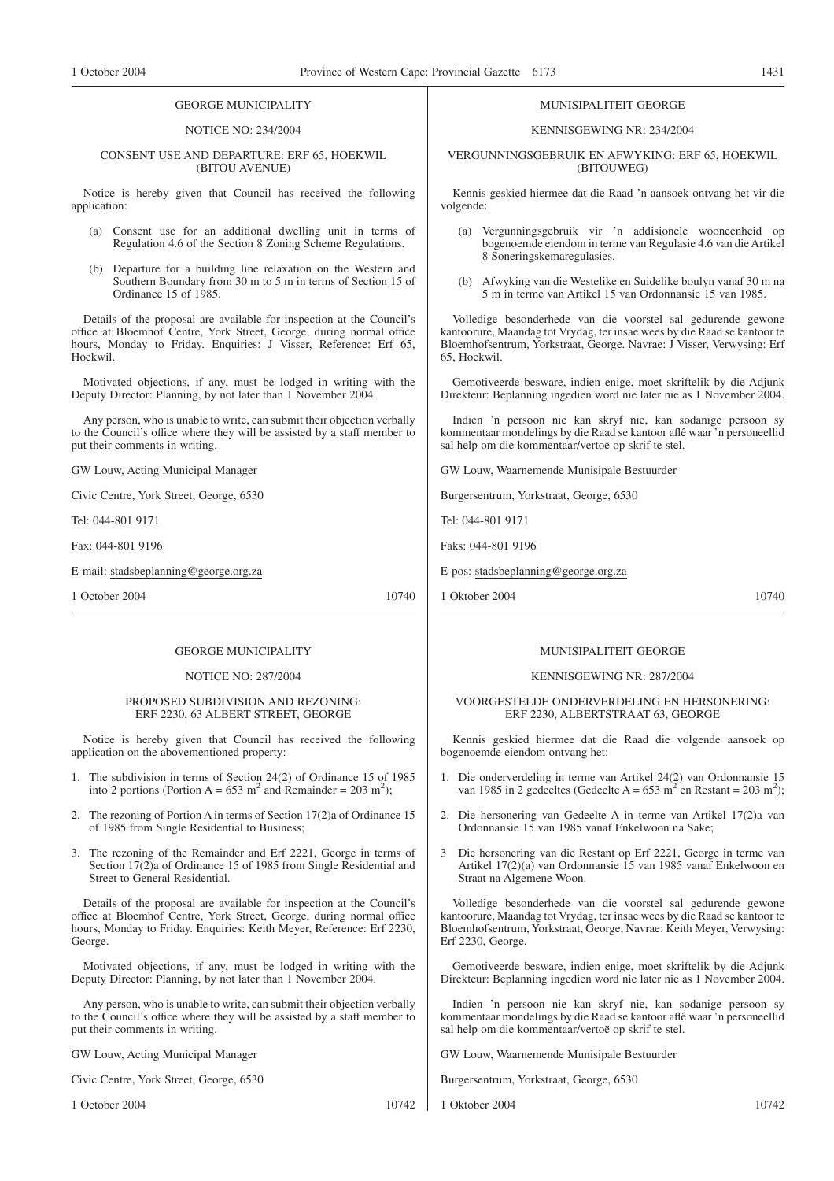GEORGE MUNICIPALITY

NOTICE NO: 234/2004

CONSENT USE AND DEPARTURE: ERF 65, HOEKWIL (BITOU AVENUE)

Notice is hereby given that Council has received the following application:

(a) Consent use for an additional dwelling unit in terms of Regulation 4.6 of the Section 8 Zoning Scheme Regulations.

(b) Departure for a building line relaxation on the Western and Southern Boundary from 30 m to 5 m in terms of Section 15 of Ordinance 15 of 1985.

Details of the proposal are available for inspection at the Council's office at Bloemhof Centre, York Street, George, during normal office hours, Monday to Friday. Enquiries: J Visser, Reference: Erf 65, Hoekwil.

Motivated objections, if any, must be lodged in writing with the Deputy Director: Planning, by not later than 1 November 2004.

Any person, who is unable to write, can submit their objection verbally to the Council's office where they will be assisted by a staff member to put their comments in writing.

GW Louw, Acting Municipal Manager

Civic Centre, York Street, George, 6530

Tel: 044-801 9171

Fax: 044-801 9196

E-mail: stadsbeplanning@george.org.za

1 October 2004 10740

---

MUNISIPALITEIT GEORGE

KENNISGEWING NR: 234/2004

VERGUNNINGSGEBRUIK EN AFWYKING: ERF 65, HOEKWIL (BITOUWEG)

Kennis geskied hiermee dat die Raad 'n aansoek ontvang het vir die volgende:

(a) Vergunningsgebruik vir 'n addisionele wooneenheid op bogenoemde eiendom in terme van Regulasie 4.6 van die Artikel 8 Soneringskemaregulasies.

(b) Afwyking van die Westelike en Suidelike boulyn vanaf 30 m na 5 m in terme van Artikel 15 van Ordonnansie 15 van 1985.

Volledige besonderhede van die voorstel sal gedurende gewone kantoorure, Maandag tot Vrydag, ter insae wees by die Raad se kantoor te Bloemhofsentrum, Yorkstraat, George. Navrae: J Visser, Verwysing: Erf 65, Hoekwil.

Gemotiveerde besware, indien enige, moet skriftelik by die Adjunk Direkteur: Beplanning ingedien word nie later nie as 1 November 2004.

Indien 'n persoon nie kan skryf nie, kan sodanige persoon sy kommentaar mondelings by die Raad se kantoor aflê waar 'n personeellid sal help om die kommentaar/vertoë op skrif te stel.

GW Louw, Waarnemende Munisipale Bestuurder

Burgersentrum, Yorkstraat, George, 6530

Tel: 044-801 9171

Faks: 044-801 9196

E-pos: stadsbeplanning@george.org.za

1 Oktober 2004 10740

---

GEORGE MUNICIPALITY

NOTICE NO: 287/2004

PROPOSED SUBDIVISION AND REZONING: ERF 2230, 63 ALBERT STREET, GEORGE

Notice is hereby given that Council has received the following application on the abovementioned property:

1. The subdivision in terms of Section 24(2) of Ordinance 15 of 1985 into 2 portions (Portion A = 653 m$^2$ and Remainder = 203 m$^2$);

2. The rezoning of Portion A in terms of Section 17(2)a of Ordinance 15 of 1985 from Single Residential to Business;

3. The rezoning of the Remainder and Erf 2221, George in terms of Section 17(2)a of Ordinance 15 of 1985 from Single Residential and Street to General Residential.

Details of the proposal are available for inspection at the Council's office at Bloemhof Centre, York Street, George, during normal office hours, Monday to Friday. Enquiries: Keith Meyer, Reference: Erf 2230, George.

Motivated objections, if any, must be lodged in writing with the Deputy Director: Planning, by not later than 1 November 2004.

Any person, who is unable to write, can submit their objection verbally to the Council's office where they will be assisted by a staff member to put their comments in writing.

GW Louw, Acting Municipal Manager

Civic Centre, York Street, George, 6530

1 October 2004 10742

---

MUNISIPALITEIT GEORGE

KENNISGEWING NR: 287/2004

VOORGESTELDE ONDERVERDELING EN HERSONERING: ERF 2230, ALBERTSTRAAT 63, GEORGE

Kennis geskied hiermee dat die Raad die volgende aansoek op bogenoemde eiendom ontvang het:

1. Die onderverdeling in terme van Artikel 24(2) van Ordonnansie 15 van 1985 in 2 gedeeltes (Gedeelte A = 653 m$^2$ en Restant = 203 m$^2$);

2. Die hersonering van Gedeelte A in terme van Artikel 17(2)a van Ordonnansie 15 van 1985 vanaf Enkelwoon na Sake;

3 Die hersonering van die Restant op Erf 2221, George in terme van Artikel 17(2)(a) van Ordonnansie 15 van 1985 vanaf Enkelwoon en Straat na Algemene Woon.

Volledige besonderhede van die voorstel sal gedurende gewone kantoorure, Maandag tot Vrydag, ter insae wees by die Raad se kantoor te Bloemhofsentrum, Yorkstraat, George, Navrae: Keith Meyer, Verwysing: Erf 2230, George.

Gemotiveerde besware, indien enige, moet skriftelik by die Adjunk Direkteur: Beplanning ingedien word nie later nie as 1 November 2004.

Indien 'n persoon nie kan skryf nie, kan sodanige persoon sy kommentaar mondelings by die Raad se kantoor aflê waar 'n personeellid sal help om die kommentaar/vertoë op skrif te stel.

GW Louw, Waarnemende Munisipale Bestuurder

Burgersentrum, Yorkstraat, George, 6530

1 Oktober 2004 10742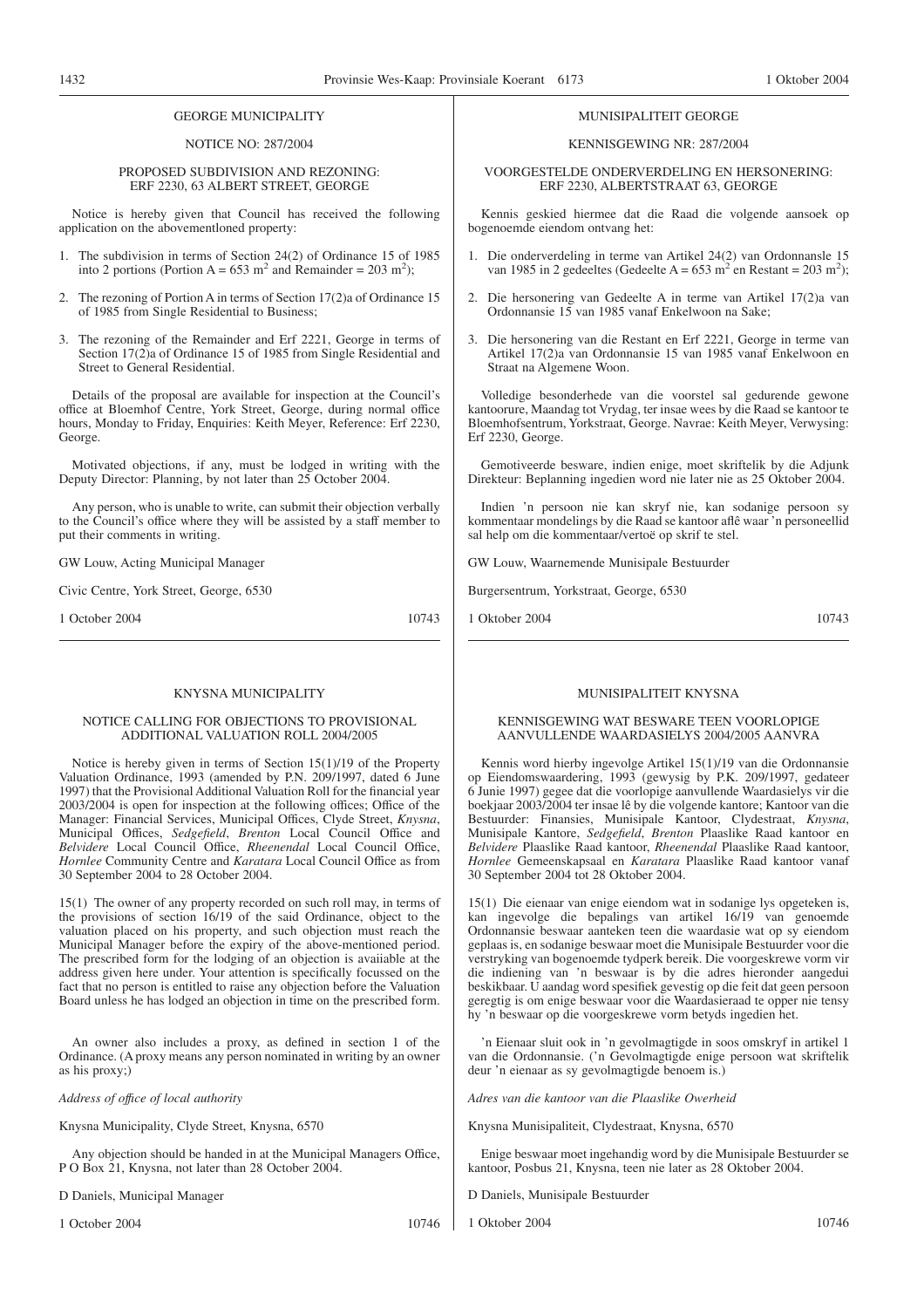## GEORGE MUNICIPALITY

NOTICE NO: 287/2004

PROPOSED SUBDIVISION AND REZONING: ERF 2230, 63 ALBERT STREET, GEORGE

Notice is hereby given that Council has received the following application on the abovementioned property:

1. The subdivision in terms of Section 24(2) of Ordinance 15 of 1985 into 2 portions (Portion A = 653 $m^2$ and Remainder = 203 $m^2$);
2. The rezoning of Portion A in terms of Section 17(2)a of Ordinance 15 of 1985 from Single Residential to Business;
3. The rezoning of the Remainder and Erf 2221, George in terms of Section 17(2)a of Ordinance 15 of 1985 from Single Residential and Street to General Residential.

Details of the proposal are available for inspection at the Council's office at Bloemhof Centre, York Street, George, during normal office hours, Monday to Friday, Enquiries: Keith Meyer, Reference: Erf 2230, George.

Motivated objections, if any, must be lodged in writing with the Deputy Director: Planning, by not later than 25 October 2004.

Any person, who is unable to write, can submit their objection verbally to the Council's office where they will be assisted by a staff member to put their comments in writing.

GW Louw, Acting Municipal Manager

Civic Centre, York Street, George, 6530

1 October 2004 10743

## MUNISIPALITEIT GEORGE

KENNISGEWING NR: 287/2004

VOORGESTELDE ONDERVERDELING EN HERSONERING: ERF 2230, ALBERTSTRAAT 63, GEORGE

Kennis geskied hiermee dat die Raad die volgende aansoek op bogenoemde eiendom ontvang het:

1. Die onderverdeling in terme van Artikel 24(2) van Ordonnansie 15 van 1985 in 2 gedeeltes (Gedeelte A = 653 $m^2$ en Restant = 203 $m^2$);
2. Die hersonering van Gedeelte A in terme van Artikel 17(2)a van Ordonnansie 15 van 1985 vanaf Enkelwoon na Sake;
3. Die hersonering van die Restant en Erf 2221, George in terme van Artikel 17(2)a van Ordonnansie 15 van 1985 vanaf Enkelwoon en Straat na Algemene Woon.

Volledige besonderhede van die voorstel sal gedurende gewone kantoorure, Maandag tot Vrydag, ter insae wees by die Raad se kantoor te Bloemhofsentrum, Yorkstraat, George. Navrae: Keith Meyer, Verwysing: Erf 2230, George.

Gemotiveerde besware, indien enige, moet skriftelik by die Adjunk Direkteur: Beplanning ingedien word nie later nie as 25 Oktober 2004.

Indien 'n persoon nie kan skryf nie, kan sodanige persoon sy kommentaar mondelings by die Raad se kantoor aflê waar 'n personeellid sal help om die kommentaar/vertoë op skrif te stel.

GW Louw, Waarnemende Munisipale Bestuurder

Burgersentrum, Yorkstraat, George, 6530

1 Oktober 2004 10743

## KNYSNA MUNICIPALITY

NOTICE CALLING FOR OBJECTIONS TO PROVISIONAL ADDITIONAL VALUATION ROLL 2004/2005

Notice is hereby given in terms of Section 15(1)/19 of the Property Valuation Ordinance, 1993 (amended by P.N. 209/1997, dated 6 June 1997) that the Provisional Additional Valuation Roll for the financial year 2003/2004 is open for inspection at the following offices; Office of the Manager: Financial Services, Municipal Offices, Clyde Street, *Knysna*, Municipal Offices, *Sedgefield*, *Brenton* Local Council Office and *Belvidere* Local Council Office, *Rheenendal* Local Council Office, *Hornlee* Community Centre and *Karatara* Local Council Office as from 30 September 2004 to 28 October 2004.

15(1) The owner of any property recorded on such roll may, in terms of the provisions of section 16/19 of the said Ordinance, object to the valuation placed on his property, and such objection must reach the Municipal Manager before the expiry of the above-mentioned period. The prescribed form for the lodging of an objection is available at the address given here under. Your attention is specifically focussed on the fact that no person is entitled to raise any objection before the Valuation Board unless he has lodged an objection in time on the prescribed form.

An owner also includes a proxy, as defined in section 1 of the Ordinance. (A proxy means any person nominated in writing by an owner as his proxy;)

*Address of office of local authority*

Knysna Municipality, Clyde Street, Knysna, 6570

Any objection should be handed in at the Municipal Managers Office, P O Box 21, Knysna, not later than 28 October 2004.

D Daniels, Municipal Manager

1 October 2004 10746

## MUNISIPALITEIT KNYSNA

KENNISGEWING WAT BESWARE TEEN VOORLOPIGE AANVULLENDE WAARDASIELYS 2004/2005 AANVRA

Kennis word hierby ingevolge Artikel 15(1)/19 van die Ordonnansie op Eiendomswaardering, 1993 (gewysig by P.K. 209/1997, gedateer 6 Junie 1997) gegee dat die voorlopige aanvullende Waardasielys vir die boekjaar 2003/2004 ter insae lê by die volgende kantore; Kantoor van die Bestuurder: Finansies, Munisipale Kantoor, Clydestraat, *Knysna*, Munisipale Kantore, *Sedgefield*, *Brenton* Plaaslike Raad kantoor en *Belvidere* Plaaslike Raad kantoor, *Rheenendal* Plaaslike Raad kantoor, *Hornlee* Gemeenskapsaal en *Karatara* Plaaslike Raad kantoor vanaf 30 September 2004 tot 28 Oktober 2004.

15(1) Die eienaar van enige eiendom wat in sodanige lys opgeteken is, kan ingevolge die bepalings van artikel 16/19 van genoemde Ordonnansie beswaar aanteken teen die waardasie wat op sy eiendom geplaas is, en sodanige beswaar moet die Munisipale Bestuurder voor die verstryking van bogenoemde tydperk bereik. Die voorgeskrewe vorm vir die indiening van 'n beswaar is by die adres hieronder aangedui beskikbaar. U aandag word spesifiek gevestig op die feit dat geen persoon geregtig is om enige beswaar voor die Waardasieraad te opper nie tensy hy 'n beswaar op die voorgeskrewe vorm betyds ingedien het.

'n Eienaar sluit ook in 'n gevolmagtigde in soos omskryf in artikel 1 van die Ordonnansie. ('n Gevolmagtigde enige persoon wat skriftelik deur 'n eienaar as sy gevolmagtigde benoem is.)

*Adres van die kantoor van die Plaaslike Owerheid*

Knysna Munisipaliteit, Clydestraat, Knysna, 6570

Enige beswaar moet ingehandig word by die Munisipale Bestuurder se kantoor, Posbus 21, Knysna, teen nie later as 28 Oktober 2004.

D Daniels, Munisipale Bestuurder

1 Oktober 2004 10746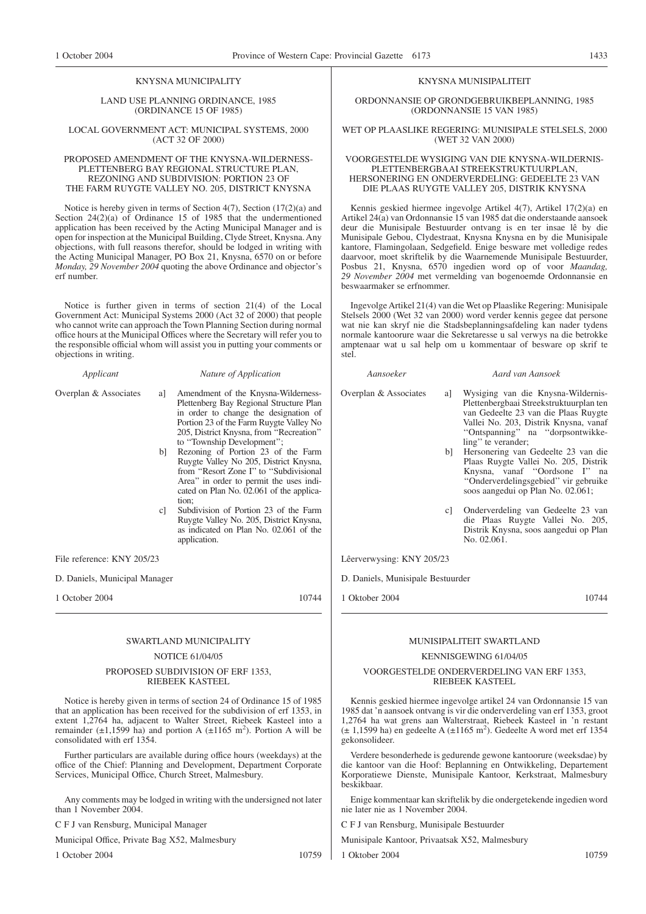KNYSNA MUNICIPALITY

LAND USE PLANNING ORDINANCE, 1985 (ORDINANCE 15 OF 1985)

LOCAL GOVERNMENT ACT: MUNICIPAL SYSTEMS, 2000 (ACT 32 OF 2000)

PROPOSED AMENDMENT OF THE KNYSNA-WILDERNESS-PLETTENBERG BAY REGIONAL STRUCTURE PLAN, REZONING AND SUBDIVISION: PORTION 23 OF THE FARM RUYGTE VALLEY NO. 205, DISTRICT KNYSNA

Notice is hereby given in terms of Section 4(7), Section (17(2)(a) and Section 24(2)(a) of Ordinance 15 of 1985 that the undermentioned application has been received by the Acting Municipal Manager and is open for inspection at the Municipal Building, Clyde Street, Knysna. Any objections, with full reasons therefor, should be lodged in writing with the Acting Municipal Manager, PO Box 21, Knysna, 6570 on or before *Monday, 29 November 2004* quoting the above Ordinance and objector's erf number.

Notice is further given in terms of section 21(4) of the Local Government Act: Municipal Systems 2000 (Act 32 of 2000) that people who cannot write can approach the Town Planning Section during normal office hours at the Municipal Offices where the Secretary will refer you to the responsible official whom will assist you in putting your comments or objections in writing.

| *Applicant* | *Nature of Application* |
|---|---|
| Overplan & Associates | a] Amendment of the Knysna-Wilderness-Plettenberg Bay Regional Structure Plan in order to change the designation of Portion 23 of the Farm Ruygte Valley No 205, District Knysna, from ''Recreation'' to ''Township Development''; |
| | b] Rezoning of Portion 23 of the Farm Ruygte Valley No 205, District Knysna, from ''Resort Zone I'' to ''Subdivisional Area'' in order to permit the uses indicated on Plan No. 02.061 of the application; |
| | c] Subdivision of Portion 23 of the Farm Ruygte Valley No. 205, District Knysna, as indicated on Plan No. 02.061 of the application. |

File reference: KNY 205/23

D. Daniels, Municipal Manager

1 October 2004 10744

---

KNYSNA MUNISIPALITEIT

ORDONNANSIE OP GRONDGEBRUIKBEPLANNING, 1985 (ORDONNANSIE 15 VAN 1985)

WET OP PLAASLIKE REGERING: MUNISIPALE STELSELS, 2000 (WET 32 VAN 2000)

VOORGESTELDE WYSIGING VAN DIE KNYSNA-WILDERNIS-PLETTENBERGBAAI STREEKSTRUKTUURPLAN, HERSONERING EN ONDERVERDELING: GEDEELTE 23 VAN DIE PLAAS RUYGTE VALLEY 205, DISTRIK KNYSNA

Kennis geskied hiermee ingevolge Artikel 4(7), Artikel 17(2)(a) en Artikel 24(a) van Ordonnansie 15 van 1985 dat die onderstaande aansoek deur die Munisipale Bestuurder ontvang is en ter insae lê by die Munisipale Gebou, Clydestraat, Knysna Knysna en by die Munisipale kantore, Flamingolaan, Sedgefield. Enige besware met volledige redes daarvoor, moet skriftelik by die Waarnemende Munisipale Bestuurder, Posbus 21, Knysna, 6570 ingedien word op of voor *Maandag, 29 November 2004* met vermelding van bogenoemde Ordonnansie en beswaarmaker se erfnommer.

Ingevolge Artikel 21(4) van die Wet op Plaaslike Regering: Munisipale Stelsels 2000 (Wet 32 van 2000) word verder kennis gegee dat persone wat nie kan skryf nie die Stadsbeplanningsafdeling kan nader tydens normale kantoorure waar die Sekretaresse u sal verwys na die betrokke amptenaar wat u sal help om u kommentaar of besware op skrif te stel.

| *Aansoeker* | *Aard van Aansoek* |
|---|---|
| Overplan & Associates | a] Wysiging van die Knysna-Wildernis-Plettenbergbaai Streekstruktuurplan ten van Gedeelte 23 van die Plaas Ruygte Vallei No. 203, Distrik Knysna, vanaf ''Ontspanning'' na ''dorpsontwikkeling'' te verander; |
| | b] Hersonering van Gedeelte 23 van die Plaas Ruygte Vallei No. 205, Distrik Knysna, vanaf ''Oordsone I'' na ''Onderverdelingsgebied'' vir gebruike soos aangedui op Plan No. 02.061; |
| | c] Onderverdeling van Gedeelte 23 van die Plaas Ruygte Vallei No. 205, Distrik Knysna, soos aangedui op Plan No. 02.061. |

Lêerverwysing: KNY 205/23

D. Daniels, Munisipale Bestuurder

1 Oktober 2004 10744

---

SWARTLAND MUNICIPALITY

NOTICE 61/04/05

PROPOSED SUBDIVISION OF ERF 1353, RIEBEEK KASTEEL

Notice is hereby given in terms of section 24 of Ordinance 15 of 1985 that an application has been received for the subdivision of erf 1353, in extent 1,2764 ha, adjacent to Walter Street, Riebeek Kasteel into a remainder (±1,1599 ha) and portion A (±1165 m$^2$). Portion A will be consolidated with erf 1354.

Further particulars are available during office hours (weekdays) at the office of the Chief: Planning and Development, Department Corporate Services, Municipal Office, Church Street, Malmesbury.

Any comments may be lodged in writing with the undersigned not later than 1 November 2004.

C F J van Rensburg, Municipal Manager

Municipal Office, Private Bag X52, Malmesbury

1 October 2004 10759

---

MUNISIPALITEIT SWARTLAND

KENNISGEWING 61/04/05

VOORGESTELDE ONDERVERDELING VAN ERF 1353, RIEBEEK KASTEEL

Kennis geskied hiermee ingevolge artikel 24 van Ordonnansie 15 van 1985 dat 'n aansoek ontvang is vir die onderverdeling van erf 1353, groot 1,2764 ha wat grens aan Walterstraat, Riebeek Kasteel in 'n restant (± 1,1599 ha) en gedeelte A (±1165 m$^2$). Gedeelte A word met erf 1354 gekonsolideer.

Verdere besonderhede is gedurende gewone kantoorure (weeksdae) by die kantoor van die Hoof: Beplanning en Ontwikkeling, Departement Korporatiewe Dienste, Munisipale Kantoor, Kerkstraat, Malmesbury beskikbaar.

Enige kommentaar kan skriftelik by die ondergetekende ingedien word nie later nie as 1 November 2004.

C F J van Rensburg, Munisipale Bestuurder

Munisipale Kantoor, Privaatsak X52, Malmesbury

1 Oktober 2004 10759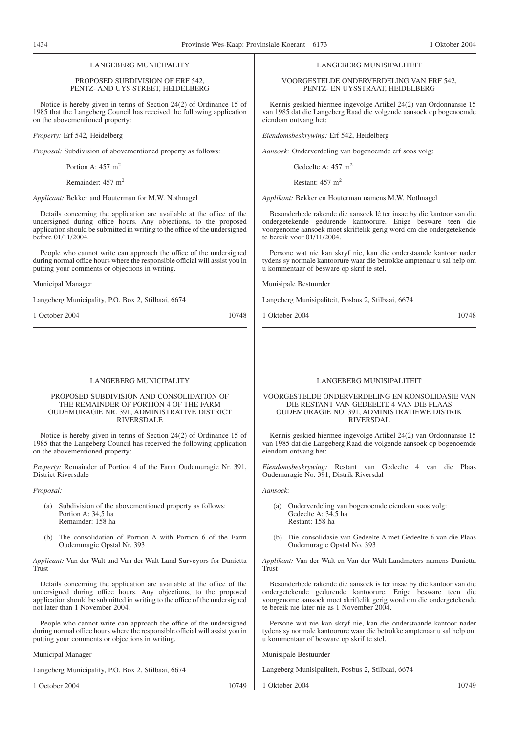LANGEBERG MUNICIPALITY

PROPOSED SUBDIVISION OF ERF 542, PENTZ- AND UYS STREET, HEIDELBERG

Notice is hereby given in terms of Section 24(2) of Ordinance 15 of 1985 that the Langeberg Council has received the following application on the abovementioned property:

*Property:* Erf 542, Heidelberg

*Proposal:* Subdivision of abovementioned property as follows:

Portion A: 457 $m^2$

Remainder: 457 $m^2$

*Applicant:* Bekker and Houterman for M.W. Nothnagel

Details concerning the application are available at the office of the undersigned during office hours. Any objections, to the proposed application should be submitted in writing to the office of the undersigned before 01/11/2004.

People who cannot write can approach the office of the undersigned during normal office hours where the responsible official will assist you in putting your comments or objections in writing.

Municipal Manager

Langeberg Municipality, P.O. Box 2, Stilbaai, 6674

1 October 2004 10748

LANGEBERG MUNISIPALITEIT

VOORGESTELDE ONDERVERDELING VAN ERF 542, PENTZ- EN UYSSTRAAT, HEIDELBERG

Kennis geskied hiermee ingevolge Artikel 24(2) van Ordonnansie 15 van 1985 dat die Langeberg Raad die volgende aansoek op bogenoemde eiendom ontvang het:

*Eiendomsbeskrywing:* Erf 542, Heidelberg

*Aansoek:* Onderverdeling van bogenoemde erf soos volg:

Gedeelte A: 457 $m^2$

Restant: 457 $m^2$

*Applikant:* Bekker en Houterman namens M.W. Nothnagel

Besonderhede rakende die aansoek lê ter insae by die kantoor van die ondergetekende gedurende kantoorure. Enige besware teen die voorgenome aansoek moet skriftelik gerig word om die ondergetekende te bereik voor 01/11/2004.

Persone wat nie kan skryf nie, kan die onderstaande kantoor nader tydens sy normale kantoorure waar die betrokke amptenaar u sal help om u kommentaar of besware op skrif te stel.

Munisipale Bestuurder

Langeberg Munisipaliteit, Posbus 2, Stilbaai, 6674

1 Oktober 2004 10748

LANGEBERG MUNICIPALITY

PROPOSED SUBDIVISION AND CONSOLIDATION OF THE REMAINDER OF PORTION 4 OF THE FARM OUDEMURAGIE NR. 391, ADMINISTRATIVE DISTRICT RIVERSDALE

Notice is hereby given in terms of Section 24(2) of Ordinance 15 of 1985 that the Langeberg Council has received the following application on the abovementioned property:

*Property:* Remainder of Portion 4 of the Farm Oudemuragie Nr. 391, District Riversdale

*Proposal:*

(a) Subdivision of the abovementioned property as follows:
Portion A: 34,5 ha
Remainder: 158 ha

(b) The consolidation of Portion A with Portion 6 of the Farm Oudemuragie Opstal Nr. 393

*Applicant:* Van der Walt and Van der Walt Land Surveyors for Danietta Trust

Details concerning the application are available at the office of the undersigned during office hours. Any objections, to the proposed application should be submitted in writing to the office of the undersigned not later than 1 November 2004.

People who cannot write can approach the office of the undersigned during normal office hours where the responsible official will assist you in putting your comments or objections in writing.

Municipal Manager

Langeberg Municipality, P.O. Box 2, Stilbaai, 6674

1 October 2004 10749

LANGEBERG MUNISIPALITEIT

VOORGESTELDE ONDERVERDELING EN KONSOLIDASIE VAN DIE RESTANT VAN GEDEELTE 4 VAN DIE PLAAS OUDEMURAGIE NO. 391, ADMINISTRATIEWE DISTRIK RIVERSDAL

Kennis geskied hiermee ingevolge Artikel 24(2) van Ordonnansie 15 van 1985 dat die Langeberg Raad die volgende aansoek op bogenoemde eiendom ontvang het:

*Eiendomsbeskrywing:* Restant van Gedeelte 4 van die Plaas Oudemuragie No. 391, Distrik Riversdal

*Aansoek:*

(a) Onderverdeling van bogenoemde eiendom soos volg:
Gedeelte A: 34,5 ha
Restant: 158 ha

(b) Die konsolidasie van Gedeelte A met Gedeelte 6 van die Plaas Oudemuragie Opstal No. 393

*Applikant:* Van der Walt en Van der Walt Landmeters namens Danietta Trust

Besonderhede rakende die aansoek is ter insae by die kantoor van die ondergetekende gedurende kantoorure. Enige besware teen die voorgenome aansoek moet skriftelik gerig word om die ondergetekende te bereik nie later nie as 1 November 2004.

Persone wat nie kan skryf nie, kan die onderstaande kantoor nader tydens sy normale kantoorure waar die betrokke amptenaar u sal help om u kommentaar of besware op skrif te stel.

Munisipale Bestuurder

Langeberg Munisipaliteit, Posbus 2, Stilbaai, 6674

1 Oktober 2004 10749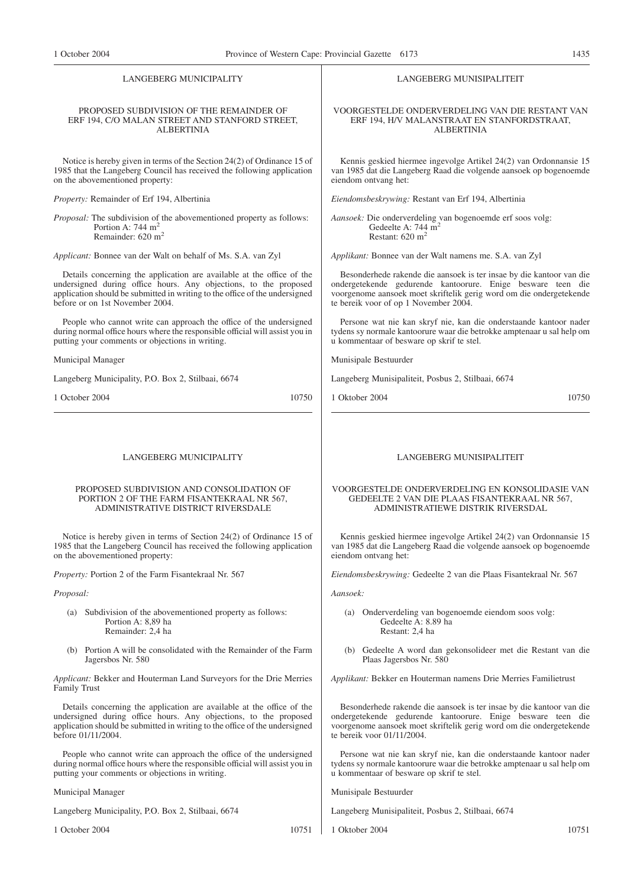## LANGEBERG MUNICIPALITY

### PROPOSED SUBDIVISION OF THE REMAINDER OF ERF 194, C/O MALAN STREET AND STANFORD STREET, ALBERTINIA

Notice is hereby given in terms of the Section 24(2) of Ordinance 15 of 1985 that the Langeberg Council has received the following application on the abovementioned property:

*Property:* Remainder of Erf 194, Albertinia

*Proposal:* The subdivision of the abovementioned property as follows:
Portion A: 744 $m^2$
Remainder: 620 $m^2$

*Applicant:* Bonnee van der Walt on behalf of Ms. S.A. van Zyl

Details concerning the application are available at the office of the undersigned during office hours. Any objections, to the proposed application should be submitted in writing to the office of the undersigned before or on 1st November 2004.

People who cannot write can approach the office of the undersigned during normal office hours where the responsible official will assist you in putting your comments or objections in writing.

Municipal Manager

Langeberg Municipality, P.O. Box 2, Stilbaai, 6674

1 October 2004 10750

## LANGEBERG MUNISIPALITEIT

### VOORGESTELDE ONDERVERDELING VAN DIE RESTANT VAN ERF 194, H/V MALANSTRAAT EN STANFORDSTRAAT, ALBERTINIA

Kennis geskied hiermee ingevolge Artikel 24(2) van Ordonnansie 15 van 1985 dat die Langeberg Raad die volgende aansoek op bogenoemde eiendom ontvang het:

*Eiendomsbeskrywing:* Restant van Erf 194, Albertinia

*Aansoek:* Die onderverdeling van bogenoemde erf soos volg:
Gedeelte A: 744 $m^2$
Restant: 620 $m^2$

*Applikant:* Bonnee van der Walt namens me. S.A. van Zyl

Besonderhede rakende die aansoek is ter insae by die kantoor van die ondergetekende gedurende kantoorure. Enige besware teen die voorgenome aansoek moet skriftelik gerig word om die ondergetekende te bereik voor of op 1 November 2004.

Persone wat nie kan skryf nie, kan die onderstaande kantoor nader tydens sy normale kantoorure waar die betrokke amptenaar u sal help om u kommentaar of besware op skrif te stel.

Munisipale Bestuurder

Langeberg Munisipaliteit, Posbus 2, Stilbaai, 6674

1 Oktober 2004 10750

---

## LANGEBERG MUNICIPALITY

### PROPOSED SUBDIVISION AND CONSOLIDATION OF PORTION 2 OF THE FARM FISANTEKRAAL NR 567, ADMINISTRATIVE DISTRICT RIVERSDALE

Notice is hereby given in terms of Section 24(2) of Ordinance 15 of 1985 that the Langeberg Council has received the following application on the abovementioned property:

*Property:* Portion 2 of the Farm Fisantekraal Nr. 567

*Proposal:*

(a) Subdivision of the abovementioned property as follows:
Portion A: 8,89 ha
Remainder: 2,4 ha

(b) Portion A will be consolidated with the Remainder of the Farm Jagersbos Nr. 580

*Applicant:* Bekker and Houterman Land Surveyors for the Drie Merries Family Trust

Details concerning the application are available at the office of the undersigned during office hours. Any objections, to the proposed application should be submitted in writing to the office of the undersigned before 01/11/2004.

People who cannot write can approach the office of the undersigned during normal office hours where the responsible official will assist you in putting your comments or objections in writing.

Municipal Manager

Langeberg Municipality, P.O. Box 2, Stilbaai, 6674

1 October 2004 10751

## LANGEBERG MUNISIPALITEIT

### VOORGESTELDE ONDERVERDELING EN KONSOLIDASIE VAN GEDEELTE 2 VAN DIE PLAAS FISANTEKRAAL NR 567, ADMINISTRATIEWE DISTRIK RIVERSDAL

Kennis geskied hiermee ingevolge Artikel 24(2) van Ordonnansie 15 van 1985 dat die Langeberg Raad die volgende aansoek op bogenoemde eiendom ontvang het:

*Eiendomsbeskrywing:* Gedeelte 2 van die Plaas Fisantekraal Nr. 567

*Aansoek:*

(a) Onderverdeling van bogenoemde eiendom soos volg:
Gedeelte A: 8.89 ha
Restant: 2,4 ha

(b) Gedeelte A word dan gekonsolideer met die Restant van die Plaas Jagersbos Nr. 580

*Applikant:* Bekker en Houterman namens Drie Merries Familietrust

Besonderhede rakende die aansoek is ter insae by die kantoor van die ondergetekende gedurende kantoorure. Enige besware teen die voorgenome aansoek moet skriftelik gerig word om die ondergetekende te bereik voor 01/11/2004.

Persone wat nie kan skryf nie, kan die onderstaande kantoor nader tydens sy normale kantoorure waar die betrokke amptenaar u sal help om u kommentaar of besware op skrif te stel.

Munisipale Bestuurder

Langeberg Munisipaliteit, Posbus 2, Stilbaai, 6674

1 Oktober 2004 10751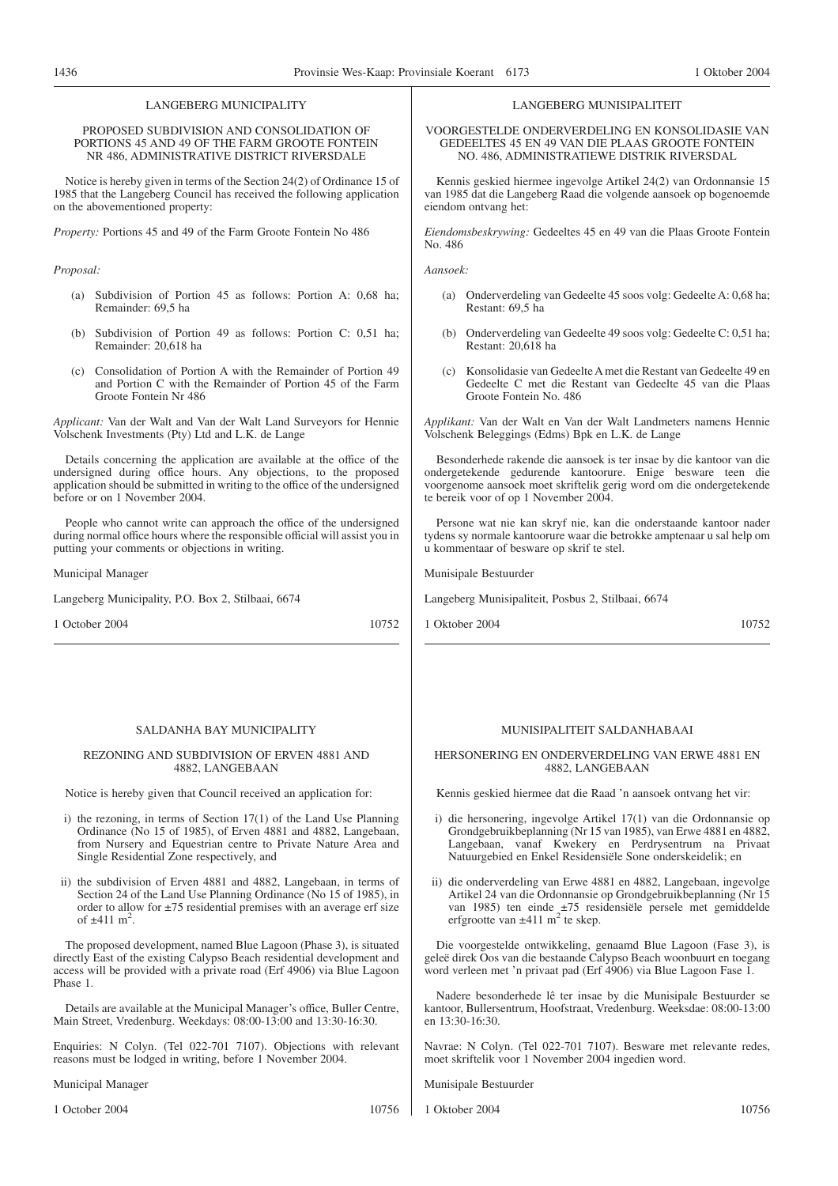## LANGEBERG MUNICIPALITY

### PROPOSED SUBDIVISION AND CONSOLIDATION OF PORTIONS 45 AND 49 OF THE FARM GROOTE FONTEIN NR 486, ADMINISTRATIVE DISTRICT RIVERSDALE

Notice is hereby given in terms of the Section 24(2) of Ordinance 15 of 1985 that the Langeberg Council has received the following application on the abovementioned property:

*Property:* Portions 45 and 49 of the Farm Groote Fontein No 486

*Proposal:*

(a) Subdivision of Portion 45 as follows: Portion A: 0,68 ha; Remainder: 69,5 ha

(b) Subdivision of Portion 49 as follows: Portion C: 0,51 ha; Remainder: 20,618 ha

(c) Consolidation of Portion A with the Remainder of Portion 49 and Portion C with the Remainder of Portion 45 of the Farm Groote Fontein Nr 486

*Applicant:* Van der Walt and Van der Walt Land Surveyors for Hennie Volschenk Investments (Pty) Ltd and L.K. de Lange

Details concerning the application are available at the office of the undersigned during office hours. Any objections, to the proposed application should be submitted in writing to the office of the undersigned before or on 1 November 2004.

People who cannot write can approach the office of the undersigned during normal office hours where the responsible official will assist you in putting your comments or objections in writing.

Municipal Manager

Langeberg Municipality, P.O. Box 2, Stilbaai, 6674

1 October 2004 10752

## LANGEBERG MUNISIPALITEIT

### VOORGESTELDE ONDERVERDELING EN KONSOLIDASIE VAN GEDEELTES 45 EN 49 VAN DIE PLAAS GROOTE FONTEIN NO. 486, ADMINISTRATIEWE DISTRIK RIVERSDAL

Kennis geskied hiermee ingevolge Artikel 24(2) van Ordonnansie 15 van 1985 dat die Langeberg Raad die volgende aansoek op bogenoemde eiendom ontvang het:

*Eiendomsbeskrywing:* Gedeeltes 45 en 49 van die Plaas Groote Fontein No. 486

*Aansoek:*

(a) Onderverdeling van Gedeelte 45 soos volg: Gedeelte A: 0,68 ha; Restant: 69,5 ha

(b) Onderverdeling van Gedeelte 49 soos volg: Gedeelte C: 0,51 ha; Restant: 20,618 ha

(c) Konsolidasie van Gedeelte A met die Restant van Gedeelte 49 en Gedeelte C met die Restant van Gedeelte 45 van die Plaas Groote Fontein No. 486

*Applikant:* Van der Walt en Van der Walt Landmeters namens Hennie Volschenk Beleggings (Edms) Bpk en L.K. de Lange

Besonderhede rakende die aansoek is ter insae by die kantoor van die ondergetekende gedurende kantoorure. Enige besware teen die voorgenome aansoek moet skriftelik gerig word om die ondergetekende te bereik voor of op 1 November 2004.

Persone wat nie kan skryf nie, kan die onderstaande kantoor nader tydens sy normale kantoorure waar die betrokke amptenaar u sal help om u kommentaar of besware op skrif te stel.

Munisipale Bestuurder

Langeberg Munisipaliteit, Posbus 2, Stilbaai, 6674

1 Oktober 2004 10752

## SALDANHA BAY MUNICIPALITY

### REZONING AND SUBDIVISION OF ERVEN 4881 AND 4882, LANGEBAAN

Notice is hereby given that Council received an application for:

i) the rezoning, in terms of Section 17(1) of the Land Use Planning Ordinance (No 15 of 1985), of Erven 4881 and 4882, Langebaan, from Nursery and Equestrian centre to Private Nature Area and Single Residential Zone respectively, and

ii) the subdivision of Erven 4881 and 4882, Langebaan, in terms of Section 24 of the Land Use Planning Ordinance (No 15 of 1985), in order to allow for ±75 residential premises with an average erf size of ±411 $m^2$.

The proposed development, named Blue Lagoon (Phase 3), is situated directly East of the existing Calypso Beach residential development and access will be provided with a private road (Erf 4906) via Blue Lagoon Phase 1.

Details are available at the Municipal Manager's office, Buller Centre, Main Street, Vredenburg. Weekdays: 08:00-13:00 and 13:30-16:30.

Enquiries: N Colyn. (Tel 022-701 7107). Objections with relevant reasons must be lodged in writing, before 1 November 2004.

Municipal Manager

1 October 2004 10756

## MUNISIPALITEIT SALDANHABAAI

### HERSONERING EN ONDERVERDELING VAN ERWE 4881 EN 4882, LANGEBAAN

Kennis geskied hiermee dat die Raad 'n aansoek ontvang het vir:

i) die hersonering, ingevolge Artikel 17(1) van die Ordonnansie op Grondgebruikbeplanning (Nr 15 van 1985), van Erwe 4881 en 4882, Langebaan, vanaf Kwekery en Perdrysentrum na Privaat Natuurgebied en Enkel Residensiële Sone onderskeidelik; en

ii) die onderverdeling van Erwe 4881 en 4882, Langebaan, ingevolge Artikel 24 van die Ordonnansie op Grondgebruikbeplanning (Nr 15 van 1985) ten einde ±75 residensiële persele met gemiddelde erfgrootte van ±411 $m^2$ te skep.

Die voorgestelde ontwikkeling, genaamd Blue Lagoon (Fase 3), is geleë direk Oos van die bestaande Calypso Beach woonbuurt en toegang word verleen met 'n privaat pad (Erf 4906) via Blue Lagoon Fase 1.

Nadere besonderhede lê ter insae by die Munisipale Bestuurder se kantoor, Bullersentrum, Hoofstraat, Vredenburg. Weeksdae: 08:00-13:00 en 13:30-16:30.

Navrae: N Colyn. (Tel 022-701 7107). Besware met relevante redes, moet skriftelik voor 1 November 2004 ingedien word.

Munisipale Bestuurder

1 Oktober 2004 10756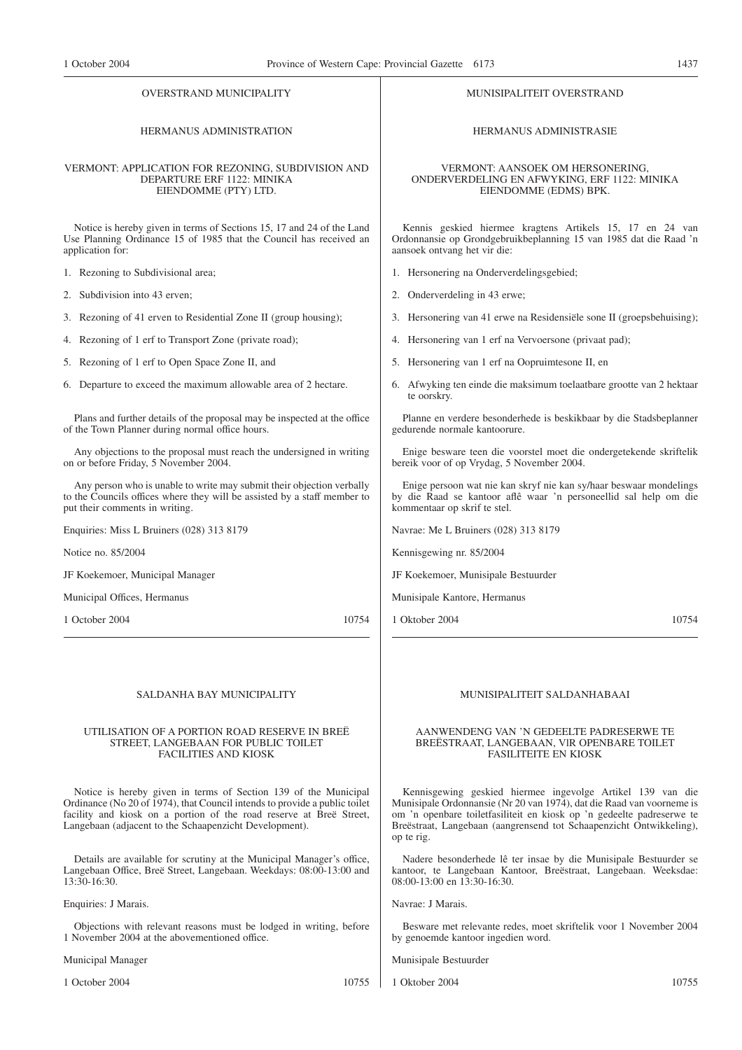## OVERSTRAND MUNICIPALITY

### HERMANUS ADMINISTRATION

### VERMONT: APPLICATION FOR REZONING, SUBDIVISION AND DEPARTURE ERF 1122: MINIKA EIENDOMME (PTY) LTD.

Notice is hereby given in terms of Sections 15, 17 and 24 of the Land Use Planning Ordinance 15 of 1985 that the Council has received an application for:

1. Rezoning to Subdivisional area;
2. Subdivision into 43 erven;
3. Rezoning of 41 erven to Residential Zone II (group housing);
4. Rezoning of 1 erf to Transport Zone (private road);
5. Rezoning of 1 erf to Open Space Zone II, and
6. Departure to exceed the maximum allowable area of 2 hectare.

Plans and further details of the proposal may be inspected at the office of the Town Planner during normal office hours.

Any objections to the proposal must reach the undersigned in writing on or before Friday, 5 November 2004.

Any person who is unable to write may submit their objection verbally to the Councils offices where they will be assisted by a staff member to put their comments in writing.

Enquiries: Miss L Bruiners (028) 313 8179

Notice no. 85/2004

JF Koekemoer, Municipal Manager

Municipal Offices, Hermanus

1 October 2004 — 10754

## MUNISIPALITEIT OVERSTRAND

### HERMANUS ADMINISTRASIE

### VERMONT: AANSOEK OM HERSONERING, ONDERVERDELING EN AFWYKING, ERF 1122: MINIKA EIENDOMME (EDMS) BPK.

Kennis geskied hiermee kragtens Artikels 15, 17 en 24 van Ordonnansie op Grondgebruikbeplanning 15 van 1985 dat die Raad 'n aansoek ontvang het vir die:

1. Hersonering na Onderverdelingsgebied;
2. Onderverdeling in 43 erwe;
3. Hersonering van 41 erwe na Residensiële sone II (groepsbehuising);
4. Hersonering van 1 erf na Vervoersone (privaat pad);
5. Hersonering van 1 erf na Oopruimtesone II, en
6. Afwyking ten einde die maksimum toelaatbare grootte van 2 hektaar te oorskry.

Planne en verdere besonderhede is beskikbaar by die Stadsbeplanner gedurende normale kantoorure.

Enige besware teen die voorstel moet die ondergetekende skriftelik bereik voor of op Vrydag, 5 November 2004.

Enige persoon wat nie kan skryf nie kan sy/haar beswaar mondelings by die Raad se kantoor aflê waar 'n personeellid sal help om die kommentaar op skrif te stel.

Navrae: Me L Bruiners (028) 313 8179

Kennisgewing nr. 85/2004

JF Koekemoer, Munisipale Bestuurder

Munisipale Kantore, Hermanus

1 Oktober 2004 — 10754

## SALDANHA BAY MUNICIPALITY

### UTILISATION OF A PORTION ROAD RESERVE IN BREË STREET, LANGEBAAN FOR PUBLIC TOILET FACILITIES AND KIOSK

Notice is hereby given in terms of Section 139 of the Municipal Ordinance (No 20 of 1974), that Council intends to provide a public toilet facility and kiosk on a portion of the road reserve at Breë Street, Langebaan (adjacent to the Schaapenzicht Development).

Details are available for scrutiny at the Municipal Manager's office, Langebaan Office, Breë Street, Langebaan. Weekdays: 08:00-13:00 and 13:30-16:30.

Enquiries: J Marais.

Objections with relevant reasons must be lodged in writing, before 1 November 2004 at the abovementioned office.

Municipal Manager

1 October 2004 — 10755

## MUNISIPALITEIT SALDANHABAAI

### AANWENDENG VAN 'N GEDEELTE PADRESERWE TE BREËSTRAAT, LANGEBAAN, VIR OPENBARE TOILET FASILITEITE EN KIOSK

Kennisgewing geskied hiermee ingevolge Artikel 139 van die Munisipale Ordonnansie (Nr 20 van 1974), dat die Raad van voorneme is om 'n openbare toiletfasiliteit en kiosk op 'n gedeelte padreserwe te Breëstraat, Langebaan (aangrensend tot Schaapenzicht Ontwikkeling), op te rig.

Nadere besonderhede lê ter insae by die Munisipale Bestuurder se kantoor, te Langebaan Kantoor, Breëstraat, Langebaan. Weeksdae: 08:00-13:00 en 13:30-16:30.

Navrae: J Marais.

Besware met relevante redes, moet skriftelik voor 1 November 2004 by genoemde kantoor ingedien word.

Munisipale Bestuurder

1 Oktober 2004 — 10755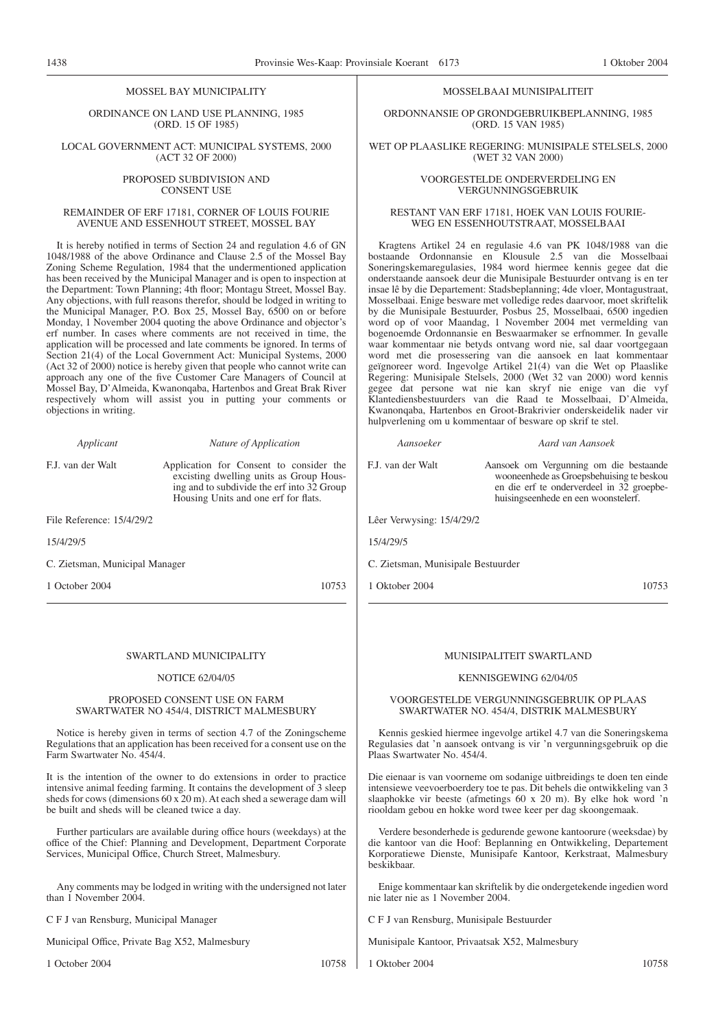## MOSSEL BAY MUNICIPALITY

ORDINANCE ON LAND USE PLANNING, 1985 (ORD. 15 OF 1985)

LOCAL GOVERNMENT ACT: MUNICIPAL SYSTEMS, 2000 (ACT 32 OF 2000)

### PROPOSED SUBDIVISION AND CONSENT USE

### REMAINDER OF ERF 17181, CORNER OF LOUIS FOURIE AVENUE AND ESSENHOUT STREET, MOSSEL BAY

It is hereby notified in terms of Section 24 and regulation 4.6 of GN 1048/1988 of the above Ordinance and Clause 2.5 of the Mossel Bay Zoning Scheme Regulation, 1984 that the undermentioned application has been received by the Municipal Manager and is open to inspection at the Department: Town Planning; 4th floor; Montagu Street, Mossel Bay. Any objections, with full reasons therefor, should be lodged in writing to the Municipal Manager, P.O. Box 25, Mossel Bay, 6500 on or before Monday, 1 November 2004 quoting the above Ordinance and objector's erf number. In cases where comments are not received in time, the application will be processed and late comments be ignored. In terms of Section 21(4) of the Local Government Act: Municipal Systems, 2000 (Act 32 of 2000) notice is hereby given that people who cannot write can approach any one of the five Customer Care Managers of Council at Mossel Bay, D'Almeida, Kwanonqaba, Hartenbos and Great Brak River respectively whom will assist you in putting your comments or objections in writing.

| *Applicant* | *Nature of Application* |
|---|---|
| F.J. van der Walt | Application for Consent to consider the excisting dwelling units as Group Housing and to subdivide the erf into 32 Group Housing Units and one erf for flats. |

File Reference: 15/4/29/2

15/4/29/5

C. Zietsman, Municipal Manager

1 October 2004 10753

## MOSSELBAAI MUNISIPALITEIT

ORDONNANSIE OP GRONDGEBRUIKBEPLANNING, 1985 (ORD. 15 VAN 1985)

WET OP PLAASLIKE REGERING: MUNISIPALE STELSELS, 2000 (WET 32 VAN 2000)

### VOORGESTELDE ONDERVERDELING EN VERGUNNINGSGEBRUIK

### RESTANT VAN ERF 17181, HOEK VAN LOUIS FOURIE-WEG EN ESSENHOUTSTRAAT, MOSSELBAAI

Kragtens Artikel 24 en regulasie 4.6 van PK 1048/1988 van die bostaande Ordonnansie en Klousule 2.5 van die Mosselbaai Soneringskemaregulasies, 1984 word hiermee kennis gegee dat die onderstaande aansoek deur die Munisipale Bestuurder ontvang is en ter insae lê by die Departement: Stadsbeplanning; 4de vloer, Montagustraat, Mosselbaai. Enige besware met volledige redes daarvoor, moet skriftelik by die Munisipale Bestuurder, Posbus 25, Mosselbaai, 6500 ingedien word op of voor Maandag, 1 November 2004 met vermelding van bogenoemde Ordonnansie en Beswaarmaker se erfnommer. In gevalle waar kommentaar nie betyds ontvang word nie, sal daar voortgegaan word met die prosessering van die aansoek en laat kommentaar geïgnoreer word. Ingevolge Artikel 21(4) van die Wet op Plaaslike Regering: Munisipale Stelsels, 2000 (Wet 32 van 2000) word kennis gegee dat persone wat nie kan skryf nie enige van die vyf Klantediensbestuurders van die Raad te Mosselbaai, D'Almeida, Kwanonqaba, Hartenbos en Groot-Brakrivier onderskeidelik nader vir hulpverlening om u kommentaar of besware op skrif te stel.

| *Aansoeker* | *Aard van Aansoek* |
|---|---|
| F.J. van der Walt | Aansoek om Vergunning om die bestaande wooneenhede as Groepsbehuising te beskou en die erf te onderverdeel in 32 groepbehuisingseenhede en een woonstelerf. |

Lêer Verwysing: 15/4/29/2

15/4/29/5

C. Zietsman, Munisipale Bestuurder

1 Oktober 2004 10753

## SWARTLAND MUNICIPALITY

NOTICE 62/04/05

### PROPOSED CONSENT USE ON FARM SWARTWATER NO 454/4, DISTRICT MALMESBURY

Notice is hereby given in terms of section 4.7 of the Zoningscheme Regulations that an application has been received for a consent use on the Farm Swartwater No. 454/4.

It is the intention of the owner to do extensions in order to practice intensive animal feeding farming. It contains the development of 3 sleep sheds for cows (dimensions 60 x 20 m). At each shed a sewerage dam will be built and sheds will be cleaned twice a day.

Further particulars are available during office hours (weekdays) at the office of the Chief: Planning and Development, Department Corporate Services, Municipal Office, Church Street, Malmesbury.

Any comments may be lodged in writing with the undersigned not later than 1 November 2004.

C F J van Rensburg, Municipal Manager

Municipal Office, Private Bag X52, Malmesbury

1 October 2004 10758

## MUNISIPALITEIT SWARTLAND

KENNISGEWING 62/04/05

### VOORGESTELDE VERGUNNINGSGEBRUIK OP PLAAS SWARTWATER NO. 454/4, DISTRIK MALMESBURY

Kennis geskied hiermee ingevolge artikel 4.7 van die Soneringskema Regulasies dat 'n aansoek ontvang is vir 'n vergunningsgebruik op die Plaas Swartwater No. 454/4.

Die eienaar is van voorneme om sodanige uitbreidings te doen ten einde intensiewe veevoerboerdery toe te pas. Dit behels die ontwikkeling van 3 slaaphokke vir beeste (afmetings 60 x 20 m). By elke hok word 'n riooldam gebou en hokke word twee keer per dag skoongemaak.

Verdere besonderhede is gedurende gewone kantoorure (weeksdae) by die kantoor van die Hoof: Beplanning en Ontwikkeling, Departement Korporatiewe Dienste, Munisipafe Kantoor, Kerkstraat, Malmesbury beskikbaar.

Enige kommentaar kan skriftelik by die ondergetekende ingedien word nie later nie as 1 November 2004.

C F J van Rensburg, Munisipale Bestuurder

Munisipale Kantoor, Privaatsak X52, Malmesbury

1 Oktober 2004 10758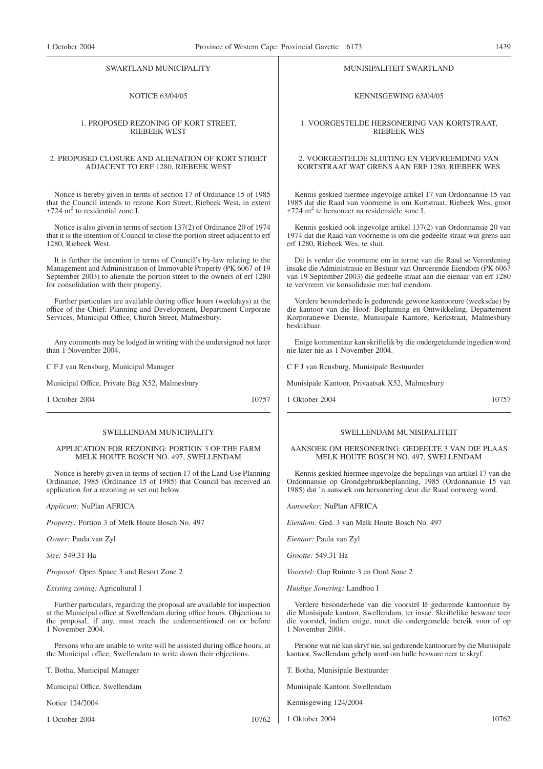## SWARTLAND MUNICIPALITY

NOTICE 63/04/05

### 1. PROPOSED REZONING OF KORT STREET, RIEBEEK WEST

### 2. PROPOSED CLOSURE AND ALIENATION OF KORT STREET ADJACENT TO ERF 1280, RIEBEEK WEST

Notice is hereby given in terms of section 17 of Ordinance 15 of 1985 that the Council intends to rezone Kort Street, Riebeek West, in extent ±724 m$^2$ to residential zone I.

Notice is also given in terms of section 137(2) of Ordinance 20 of 1974 that it is the intention of Council to close the portion street adjacent to erf 1280, Riebeek West.

It is further the intention in terms of Council's by-law relating to the Management and Administration of Immovable Property (PK 6067 of 19 September 2003) to alienate the portion street to the owners of erf 1280 for consolidation with their property.

Further particulars are available during office hours (weekdays) at the office of the Chief: Planning and Development, Department Corporate Services, Municipal Office, Church Street, Malmesbury.

Any comments may be lodged in writing with the undersigned not later than 1 November 2004.

C F J van Rensburg, Municipal Manager

Municipal Office, Private Bag X52, Malmesbury

1 October 2004 10757

## MUNISIPALITEIT SWARTLAND

KENNISGEWING 63/04/05

### 1. VOORGESTELDE HERSONERING VAN KORTSTRAAT, RIEBEEK WES

### 2. VOORGESTELDE SLUITING EN VERVREEMDING VAN KORTSTRAAT WAT GRENS AAN ERF 1280, RIEBEEK WES

Kennis geskied hiermee ingevolge artikel 17 van Ordonnansie 15 van 1985 dat die Raad van voorneme is om Kortstraat, Riebeek Wes, groot ±724 m$^2$ te hersoneer na residensiële sone I.

Kennis geskied ook ingevolge artikel 137(2) van Ordonnansie 20 van 1974 dat die Raad van voorneme is om die gedeelte straat wat grens aan erf 1280, Riebeek Wes, te sluit.

Dit is verder die voorneme om in terme van die Raad se Verordening insake die Administrasie en Bestuur van Onroerende Eiendom (PK 6067 van 19 September 2003) die gedeelte straat aan die eienaar van erf 1280 te vervreem vir konsolidasie met hul eiendom.

Verdere besonderhede is gedurende gewone kantoorure (weeksdae) by die kantoor van die Hoof: Beplanning en Ontwikkeling, Departement Korporatiewe Dienste, Munisipale Kantore, Kerkstraat, Malmesbury beskikbaar.

Enige kommentaar kan skriftelik by die ondergetekende ingedien word nie later nie as 1 November 2004.

C F J van Rensburg, Munisipale Bestuurder

Munisipale Kantoor, Privaatsak X52, Malmesbury

1 Oktober 2004 10757

---

## SWELLENDAM MUNICIPALITY

### APPLICATION FOR REZONING: PORTION 3 OF THE FARM MELK HOUTE BOSCH NO. 497, SWELLENDAM

Notice is hereby given in terms of section 17 of the Land Use Planning Ordinance, 1985 (Ordinance 15 of 1985) that Council bas received an application for a rezoning as set out below.

*Applicant:* NuPlan AFRICA

*Property:* Portion 3 of Melk Houte Bosch No. 497

*Owner:* Paula van Zyl

*Size:* 549.31 Ha

*Proposal:* Open Space 3 and Resort Zone 2

*Existing zoning:* Agricultural I

Further particulars, regarding the proposal are available for inspection at the Municipal office at Swellendam during office hours. Objections to the proposal, if any, must reach the undermentioned on or before 1 November 2004.

Persons who are unable to write will be assisted during office hours, at the Municipal office, Swellendam to write down their objections.

T. Botha, Municipal Manager

Municipal Office, Swellendam

Notice 124/2004

1 October 2004 10762

## SWELLENDAM MUNISIPALITEIT

### AANSOEK OM HERSONERING: GEDEELTE 3 VAN DIE PLAAS MELK HOUTE BOSCH NO. 497, SWELLENDAM

Kennis geskied hiermee ingevolge die bepalings van artikel 17 van die Ordonnansie op Grondgebruikbeplanning, 1985 (Ordonnansie 15 van 1985) dat 'n aansoek om hersonering deur die Raad oorweeg word.

*Aansoeker:* NuPlan AFRICA

*Eiendom:* Ged. 3 van Melk Houte Bosch No. 497

*Eienaar:* Paula van Zyl

*Grootte:* 549.31 Ha

*Voorstel:* Oop Ruimte 3 en Oord Sone 2

*Huidige Sonering:* Landbou I

Verdere besonderhede van die voorstel lê gedurende kantoorure by die Munisipale kantoor, Swellendam, ter insae. Skriftelike besware teen die voorstel, indien enige, moet die ondergemelde bereik voor of op 1 November 2004.

Persone wat nie kan skryf nie, sal gedurende kantoorure by die Munisipale kantoor, Swellendam gehelp word om hulle besware neer te skryf.

T. Botha, Munisipale Bestuurder

Munisipale Kantoor, Swellendam

Kennisgewing 124/2004

1 Oktober 2004 10762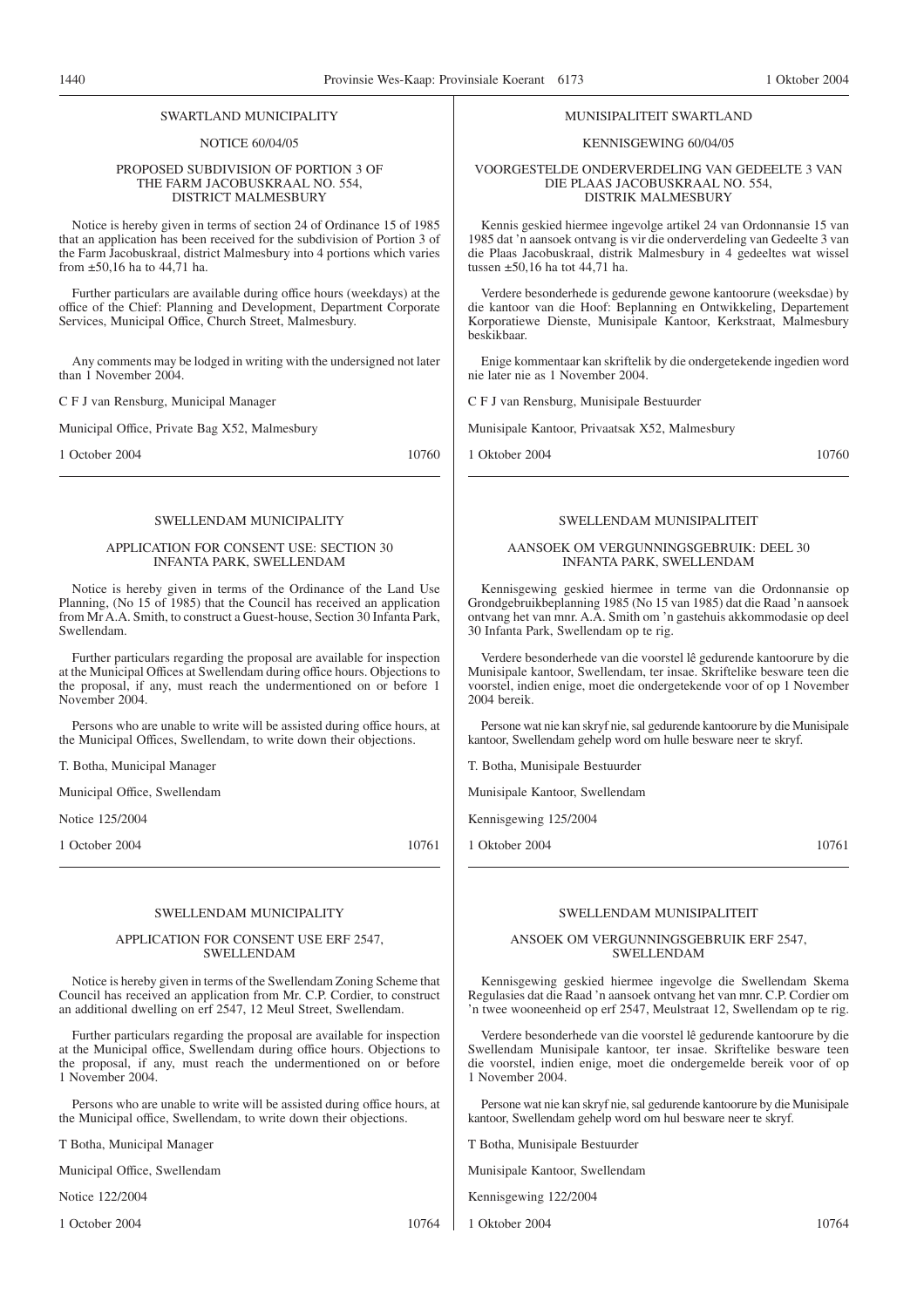SWARTLAND MUNICIPALITY

NOTICE 60/04/05

PROPOSED SUBDIVISION OF PORTION 3 OF THE FARM JACOBUSKRAAL NO. 554, DISTRICT MALMESBURY

Notice is hereby given in terms of section 24 of Ordinance 15 of 1985 that an application has been received for the subdivision of Portion 3 of the Farm Jacobuskraal, district Malmesbury into 4 portions which varies from ±50,16 ha to 44,71 ha.

Further particulars are available during office hours (weekdays) at the office of the Chief: Planning and Development, Department Corporate Services, Municipal Office, Church Street, Malmesbury.

Any comments may be lodged in writing with the undersigned not later than 1 November 2004.

C F J van Rensburg, Municipal Manager

Municipal Office, Private Bag X52, Malmesbury

1 October 2004 10760

---

MUNISIPALITEIT SWARTLAND

KENNISGEWING 60/04/05

VOORGESTELDE ONDERVERDELING VAN GEDEELTE 3 VAN DIE PLAAS JACOBUSKRAAL NO. 554, DISTRIK MALMESBURY

Kennis geskied hiermee ingevolge artikel 24 van Ordonnansie 15 van 1985 dat 'n aansoek ontvang is vir die onderverdeling van Gedeelte 3 van die Plaas Jacobuskraal, distrik Malmesbury in 4 gedeeltes wat wissel tussen ±50,16 ha tot 44,71 ha.

Verdere besonderhede is gedurende gewone kantoorure (weeksdae) by die kantoor van die Hoof: Beplanning en Ontwikkeling, Departement Korporatiewe Dienste, Munisipale Kantoor, Kerkstraat, Malmesbury beskikbaar.

Enige kommentaar kan skriftelik by die ondergetekende ingedien word nie later nie as 1 November 2004.

C F J van Rensburg, Munisipale Bestuurder

Munisipale Kantoor, Privaatsak X52, Malmesbury

1 Oktober 2004 10760

---

SWELLENDAM MUNICIPALITY

APPLICATION FOR CONSENT USE: SECTION 30 INFANTA PARK, SWELLENDAM

Notice is hereby given in terms of the Ordinance of the Land Use Planning, (No 15 of 1985) that the Council has received an application from Mr A.A. Smith, to construct a Guest-house, Section 30 Infanta Park, Swellendam.

Further particulars regarding the proposal are available for inspection at the Municipal Offices at Swellendam during office hours. Objections to the proposal, if any, must reach the undermentioned on or before 1 November 2004.

Persons who are unable to write will be assisted during office hours, at the Municipal Offices, Swellendam, to write down their objections.

T. Botha, Municipal Manager

Municipal Office, Swellendam

Notice 125/2004

1 October 2004 10761

---

SWELLENDAM MUNISIPALITEIT

AANSOEK OM VERGUNNINGSGEBRUIK: DEEL 30 INFANTA PARK, SWELLENDAM

Kennisgewing geskied hiermee in terme van die Ordonnansie op Grondgebruikbeplanning 1985 (No 15 van 1985) dat die Raad 'n aansoek ontvang het van mnr. A.A. Smith om 'n gastehuis akkommodasie op deel 30 Infanta Park, Swellendam op te rig.

Verdere besonderhede van die voorstel lê gedurende kantoorure by die Munisipale kantoor, Swellendam, ter insae. Skriftelike besware teen die voorstel, indien enige, moet die ondergetekende voor of op 1 November 2004 bereik.

Persone wat nie kan skryf nie, sal gedurende kantoorure by die Munisipale kantoor, Swellendam gehelp word om hulle besware neer te skryf.

T. Botha, Munisipale Bestuurder

Munisipale Kantoor, Swellendam

Kennisgewing 125/2004

1 Oktober 2004 10761

---

SWELLENDAM MUNICIPALITY

APPLICATION FOR CONSENT USE ERF 2547, SWELLENDAM

Notice is hereby given in terms of the Swellendam Zoning Scheme that Council has received an application from Mr. C.P. Cordier, to construct an additional dwelling on erf 2547, 12 Meul Street, Swellendam.

Further particulars regarding the proposal are available for inspection at the Municipal office, Swellendam during office hours. Objections to the proposal, if any, must reach the undermentioned on or before 1 November 2004.

Persons who are unable to write will be assisted during office hours, at the Municipal office, Swellendam, to write down their objections.

T Botha, Municipal Manager

Municipal Office, Swellendam

Notice 122/2004

1 October 2004 10764

---

SWELLENDAM MUNISIPALITEIT

ANSOEK OM VERGUNNINGSGEBRUIK ERF 2547, SWELLENDAM

Kennisgewing geskied hiermee ingevolge die Swellendam Skema Regulasies dat die Raad 'n aansoek ontvang het van mnr. C.P. Cordier om 'n twee wooneenheid op erf 2547, Meulstraat 12, Swellendam op te rig.

Verdere besonderhede van die voorstel lê gedurende kantoorure by die Swellendam Munisipale kantoor, ter insae. Skriftelike besware teen die voorstel, indien enige, moet die ondergemelde bereik voor of op 1 November 2004.

Persone wat nie kan skryf nie, sal gedurende kantoorure by die Munisipale kantoor, Swellendam gehelp word om hul besware neer te skryf.

T Botha, Munisipale Bestuurder

Munisipale Kantoor, Swellendam

Kennisgewing 122/2004

1 Oktober 2004 10764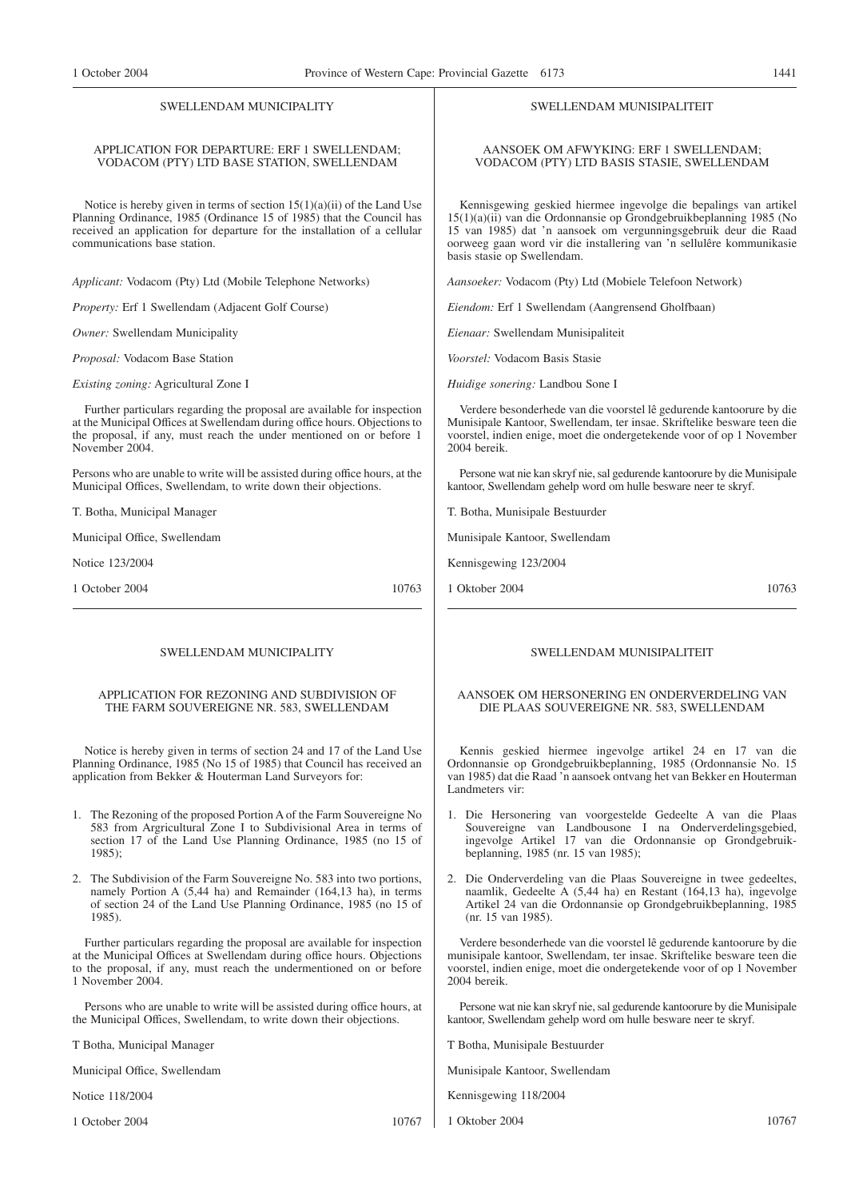## SWELLENDAM MUNICIPALITY

### APPLICATION FOR DEPARTURE: ERF 1 SWELLENDAM; VODACOM (PTY) LTD BASE STATION, SWELLENDAM

Notice is hereby given in terms of section 15(1)(a)(ii) of the Land Use Planning Ordinance, 1985 (Ordinance 15 of 1985) that the Council has received an application for departure for the installation of a cellular communications base station.

*Applicant:* Vodacom (Pty) Ltd (Mobile Telephone Networks)

*Property:* Erf 1 Swellendam (Adjacent Golf Course)

*Owner:* Swellendam Municipality

*Proposal:* Vodacom Base Station

*Existing zoning:* Agricultural Zone I

Further particulars regarding the proposal are available for inspection at the Municipal Offices at Swellendam during office hours. Objections to the proposal, if any, must reach the under mentioned on or before 1 November 2004.

Persons who are unable to write will be assisted during office hours, at the Municipal Offices, Swellendam, to write down their objections.

T. Botha, Municipal Manager

Municipal Office, Swellendam

Notice 123/2004

1 October 2004 10763

## SWELLENDAM MUNISIPALITEIT

### AANSOEK OM AFWYKING: ERF 1 SWELLENDAM; VODACOM (PTY) LTD BASIS STASIE, SWELLENDAM

Kennisgewing geskied hiermee ingevolge die bepalings van artikel 15(1)(a)(ii) van die Ordonnansie op Grondgebruikbeplanning 1985 (No 15 van 1985) dat 'n aansoek om vergunningsgebruik deur die Raad oorweeg gaan word vir die installering van 'n sellulêre kommunikasie basis stasie op Swellendam.

*Aansoeker:* Vodacom (Pty) Ltd (Mobiele Telefoon Network)

*Eiendom:* Erf 1 Swellendam (Aangrensend Gholfbaan)

*Eienaar:* Swellendam Munisipaliteit

*Voorstel:* Vodacom Basis Stasie

*Huidige sonering:* Landbou Sone I

Verdere besonderhede van die voorstel lê gedurende kantoorure by die Munisipale Kantoor, Swellendam, ter insae. Skriftelike besware teen die voorstel, indien enige, moet die ondergetekende voor of op 1 November 2004 bereik.

Persone wat nie kan skryf nie, sal gedurende kantoorure by die Munisipale kantoor, Swellendam gehelp word om hulle besware neer te skryf.

T. Botha, Munisipale Bestuurder

Munisipale Kantoor, Swellendam

Kennisgewing 123/2004

1 Oktober 2004 10763

---

## SWELLENDAM MUNICIPALITY

### APPLICATION FOR REZONING AND SUBDIVISION OF THE FARM SOUVEREIGNE NR. 583, SWELLENDAM

Notice is hereby given in terms of section 24 and 17 of the Land Use Planning Ordinance, 1985 (No 15 of 1985) that Council has received an application from Bekker & Houterman Land Surveyors for:

1. The Rezoning of the proposed Portion A of the Farm Souvereigne No 583 from Argricultural Zone I to Subdivisional Area in terms of section 17 of the Land Use Planning Ordinance, 1985 (no 15 of 1985);
2. The Subdivision of the Farm Souvereigne No. 583 into two portions, namely Portion A (5,44 ha) and Remainder (164,13 ha), in terms of section 24 of the Land Use Planning Ordinance, 1985 (no 15 of 1985).

Further particulars regarding the proposal are available for inspection at the Municipal Offices at Swellendam during office hours. Objections to the proposal, if any, must reach the undermentioned on or before 1 November 2004.

Persons who are unable to write will be assisted during office hours, at the Municipal Offices, Swellendam, to write down their objections.

T Botha, Municipal Manager

Municipal Office, Swellendam

Notice 118/2004

1 October 2004 10767

## SWELLENDAM MUNISIPALITEIT

### AANSOEK OM HERSONERING EN ONDERVERDELING VAN DIE PLAAS SOUVEREIGNE NR. 583, SWELLENDAM

Kennis geskied hiermee ingevolge artikel 24 en 17 van die Ordonnansie op Grondgebruikbeplanning, 1985 (Ordonnansie No. 15 van 1985) dat die Raad 'n aansoek ontvang het van Bekker en Houterman Landmeters vir:

1. Die Hersonering van voorgestelde Gedeelte A van die Plaas Souvereigne van Landbousone I na Onderverdelingsgebied, ingevolge Artikel 17 van die Ordonnansie op Grondgebruikbeplanning, 1985 (nr. 15 van 1985);
2. Die Onderverdeling van die Plaas Souvereigne in twee gedeeltes, naamlik, Gedeelte A (5,44 ha) en Restant (164,13 ha), ingevolge Artikel 24 van die Ordonnansie op Grondgebruikbeplanning, 1985 (nr. 15 van 1985).

Verdere besonderhede van die voorstel lê gedurende kantoorure by die munisipale kantoor, Swellendam, ter insae. Skriftelike besware teen die voorstel, indien enige, moet die ondergetekende voor of op 1 November 2004 bereik.

Persone wat nie kan skryf nie, sal gedurende kantoorure by die Munisipale kantoor, Swellendam gehelp word om hulle besware neer te skryf.

T Botha, Munisipale Bestuurder

Munisipale Kantoor, Swellendam

Kennisgewing 118/2004

1 Oktober 2004 10767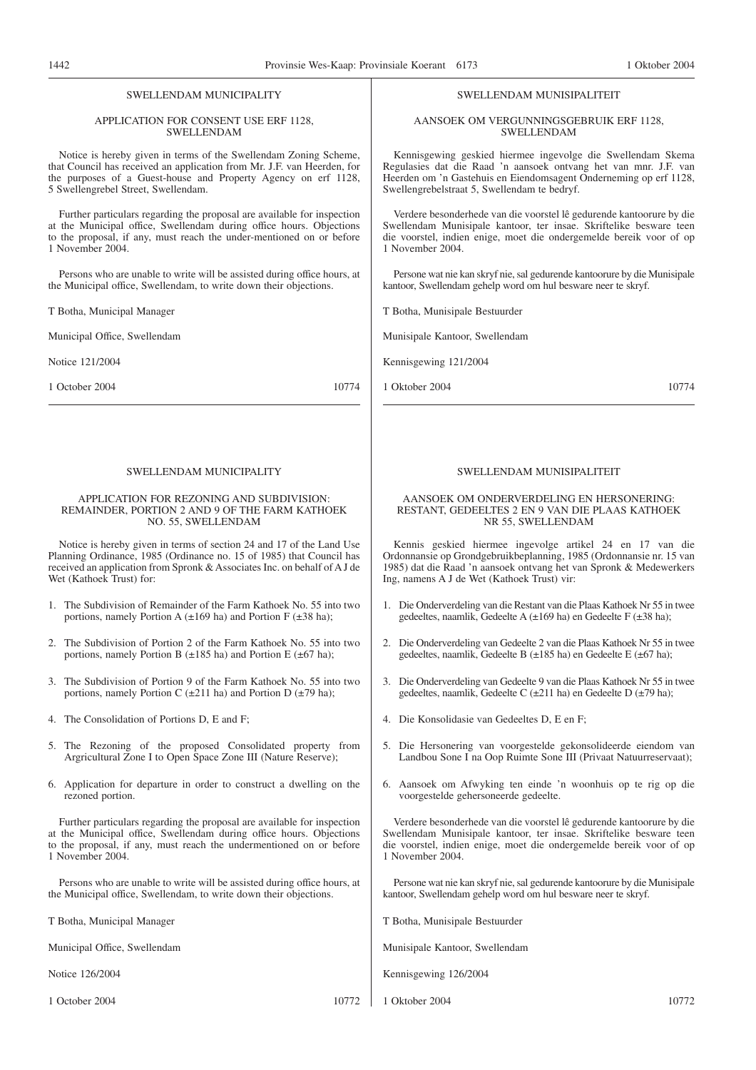## SWELLENDAM MUNICIPALITY

### APPLICATION FOR CONSENT USE ERF 1128, SWELLENDAM

Notice is hereby given in terms of the Swellendam Zoning Scheme, that Council has received an application from Mr. J.F. van Heerden, for the purposes of a Guest-house and Property Agency on erf 1128, 5 Swellengrebel Street, Swellendam.

Further particulars regarding the proposal are available for inspection at the Municipal office, Swellendam during office hours. Objections to the proposal, if any, must reach the under-mentioned on or before 1 November 2004.

Persons who are unable to write will be assisted during office hours, at the Municipal office, Swellendam, to write down their objections.

T Botha, Municipal Manager

Municipal Office, Swellendam

Notice 121/2004

1 October 2004 10774

## SWELLENDAM MUNISIPALITEIT

### AANSOEK OM VERGUNNINGSGEBRUIK ERF 1128, SWELLENDAM

Kennisgewing geskied hiermee ingevolge die Swellendam Skema Regulasies dat die Raad 'n aansoek ontvang het van mnr. J.F. van Heerden om 'n Gastehuis en Eiendomsagent Onderneming op erf 1128, Swellengrebelstraat 5, Swellendam te bedryf.

Verdere besonderhede van die voorstel lê gedurende kantoorure by die Swellendam Munisipale kantoor, ter insae. Skriftelike besware teen die voorstel, indien enige, moet die ondergemelde bereik voor of op 1 November 2004.

Persone wat nie kan skryf nie, sal gedurende kantoorure by die Munisipale kantoor, Swellendam gehelp word om hul besware neer te skryf.

T Botha, Munisipale Bestuurder

Munisipale Kantoor, Swellendam

Kennisgewing 121/2004

1 Oktober 2004 10774

## SWELLENDAM MUNICIPALITY

### APPLICATION FOR REZONING AND SUBDIVISION: REMAINDER, PORTION 2 AND 9 OF THE FARM KATHOEK NO. 55, SWELLENDAM

Notice is hereby given in terms of section 24 and 17 of the Land Use Planning Ordinance, 1985 (Ordinance no. 15 of 1985) that Council has received an application from Spronk & Associates Inc. on behalf of A J de Wet (Kathoek Trust) for:

1. The Subdivision of Remainder of the Farm Kathoek No. 55 into two portions, namely Portion A (±169 ha) and Portion F (±38 ha);
2. The Subdivision of Portion 2 of the Farm Kathoek No. 55 into two portions, namely Portion B (±185 ha) and Portion E (±67 ha);
3. The Subdivision of Portion 9 of the Farm Kathoek No. 55 into two portions, namely Portion C (±211 ha) and Portion D (±79 ha);
4. The Consolidation of Portions D, E and F;
5. The Rezoning of the proposed Consolidated property from Argricultural Zone I to Open Space Zone III (Nature Reserve);
6. Application for departure in order to construct a dwelling on the rezoned portion.

Further particulars regarding the proposal are available for inspection at the Municipal office, Swellendam during office hours. Objections to the proposal, if any, must reach the undermentioned on or before 1 November 2004.

Persons who are unable to write will be assisted during office hours, at the Municipal office, Swellendam, to write down their objections.

T Botha, Municipal Manager

Municipal Office, Swellendam

Notice 126/2004

1 October 2004 10772

## SWELLENDAM MUNISIPALITEIT

### AANSOEK OM ONDERVERDELING EN HERSONERING: RESTANT, GEDEELTES 2 EN 9 VAN DIE PLAAS KATHOEK NR 55, SWELLENDAM

Kennis geskied hiermee ingevolge artikel 24 en 17 van die Ordonnansie op Grondgebruikbeplanning, 1985 (Ordonnansie nr. 15 van 1985) dat die Raad 'n aansoek ontvang het van Spronk & Medewerkers Ing, namens A J de Wet (Kathoek Trust) vir:

1. Die Onderverdeling van die Restant van die Plaas Kathoek Nr 55 in twee gedeeltes, naamlik, Gedeelte A (±169 ha) en Gedeelte F (±38 ha);
2. Die Onderverdeling van Gedeelte 2 van die Plaas Kathoek Nr 55 in twee gedeeltes, naamlik, Gedeelte B (±185 ha) en Gedeelte E (±67 ha);
3. Die Onderverdeling van Gedeelte 9 van die Plaas Kathoek Nr 55 in twee gedeeltes, naamlik, Gedeelte C (±211 ha) en Gedeelte D (±79 ha);
4. Die Konsolidasie van Gedeeltes D, E en F;
5. Die Hersonering van voorgestelde gekonsolideerde eiendom van Landbou Sone I na Oop Ruimte Sone III (Privaat Natuurreservaat);
6. Aansoek om Afwyking ten einde 'n woonhuis op te rig op die voorgestelde gehersoneerde gedeelte.

Verdere besonderhede van die voorstel lê gedurende kantoorure by die Swellendam Munisipale kantoor, ter insae. Skriftelike besware teen die voorstel, indien enige, moet die ondergemelde bereik voor of op 1 November 2004.

Persone wat nie kan skryf nie, sal gedurende kantoorure by die Munisipale kantoor, Swellendam gehelp word om hul besware neer te skryf.

T Botha, Munisipale Bestuurder

Munisipale Kantoor, Swellendam

Kennisgewing 126/2004

1 Oktober 2004 10772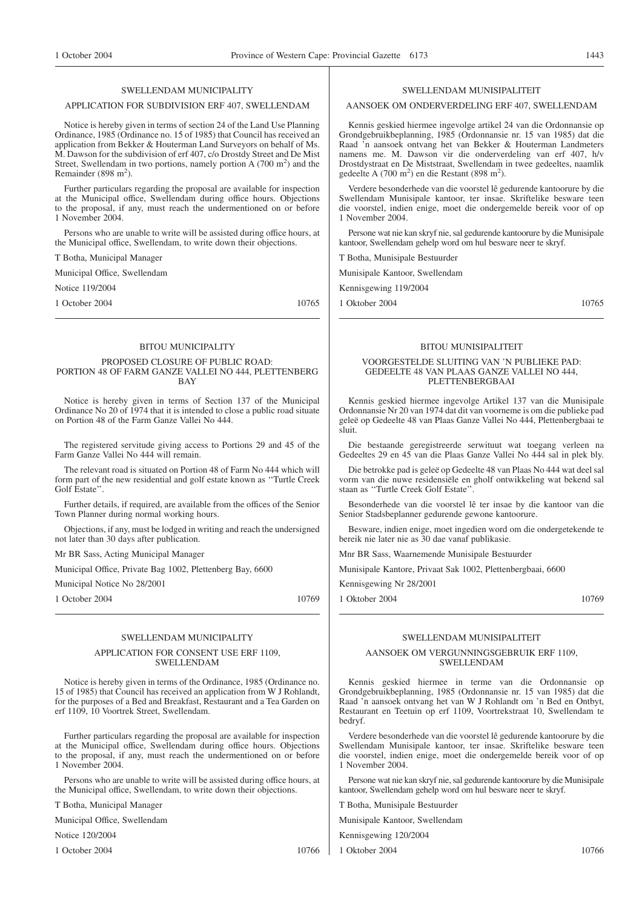## SWELLENDAM MUNICIPALITY

### APPLICATION FOR SUBDIVISION ERF 407, SWELLENDAM

Notice is hereby given in terms of section 24 of the Land Use Planning Ordinance, 1985 (Ordinance no. 15 of 1985) that Council has received an application from Bekker & Houterman Land Surveyors on behalf of Ms. M. Dawson for the subdivision of erf 407, c/o Drostdy Street and De Mist Street, Swellendam in two portions, namely portion A (700 m$^2$) and the Remainder (898 m$^2$).

Further particulars regarding the proposal are available for inspection at the Municipal office, Swellendam during office hours. Objections to the proposal, if any, must reach the undermentioned on or before 1 November 2004.

Persons who are unable to write will be assisted during office hours, at the Municipal office, Swellendam, to write down their objections.

T Botha, Municipal Manager

Municipal Office, Swellendam

Notice 119/2004

1 October 2004 10765

---

## SWELLENDAM MUNISIPALITEIT

### AANSOEK OM ONDERVERDELING ERF 407, SWELLENDAM

Kennis geskied hiermee ingevolge artikel 24 van die Ordonnansie op Grondgebruikbeplanning, 1985 (Ordonnansie nr. 15 van 1985) dat die Raad 'n aansoek ontvang het van Bekker & Houterman Landmeters namens me. M. Dawson vir die onderverdeling van erf 407, h/v Drostdystraat en De Miststraat, Swellendam in twee gedeeltes, naamlik gedeelte A (700 m$^2$) en die Restant (898 m$^2$).

Verdere besonderhede van die voorstel lê gedurende kantoorure by die Swellendam Munisipale kantoor, ter insae. Skriftelike besware teen die voorstel, indien enige, moet die ondergemelde bereik voor of op 1 November 2004.

Persone wat nie kan skryf nie, sal gedurende kantoorure by die Munisipale kantoor, Swellendam gehelp word om hul besware neer te skryf.

T Botha, Munisipale Bestuurder

Munisipale Kantoor, Swellendam

Kennisgewing 119/2004

1 Oktober 2004 10765

---

## BITOU MUNICIPALITY

### PROPOSED CLOSURE OF PUBLIC ROAD: PORTION 48 OF FARM GANZE VALLEI NO 444, PLETTENBERG BAY

Notice is hereby given in terms of Section 137 of the Municipal Ordinance No 20 of 1974 that it is intended to close a public road situate on Portion 48 of the Farm Ganze Vallei No 444.

The registered servitude giving access to Portions 29 and 45 of the Farm Ganze Vallei No 444 will remain.

The relevant road is situated on Portion 48 of Farm No 444 which will form part of the new residential and golf estate known as ''Turtle Creek Golf Estate''.

Further details, if required, are available from the offices of the Senior Town Planner during normal working hours.

Objections, if any, must be lodged in writing and reach the undersigned not later than 30 days after publication.

Mr BR Sass, Acting Municipal Manager

Municipal Office, Private Bag 1002, Plettenberg Bay, 6600

Municipal Notice No 28/2001

1 October 2004 10769

---

## BITOU MUNISIPALITEIT

### VOORGESTELDE SLUITING VAN 'N PUBLIEKE PAD: GEDEELTE 48 VAN PLAAS GANZE VALLEI NO 444, PLETTENBERGBAAI

Kennis geskied hiermee ingevolge Artikel 137 van die Munisipale Ordonnansie Nr 20 van 1974 dat dit van voorneme is om die publieke pad geleë op Gedeelte 48 van Plaas Ganze Vallei No 444, Plettenbergbaai te sluit.

Die bestaande geregistreerde serwituut wat toegang verleen na Gedeeltes 29 en 45 van die Plaas Ganze Vallei No 444 sal in plek bly.

Die betrokke pad is geleë op Gedeelte 48 van Plaas No 444 wat deel sal vorm van die nuwe residensiële en gholf ontwikkeling wat bekend sal staan as ''Turtle Creek Golf Estate''.

Besonderhede van die voorstel lê ter insae by die kantoor van die Senior Stadsbeplanner gedurende gewone kantoorure.

Besware, indien enige, moet ingedien word om die ondergetekende te bereik nie later nie as 30 dae vanaf publikasie.

Mnr BR Sass, Waarnemende Munisipale Bestuurder

Munisipale Kantore, Privaat Sak 1002, Plettenbergbaai, 6600

Kennisgewing Nr 28/2001

1 Oktober 2004 10769

---

## SWELLENDAM MUNICIPALITY

### APPLICATION FOR CONSENT USE ERF 1109, SWELLENDAM

Notice is hereby given in terms of the Ordinance, 1985 (Ordinance no. 15 of 1985) that Council has received an application from W J Rohlandt, for the purposes of a Bed and Breakfast, Restaurant and a Tea Garden on erf 1109, 10 Voortrek Street, Swellendam.

Further particulars regarding the proposal are available for inspection at the Municipal office, Swellendam during office hours. Objections to the proposal, if any, must reach the undermentioned on or before 1 November 2004.

Persons who are unable to write will be assisted during office hours, at the Municipal office, Swellendam, to write down their objections.

T Botha, Municipal Manager

Municipal Office, Swellendam

Notice 120/2004

1 October 2004 10766

---

## SWELLENDAM MUNISIPALITEIT

### AANSOEK OM VERGUNNINGSGEBRUIK ERF 1109, SWELLENDAM

Kennis geskied hiermee in terme van die Ordonnansie op Grondgebruikbeplanning, 1985 (Ordonnansie nr. 15 van 1985) dat die Raad 'n aansoek ontvang het van W J Rohlandt om 'n Bed en Ontbyt, Restaurant en Teetuin op erf 1109, Voortrekstraat 10, Swellendam te bedryf.

Verdere besonderhede van die voorstel lê gedurende kantoorure by die Swellendam Munisipale kantoor, ter insae. Skriftelike besware teen die voorstel, indien enige, moet die ondergemelde bereik voor of op 1 November 2004.

Persone wat nie kan skryf nie, sal gedurende kantoorure by die Munisipale kantoor, Swellendam gehelp word om hul besware neer te skryf.

T Botha, Munisipale Bestuurder

Munisipale Kantoor, Swellendam

Kennisgewing 120/2004

1 Oktober 2004 10766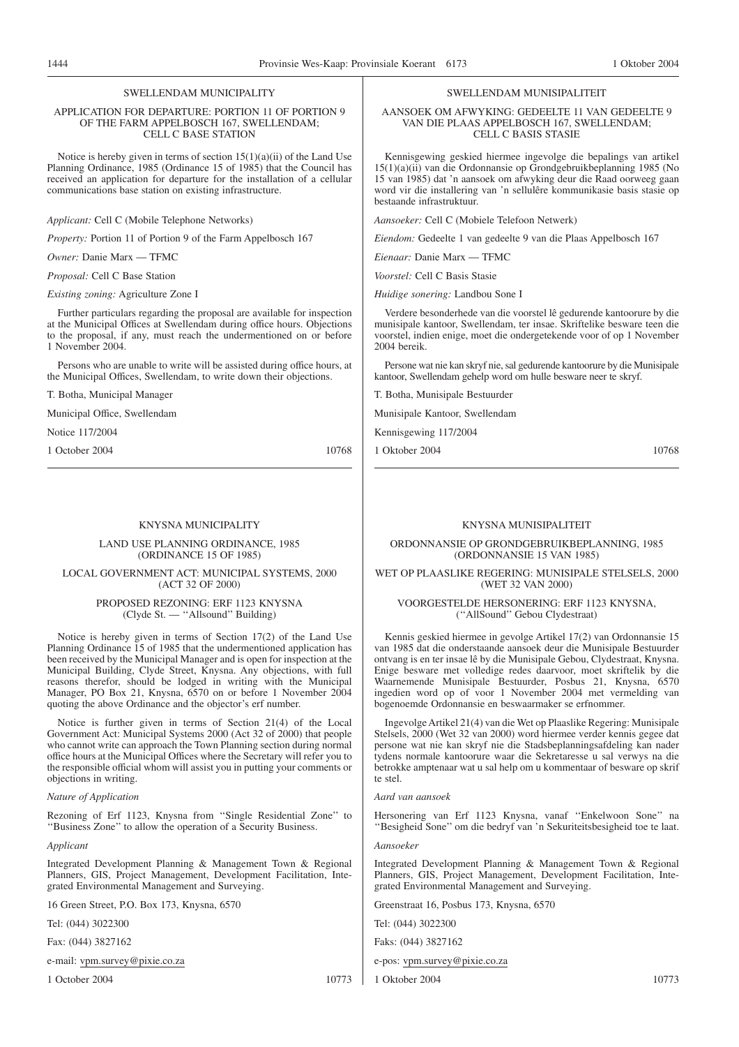## SWELLENDAM MUNICIPALITY

### APPLICATION FOR DEPARTURE: PORTION 11 OF PORTION 9 OF THE FARM APPELBOSCH 167, SWELLENDAM; CELL C BASE STATION

Notice is hereby given in terms of section 15(1)(a)(ii) of the Land Use Planning Ordinance, 1985 (Ordinance 15 of 1985) that the Council has received an application for departure for the installation of a cellular communications base station on existing infrastructure.

*Applicant:* Cell C (Mobile Telephone Networks)

*Property:* Portion 11 of Portion 9 of the Farm Appelbosch 167

*Owner:* Danie Marx — TFMC

*Proposal:* Cell C Base Station

*Existing zoning:* Agriculture Zone I

Further particulars regarding the proposal are available for inspection at the Municipal Offices at Swellendam during office hours. Objections to the proposal, if any, must reach the undermentioned on or before 1 November 2004.

Persons who are unable to write will be assisted during office hours, at the Municipal Offices, Swellendam, to write down their objections.

T. Botha, Municipal Manager

Municipal Office, Swellendam

Notice 117/2004

1 October 2004 10768

---

## SWELLENDAM MUNISIPALITEIT

### AANSOEK OM AFWYKING: GEDEELTE 11 VAN GEDEELTE 9 VAN DIE PLAAS APPELBOSCH 167, SWELLENDAM; CELL C BASIS STASIE

Kennisgewing geskied hiermee ingevolge die bepalings van artikel 15(1)(a)(ii) van die Ordonnansie op Grondgebruikbeplanning 1985 (No 15 van 1985) dat 'n aansoek om afwyking deur die Raad oorweeg gaan word vir die installering van 'n sellulêre kommunikasie basis stasie op bestaande infrastruktuur.

*Aansoeker:* Cell C (Mobiele Telefoon Netwerk)

*Eiendom:* Gedeelte 1 van gedeelte 9 van die Plaas Appelbosch 167

*Eienaar:* Danie Marx — TFMC

*Voorstel:* Cell C Basis Stasie

*Huidige sonering:* Landbou Sone I

Verdere besonderhede van die voorstel lê gedurende kantoorure by die munisipale kantoor, Swellendam, ter insae. Skriftelike besware teen die voorstel, indien enige, moet die ondergetekende voor of op 1 November 2004 bereik.

Persone wat nie kan skryf nie, sal gedurende kantoorure by die Munisipale kantoor, Swellendam gehelp word om hulle besware neer te skryf.

T. Botha, Munisipale Bestuurder

Munisipale Kantoor, Swellendam

Kennisgewing 117/2004

1 Oktober 2004 10768

---

## KNYSNA MUNICIPALITY

### LAND USE PLANNING ORDINANCE, 1985 (ORDINANCE 15 OF 1985)

### LOCAL GOVERNMENT ACT: MUNICIPAL SYSTEMS, 2000 (ACT 32 OF 2000)

### PROPOSED REZONING: ERF 1123 KNYSNA (Clyde St. — ''Allsound'' Building)

Notice is hereby given in terms of Section 17(2) of the Land Use Planning Ordinance 15 of 1985 that the undermentioned application has been received by the Municipal Manager and is open for inspection at the Municipal Building, Clyde Street, Knysna. Any objections, with full reasons therefor, should be lodged in writing with the Municipal Manager, PO Box 21, Knysna, 6570 on or before 1 November 2004 quoting the above Ordinance and the objector's erf number.

Notice is further given in terms of Section 21(4) of the Local Government Act: Municipal Systems 2000 (Act 32 of 2000) that people who cannot write can approach the Town Planning section during normal office hours at the Municipal Offices where the Secretary will refer you to the responsible official whom will assist you in putting your comments or objections in writing.

*Nature of Application*

Rezoning of Erf 1123, Knysna from ''Single Residential Zone'' to ''Business Zone'' to allow the operation of a Security Business.

*Applicant*

Integrated Development Planning & Management Town & Regional Planners, GIS, Project Management, Development Facilitation, Integrated Environmental Management and Surveying.

16 Green Street, P.O. Box 173, Knysna, 6570

Tel: (044) 3022300

Fax: (044) 3827162

e-mail: vpm.survey@pixie.co.za

1 October 2004 10773

---

## KNYSNA MUNISIPALITEIT

### ORDONNANSIE OP GRONDGEBRUIKBEPLANNING, 1985 (ORDONNANSIE 15 VAN 1985)

### WET OP PLAASLIKE REGERING: MUNISIPALE STELSELS, 2000 (WET 32 VAN 2000)

### VOORGESTELDE HERSONERING: ERF 1123 KNYSNA, (''AllSound'' Gebou Clydestraat)

Kennis geskied hiermee in gevolge Artikel 17(2) van Ordonnansie 15 van 1985 dat die onderstaande aansoek deur die Munisipale Bestuurder ontvang is en ter insae lê by die Munisipale Gebou, Clydestraat, Knysna. Enige besware met volledige redes daarvoor, moet skriftelik by die Waarnemende Munisipale Bestuurder, Posbus 21, Knysna, 6570 ingedien word op of voor 1 November 2004 met vermelding van bogenoemde Ordonnansie en beswaarmaker se erfnommer.

Ingevolge Artikel 21(4) van die Wet op Plaaslike Regering: Munisipale Stelsels, 2000 (Wet 32 van 2000) word hiermee verder kennis gegee dat persone wat nie kan skryf nie die Stadsbeplanningsafdeling kan nader tydens normale kantoorure waar die Sekretaresse u sal verwys na die betrokke amptenaar wat u sal help om u kommentaar of besware op skrif te stel.

*Aard van aansoek*

Hersonering van Erf 1123 Knysna, vanaf ''Enkelwoon Sone'' na ''Besigheid Sone'' om die bedryf van 'n Sekuriteitsbesigheid toe te laat.

*Aansoeker*

Integrated Development Planning & Management Town & Regional Planners, GIS, Project Management, Development Facilitation, Integrated Environmental Management and Surveying.

Greenstraat 16, Posbus 173, Knysna, 6570

Tel: (044) 3022300

Faks: (044) 3827162

e-pos: vpm.survey@pixie.co.za

1 Oktober 2004 10773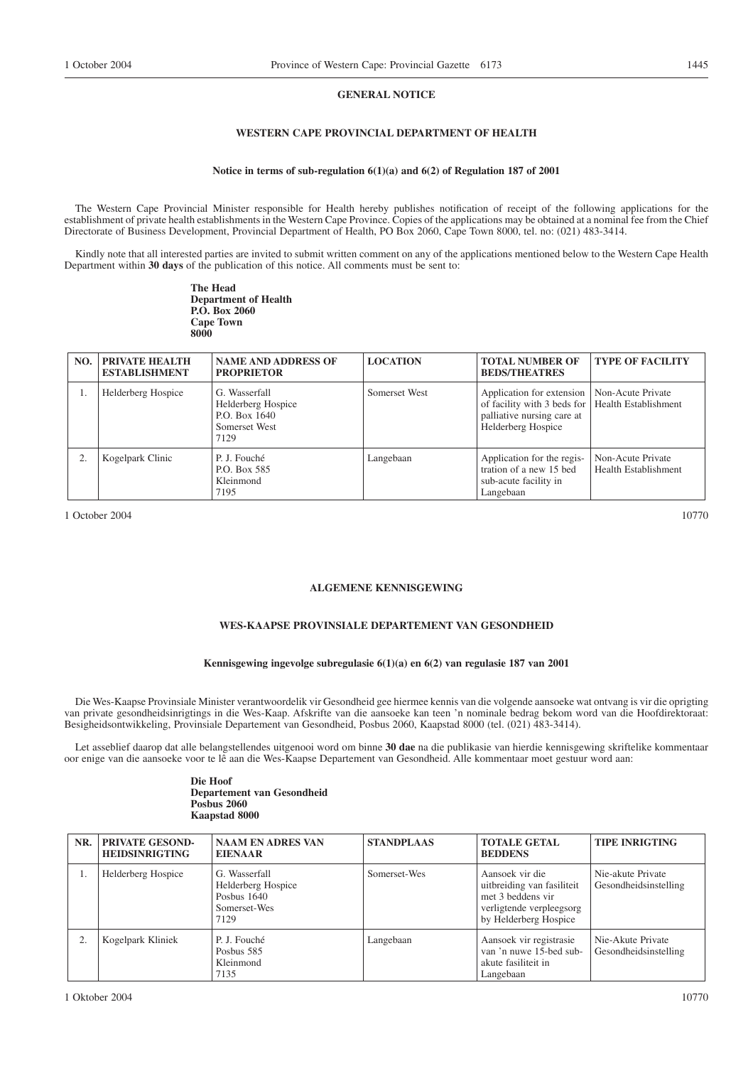**GENERAL NOTICE**

**WESTERN CAPE PROVINCIAL DEPARTMENT OF HEALTH**

**Notice in terms of sub-regulation 6(1)(a) and 6(2) of Regulation 187 of 2001**

The Western Cape Provincial Minister responsible for Health hereby publishes notification of receipt of the following applications for the establishment of private health establishments in the Western Cape Province. Copies of the applications may be obtained at a nominal fee from the Chief Directorate of Business Development, Provincial Department of Health, PO Box 2060, Cape Town 8000, tel. no: (021) 483-3414.

Kindly note that all interested parties are invited to submit written comment on any of the applications mentioned below to the Western Cape Health Department within **30 days** of the publication of this notice. All comments must be sent to:

**The Head**
**Department of Health**
**P.O. Box 2060**
**Cape Town**
**8000**

| NO. | PRIVATE HEALTH ESTABLISHMENT | NAME AND ADDRESS OF PROPRIETOR | LOCATION | TOTAL NUMBER OF BEDS/THEATRES | TYPE OF FACILITY |
|---|---|---|---|---|---|
| 1. | Helderberg Hospice | G. Wasserfall<br>Helderberg Hospice<br>P.O. Box 1640<br>Somerset West<br>7129 | Somerset West | Application for extension of facility with 3 beds for palliative nursing care at Helderberg Hospice | Non-Acute Private Health Establishment |
| 2. | Kogelpark Clinic | P. J. Fouché<br>P.O. Box 585<br>Kleinmond<br>7195 | Langebaan | Application for the registration of a new 15 bed sub-acute facility in Langebaan | Non-Acute Private Health Establishment |

1 October 2004 10770

**ALGEMENE KENNISGEWING**

**WES-KAAPSE PROVINSIALE DEPARTEMENT VAN GESONDHEID**

**Kennisgewing ingevolge subregulasie 6(1)(a) en 6(2) van regulasie 187 van 2001**

Die Wes-Kaapse Provinsiale Minister verantwoordelik vir Gesondheid gee hiermee kennis van die volgende aansoeke wat ontvang is vir die oprigting van private gesondheidsinrigtings in die Wes-Kaap. Afskrifte van die aansoeke kan teen 'n nominale bedrag bekom word van die Hoofdirektoraat: Besigheidsontwikkeling, Provinsiale Departement van Gesondheid, Posbus 2060, Kaapstad 8000 (tel. (021) 483-3414).

Let asseblief daarop dat alle belangstellendes uitgenooi word om binne **30 dae** na die publikasie van hierdie kennisgewing skriftelike kommentaar oor enige van die aansoeke voor te lê aan die Wes-Kaapse Departement van Gesondheid. Alle kommentaar moet gestuur word aan:

**Die Hoof**
**Departement van Gesondheid**
**Posbus 2060**
**Kaapstad 8000**

| NR. | PRIVATE GESONDHEIDSINRIGTING | NAAM EN ADRES VAN EIENAAR | STANDPLAAS | TOTALE GETAL BEDDENS | TIPE INRIGTING |
|---|---|---|---|---|---|
| 1. | Helderberg Hospice | G. Wasserfall<br>Helderberg Hospice<br>Posbus 1640<br>Somerset-Wes<br>7129 | Somerset-Wes | Aansoek vir die uitbreiding van fasiliteit met 3 beddens vir verligtende verpleegsorg by Helderberg Hospice | Nie-akute Private Gesondheidsinstelling |
| 2. | Kogelpark Kliniek | P. J. Fouché<br>Posbus 585<br>Kleinmond<br>7135 | Langebaan | Aansoek vir registrasie van 'n nuwe 15-bed subakute fasiliteit in Langebaan | Nie-Akute Private Gesondheidsinstelling |

1 Oktober 2004 10770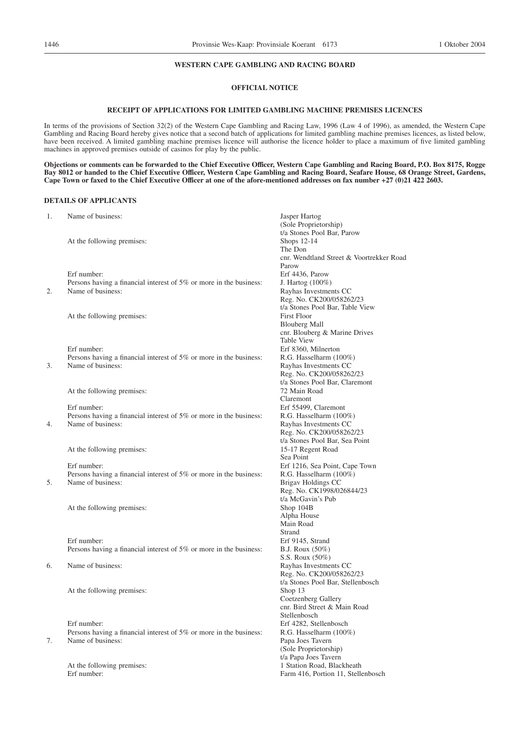**WESTERN CAPE GAMBLING AND RACING BOARD**

**OFFICIAL NOTICE**

**RECEIPT OF APPLICATIONS FOR LIMITED GAMBLING MACHINE PREMISES LICENCES**

In terms of the provisions of Section 32(2) of the Western Cape Gambling and Racing Law, 1996 (Law 4 of 1996), as amended, the Western Cape Gambling and Racing Board hereby gives notice that a second batch of applications for limited gambling machine premises licences, as listed below, have been received. A limited gambling machine premises licence will authorise the licence holder to place a maximum of five limited gambling machines in approved premises outside of casinos for play by the public.

**Objections or comments can be forwarded to the Chief Executive Officer, Western Cape Gambling and Racing Board, P.O. Box 8175, Rogge Bay 8012 or handed to the Chief Executive Officer, Western Cape Gambling and Racing Board, Seafare House, 68 Orange Street, Gardens, Cape Town or faxed to the Chief Executive Officer at one of the afore-mentioned addresses on fax number +27 (0)21 422 2603.**

**DETAILS OF APPLICANTS**

| | | |
|---|---|---|
| 1. | Name of business: | Jasper Hartog<br>(Sole Proprietorship)<br>t/a Stones Pool Bar, Parow |
| | At the following premises: | Shops 12-14<br>The Don<br>cnr. Wendtland Street & Voortrekker Road<br>Parow |
| | Erf number: | Erf 4436, Parow |
| | Persons having a financial interest of 5% or more in the business: | J. Hartog (100%) |
| 2. | Name of business: | Rayhas Investments CC<br>Reg. No. CK200/058262/23<br>t/a Stones Pool Bar, Table View |
| | At the following premises: | First Floor<br>Blouberg Mall<br>cnr. Blouberg & Marine Drives<br>Table View |
| | Erf number: | Erf 8360, Milnerton |
| | Persons having a financial interest of 5% or more in the business: | R.G. Hasselharm (100%) |
| 3. | Name of business: | Rayhas Investments CC<br>Reg. No. CK200/058262/23<br>t/a Stones Pool Bar, Claremont |
| | At the following premises: | 72 Main Road<br>Claremont |
| | Erf number: | Erf 55499, Claremont |
| | Persons having a financial interest of 5% or more in the business: | R.G. Hasselharm (100%) |
| 4. | Name of business: | Rayhas Investments CC<br>Reg. No. CK200/058262/23<br>t/a Stones Pool Bar, Sea Point |
| | At the following premises: | 15-17 Regent Road<br>Sea Point |
| | Erf number: | Erf 1216, Sea Point, Cape Town |
| | Persons having a financial interest of 5% or more in the business: | R.G. Hasselharm (100%) |
| 5. | Name of business: | Brigav Holdings CC<br>Reg. No. CK1998/026844/23<br>t/a McGavin's Pub |
| | At the following premises: | Shop 104B<br>Alpha House<br>Main Road<br>Strand |
| | Erf number: | Erf 9145, Strand |
| | Persons having a financial interest of 5% or more in the business: | B.J. Roux (50%)<br>S.S. Roux (50%) |
| 6. | Name of business: | Rayhas Investments CC<br>Reg. No. CK200/058262/23<br>t/a Stones Pool Bar, Stellenbosch |
| | At the following premises: | Shop 13<br>Coetzenberg Gallery<br>cnr. Bird Street & Main Road<br>Stellenbosch |
| | Erf number: | Erf 4282, Stellenbosch |
| | Persons having a financial interest of 5% or more in the business: | R.G. Hasselharm (100%) |
| 7. | Name of business: | Papa Joes Tavern<br>(Sole Proprietorship)<br>t/a Papa Joes Tavern |
| | At the following premises: | 1 Station Road, Blackheath |
| | Erf number: | Farm 416, Portion 11, Stellenbosch |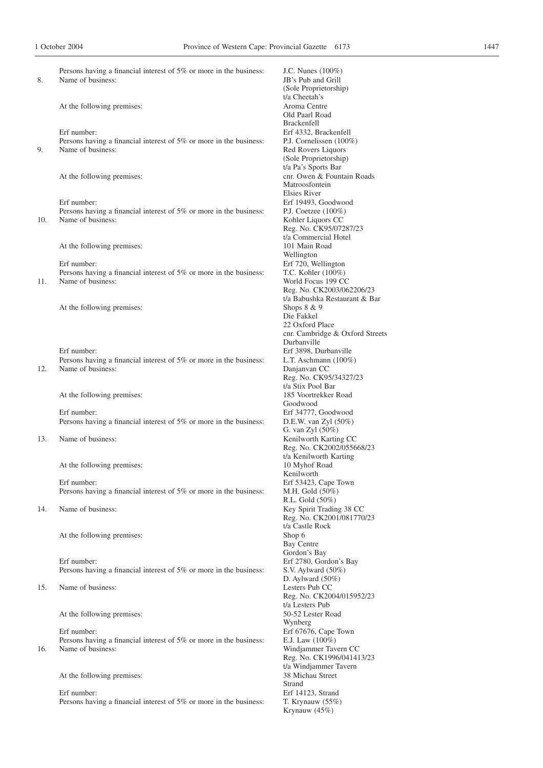Persons having a financial interest of 5% or more in the business: J.C. Nunes (100%)

8. Name of business: JB's Pub and Grill
(Sole Proprietorship)
t/a Cheetah's

At the following premises: Aroma Centre
Old Paarl Road
Brackenfell

Erf number: Erf 4332, Brackenfell

Persons having a financial interest of 5% or more in the business: P.J. Cornelissen (100%)

9. Name of business: Red Rovers Liquors
(Sole Proprietorship)
t/a Pa's Sports Bar

At the following premises: cnr. Owen & Fountain Roads
Matroosfontein
Elsies River

Erf number: Erf 19493, Goodwood

Persons having a financial interest of 5% or more in the business: P.J. Coetzee (100%)

10. Name of business: Kohler Liquors CC
Reg. No. CK95/07287/23
t/a Commercial Hotel

At the following premises: 101 Main Road
Wellington

Erf number: Erf 720, Wellington

Persons having a financial interest of 5% or more in the business: T.C. Kohler (100%)

11. Name of business: World Focus 199 CC
Reg. No. CK2003/062206/23
t/a Babushka Restaurant & Bar

At the following premises: Shops 8 & 9
Die Fakkel
22 Oxford Place
cnr. Cambridge & Oxford Streets
Durbanville

Erf number: Erf 3898, Durbanville

Persons having a financial interest of 5% or more in the business: L.T. Aschmann (100%)

12. Name of business: Danjanvan CC
Reg. No. CK95/34327/23
t/a Stix Pool Bar

At the following premises: 185 Voortrekker Road
Goodwood

Erf number: Erf 34777, Goodwood

Persons having a financial interest of 5% or more in the business: D.E.W. van Zyl (50%)
G. van Zyl (50%)

13. Name of business: Kenilworth Karting CC
Reg. No. CK2002/055668/23
t/a Kenilworth Karting

At the following premises: 10 Myhof Road
Kenilworth

Erf number: Erf 53423, Cape Town

Persons having a financial interest of 5% or more in the business: M.H. Gold (50%)
R.L. Gold (50%)

14. Name of business: Key Spirit Trading 38 CC
Reg. No. CK2001/081770/23
t/a Castle Rock

At the following premises: Shop 6
Bay Centre
Gordon's Bay

Erf number: Erf 2780, Gordon's Bay

Persons having a financial interest of 5% or more in the business: S.V. Aylward (50%)
D. Aylward (50%)

15. Name of business: Lesters Pub CC
Reg. No. CK2004/015952/23
t/a Lesters Pub

At the following premises: 50-52 Lester Road
Wynberg

Erf number: Erf 67676, Cape Town

Persons having a financial interest of 5% or more in the business: E.J. Law (100%)

16. Name of business: Windjammer Tavern CC
Reg. No. CK1996/041413/23
t/a Windjammer Tavern

At the following premises: 38 Michau Street
Strand

Erf number: Erf 14123, Strand

Persons having a financial interest of 5% or more in the business: T. Krynauw (55%)
Krynauw (45%)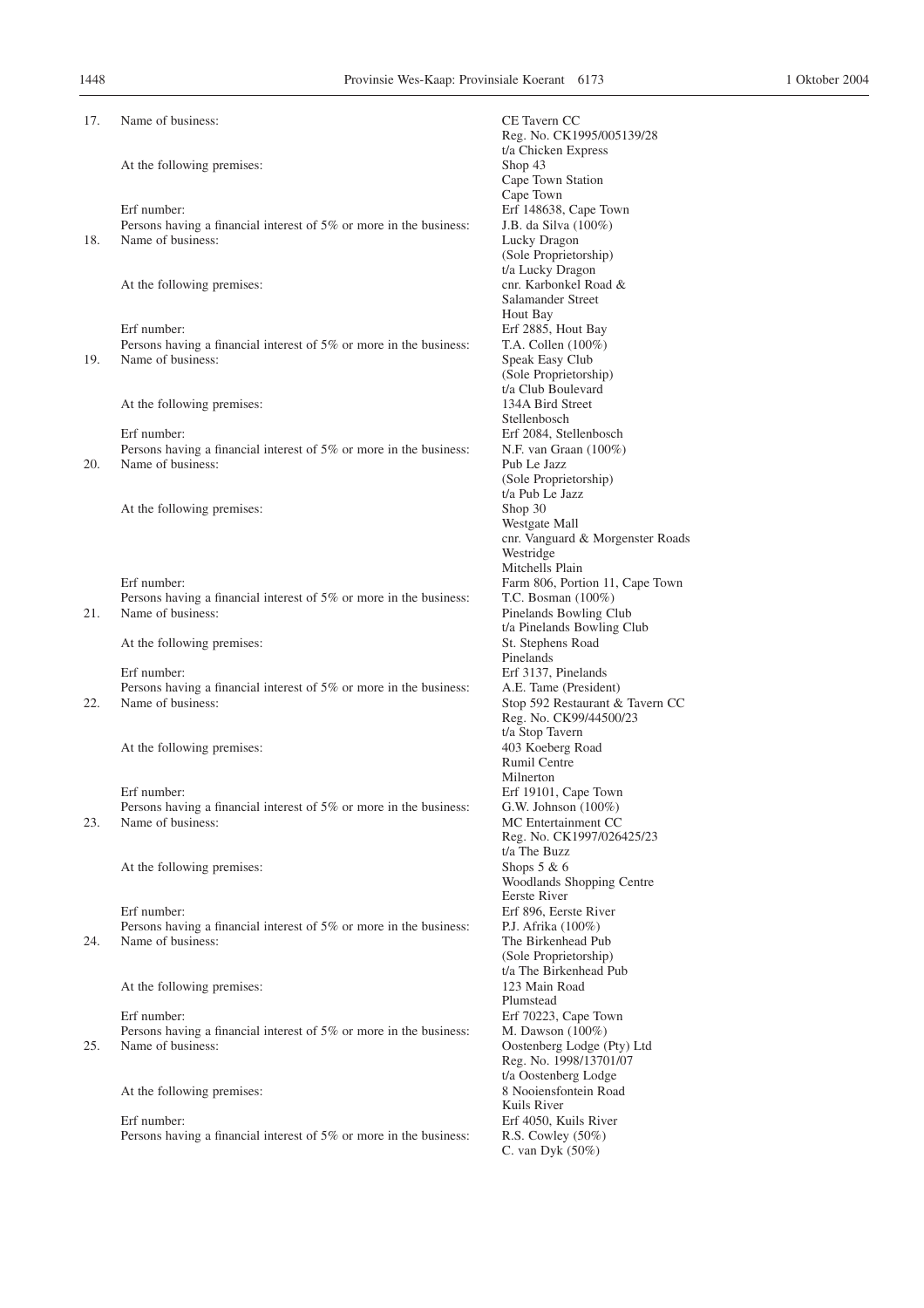17. Name of business: CE Tavern CC
    Reg. No. CK1995/005139/28
    t/a Chicken Express

    At the following premises: Shop 43
    Cape Town Station
    Cape Town

    Erf number: Erf 148638, Cape Town

    Persons having a financial interest of 5% or more in the business: J.B. da Silva (100%)

18. Name of business: Lucky Dragon
    (Sole Proprietorship)
    t/a Lucky Dragon

    At the following premises: cnr. Karbonkel Road &
    Salamander Street
    Hout Bay

    Erf number: Erf 2885, Hout Bay

    Persons having a financial interest of 5% or more in the business: T.A. Collen (100%)

19. Name of business: Speak Easy Club
    (Sole Proprietorship)
    t/a Club Boulevard

    At the following premises: 134A Bird Street
    Stellenbosch

    Erf number: Erf 2084, Stellenbosch

    Persons having a financial interest of 5% or more in the business: N.F. van Graan (100%)

20. Name of business: Pub Le Jazz
    (Sole Proprietorship)
    t/a Pub Le Jazz

    At the following premises: Shop 30
    Westgate Mall
    cnr. Vanguard & Morgenster Roads
    Westridge
    Mitchells Plain

    Erf number: Farm 806, Portion 11, Cape Town

    Persons having a financial interest of 5% or more in the business: T.C. Bosman (100%)

21. Name of business: Pinelands Bowling Club
    t/a Pinelands Bowling Club

    At the following premises: St. Stephens Road
    Pinelands

    Erf number: Erf 3137, Pinelands

    Persons having a financial interest of 5% or more in the business: A.E. Tame (President)

22. Name of business: Stop 592 Restaurant & Tavern CC
    Reg. No. CK99/44500/23
    t/a Stop Tavern

    At the following premises: 403 Koeberg Road
    Rumil Centre
    Milnerton

    Erf number: Erf 19101, Cape Town

    Persons having a financial interest of 5% or more in the business: G.W. Johnson (100%)

23. Name of business: MC Entertainment CC
    Reg. No. CK1997/026425/23
    t/a The Buzz

    At the following premises: Shops 5 & 6
    Woodlands Shopping Centre
    Eerste River

    Erf number: Erf 896, Eerste River

    Persons having a financial interest of 5% or more in the business: P.J. Afrika (100%)

24. Name of business: The Birkenhead Pub
    (Sole Proprietorship)
    t/a The Birkenhead Pub

    At the following premises: 123 Main Road
    Plumstead

    Erf number: Erf 70223, Cape Town

    Persons having a financial interest of 5% or more in the business: M. Dawson (100%)

25. Name of business: Oostenberg Lodge (Pty) Ltd
    Reg. No. 1998/13701/07
    t/a Oostenberg Lodge

    At the following premises: 8 Nooiensfontein Road
    Kuils River

    Erf number: Erf 4050, Kuils River

    Persons having a financial interest of 5% or more in the business: R.S. Cowley (50%)
    C. van Dyk (50%)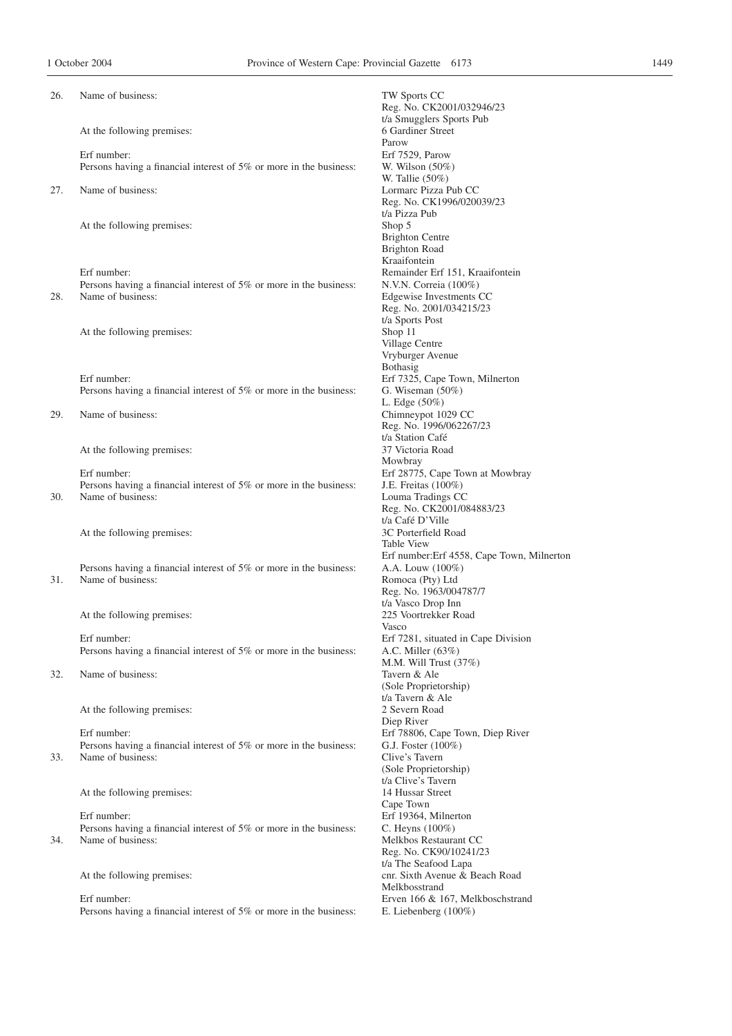26. Name of business: TW Sports CC
Reg. No. CK2001/032946/23
t/a Smugglers Sports Pub

At the following premises: 6 Gardiner Street
Parow

Erf number: Erf 7529, Parow

Persons having a financial interest of 5% or more in the business: W. Wilson (50%)
W. Tallie (50%)

27. Name of business: Lormarc Pizza Pub CC
Reg. No. CK1996/020039/23
t/a Pizza Pub

At the following premises: Shop 5
Brighton Centre
Brighton Road
Kraaifontein

Erf number: Remainder Erf 151, Kraaifontein

Persons having a financial interest of 5% or more in the business: N.V.N. Correia (100%)

28. Name of business: Edgewise Investments CC
Reg. No. 2001/034215/23
t/a Sports Post

At the following premises: Shop 11
Village Centre
Vryburger Avenue
Bothasig

Erf number: Erf 7325, Cape Town, Milnerton

Persons having a financial interest of 5% or more in the business: G. Wiseman (50%)
L. Edge (50%)

29. Name of business: Chimneypot 1029 CC
Reg. No. 1996/062267/23
t/a Station Café

At the following premises: 37 Victoria Road
Mowbray

Erf number: Erf 28775, Cape Town at Mowbray

Persons having a financial interest of 5% or more in the business: J.E. Freitas (100%)

30. Name of business: Louma Tradings CC
Reg. No. CK2001/084883/23
t/a Café D'Ville

At the following premises: 3C Porterfield Road
Table View
Erf number:Erf 4558, Cape Town, Milnerton

Persons having a financial interest of 5% or more in the business: A.A. Louw (100%)

31. Name of business: Romoca (Pty) Ltd
Reg. No. 1963/004787/7
t/a Vasco Drop Inn

At the following premises: 225 Voortrekker Road
Vasco

Erf number: Erf 7281, situated in Cape Division

Persons having a financial interest of 5% or more in the business: A.C. Miller (63%)
M.M. Will Trust (37%)

32. Name of business: Tavern & Ale
(Sole Proprietorship)
t/a Tavern & Ale

At the following premises: 2 Severn Road
Diep River

Erf number: Erf 78806, Cape Town, Diep River

Persons having a financial interest of 5% or more in the business: G.J. Foster (100%)

33. Name of business: Clive's Tavern
(Sole Proprietorship)
t/a Clive's Tavern

At the following premises: 14 Hussar Street
Cape Town

Erf number: Erf 19364, Milnerton

Persons having a financial interest of 5% or more in the business: C. Heyns (100%)

34. Name of business: Melkbos Restaurant CC
Reg. No. CK90/10241/23
t/a The Seafood Lapa

At the following premises: cnr. Sixth Avenue & Beach Road
Melkbosstrand

Erf number: Erven 166 & 167, Melkboschstrand

Persons having a financial interest of 5% or more in the business: E. Liebenberg (100%)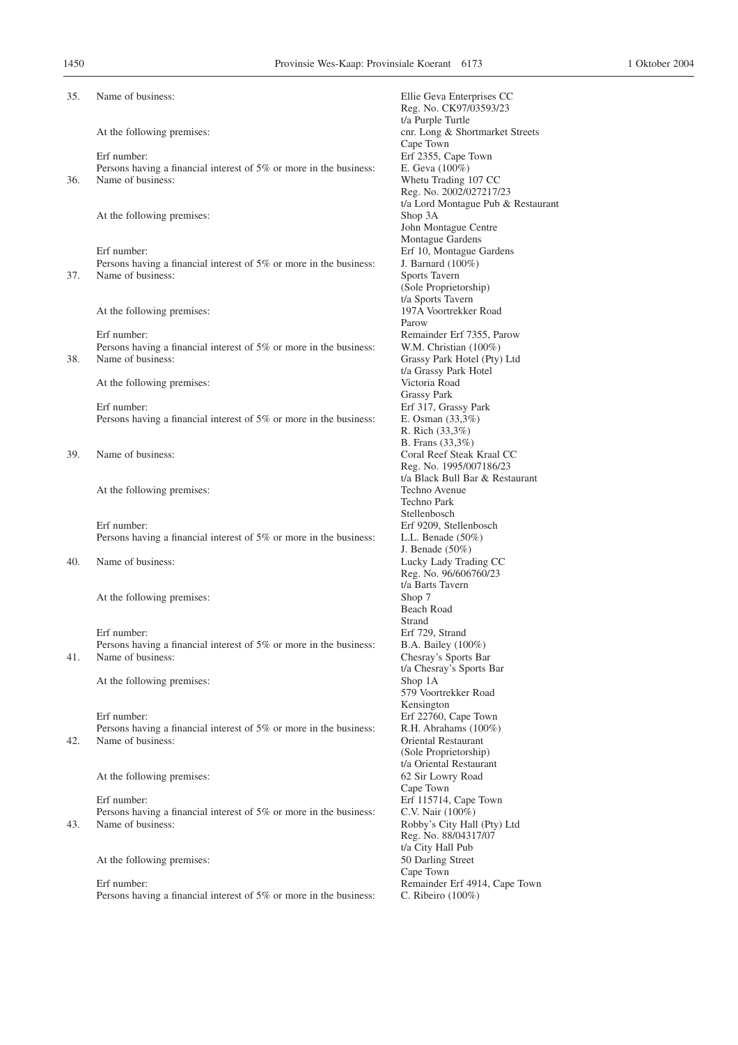35. Name of business: Ellie Geva Enterprises CC
Reg. No. CK97/03593/23
t/a Purple Turtle

At the following premises: cnr. Long & Shortmarket Streets
Cape Town

Erf number: Erf 2355, Cape Town

Persons having a financial interest of 5% or more in the business: E. Geva (100%)

36. Name of business: Whetu Trading 107 CC
Reg. No. 2002/027217/23
t/a Lord Montague Pub & Restaurant

At the following premises: Shop 3A
John Montague Centre
Montague Gardens

Erf number: Erf 10, Montague Gardens

Persons having a financial interest of 5% or more in the business: J. Barnard (100%)

37. Name of business: Sports Tavern
(Sole Proprietorship)
t/a Sports Tavern

At the following premises: 197A Voortrekker Road
Parow

Erf number: Remainder Erf 7355, Parow

Persons having a financial interest of 5% or more in the business: W.M. Christian (100%)

38. Name of business: Grassy Park Hotel (Pty) Ltd
t/a Grassy Park Hotel

At the following premises: Victoria Road
Grassy Park

Erf number: Erf 317, Grassy Park

Persons having a financial interest of 5% or more in the business: E. Osman (33,3%)
R. Rich (33,3%)
B. Frans (33,3%)

39. Name of business: Coral Reef Steak Kraal CC
Reg. No. 1995/007186/23
t/a Black Bull Bar & Restaurant

At the following premises: Techno Avenue
Techno Park
Stellenbosch

Erf number: Erf 9209, Stellenbosch

Persons having a financial interest of 5% or more in the business: L.L. Benade (50%)
J. Benade (50%)

40. Name of business: Lucky Lady Trading CC
Reg. No. 96/606760/23
t/a Barts Tavern

At the following premises: Shop 7
Beach Road
Strand

Erf number: Erf 729, Strand

Persons having a financial interest of 5% or more in the business: B.A. Bailey (100%)

41. Name of business: Chesray's Sports Bar
t/a Chesray's Sports Bar

At the following premises: Shop 1A
579 Voortrekker Road
Kensington

Erf number: Erf 22760, Cape Town

Persons having a financial interest of 5% or more in the business: R.H. Abrahams (100%)

42. Name of business: Oriental Restaurant
(Sole Proprietorship)
t/a Oriental Restaurant

At the following premises: 62 Sir Lowry Road
Cape Town

Erf number: Erf 115714, Cape Town

Persons having a financial interest of 5% or more in the business: C.V. Nair (100%)

43. Name of business: Robby's City Hall (Pty) Ltd
Reg. No. 88/04317/07
t/a City Hall Pub

At the following premises: 50 Darling Street
Cape Town

Erf number: Remainder Erf 4914, Cape Town

Persons having a financial interest of 5% or more in the business: C. Ribeiro (100%)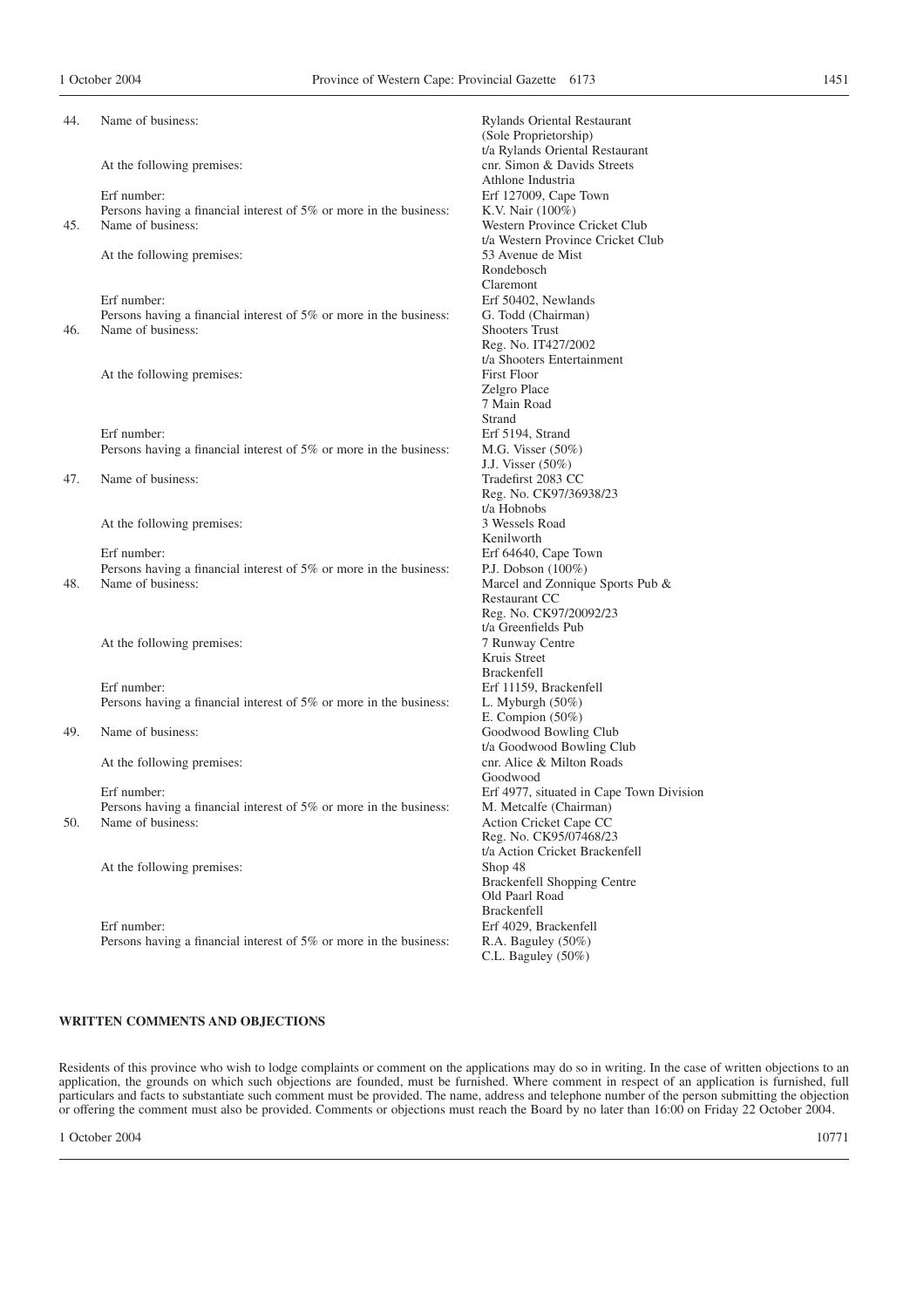44. Name of business: Rylands Oriental Restaurant (Sole Proprietorship) t/a Rylands Oriental Restaurant
    At the following premises: cnr. Simon & Davids Streets, Athlone Industria
    Erf number: Erf 127009, Cape Town
    Persons having a financial interest of 5% or more in the business: K.V. Nair (100%)

45. Name of business: Western Province Cricket Club t/a Western Province Cricket Club
    At the following premises: 53 Avenue de Mist, Rondebosch, Claremont
    Erf number: Erf 50402, Newlands
    Persons having a financial interest of 5% or more in the business: G. Todd (Chairman)

46. Name of business: Shooters Trust, Reg. No. IT427/2002 t/a Shooters Entertainment
    At the following premises: First Floor, Zelgro Place, 7 Main Road, Strand
    Erf number: Erf 5194, Strand
    Persons having a financial interest of 5% or more in the business: M.G. Visser (50%), J.J. Visser (50%)

47. Name of business: Tradefirst 2083 CC, Reg. No. CK97/36938/23 t/a Hobnobs
    At the following premises: 3 Wessels Road, Kenilworth
    Erf number: Erf 64640, Cape Town
    Persons having a financial interest of 5% or more in the business: P.J. Dobson (100%)

48. Name of business: Marcel and Zonnique Sports Pub & Restaurant CC, Reg. No. CK97/20092/23 t/a Greenfields Pub
    At the following premises: 7 Runway Centre, Kruis Street, Brackenfell
    Erf number: Erf 11159, Brackenfell
    Persons having a financial interest of 5% or more in the business: L. Myburgh (50%), E. Compion (50%)

49. Name of business: Goodwood Bowling Club t/a Goodwood Bowling Club
    At the following premises: cnr. Alice & Milton Roads, Goodwood
    Erf number: Erf 4977, situated in Cape Town Division
    Persons having a financial interest of 5% or more in the business: M. Metcalfe (Chairman)

50. Name of business: Action Cricket Cape CC, Reg. No. CK95/07468/23 t/a Action Cricket Brackenfell
    At the following premises: Shop 48, Brackenfell Shopping Centre, Old Paarl Road, Brackenfell
    Erf number: Erf 4029, Brackenfell
    Persons having a financial interest of 5% or more in the business: R.A. Baguley (50%), C.L. Baguley (50%)

**WRITTEN COMMENTS AND OBJECTIONS**

Residents of this province who wish to lodge complaints or comment on the applications may do so in writing. In the case of written objections to an application, the grounds on which such objections are founded, must be furnished. Where comment in respect of an application is furnished, full particulars and facts to substantiate such comment must be provided. The name, address and telephone number of the person submitting the objection or offering the comment must also be provided. Comments or objections must reach the Board by no later than 16:00 on Friday 22 October 2004.

1 October 2004 10771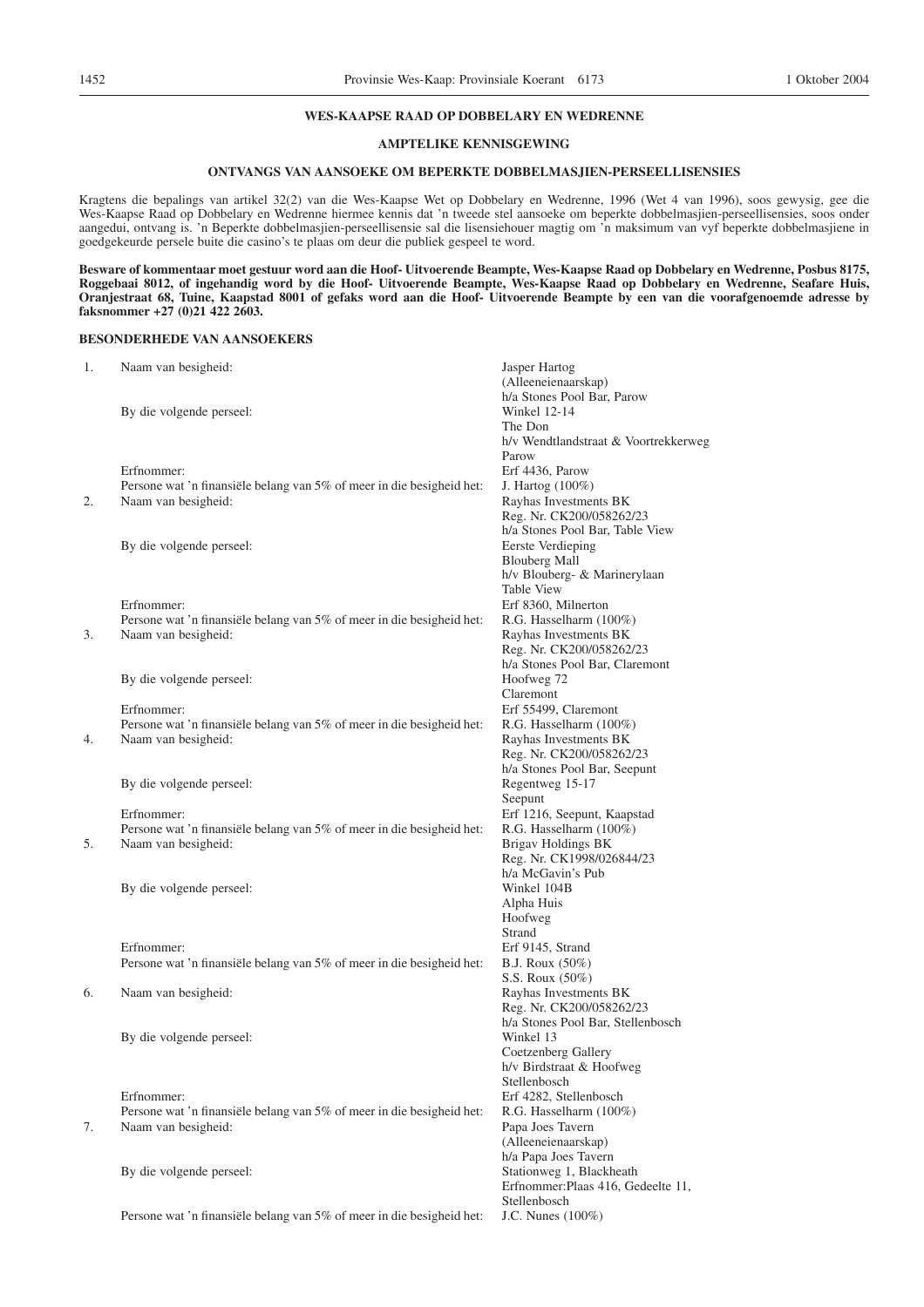### WES-KAAPSE RAAD OP DOBBELARY EN WEDRENNE

### AMPTELIKE KENNISGEWING

### ONTVANGS VAN AANSOEKE OM BEPERKTE DOBBELMASJIEN-PERSEELLISENSIES

Kragtens die bepalings van artikel 32(2) van die Wes-Kaapse Wet op Dobbelary en Wedrenne, 1996 (Wet 4 van 1996), soos gewysig, gee die Wes-Kaapse Raad op Dobbelary en Wedrenne hiermee kennis dat 'n tweede stel aansoeke om beperkte dobbelmasjien-perseellisensies, soos onder aangedui, ontvang is. 'n Beperkte dobbelmasjien-perseellisensie sal die lisensiehouer magtig om 'n maksimum van vyf beperkte dobbelmasjiene in goedgekeurde persele buite die casino's te plaas om deur die publiek gespeel te word.

**Besware of kommentaar moet gestuur word aan die Hoof- Uitvoerende Beampte, Wes-Kaapse Raad op Dobbelary en Wedrenne, Posbus 8175, Roggebaai 8012, of ingehandig word by die Hoof- Uitvoerende Beampte, Wes-Kaapse Raad op Dobbelary en Wedrenne, Seafare Huis, Oranjestraat 68, Tuine, Kaapstad 8001 of gefaks word aan die Hoof- Uitvoerende Beampte by een van die voorafgenoemde adresse by faksnommer +27 (0)21 422 2603.**

**BESONDERHEDE VAN AANSOEKERS**

| | | |
|---|---|---|
| 1. | Naam van besigheid: | Jasper Hartog<br>(Alleeneienaarskap)<br>h/a Stones Pool Bar, Parow |
| | By die volgende perseel: | Winkel 12-14<br>The Don<br>h/v Wendtlandstraat & Voortrekkerweg<br>Parow |
| | Erfnommer: | Erf 4436, Parow |
| | Persone wat 'n finansiële belang van 5% of meer in die besigheid het: | J. Hartog (100%) |
| 2. | Naam van besigheid: | Rayhas Investments BK<br>Reg. Nr. CK200/058262/23<br>h/a Stones Pool Bar, Table View |
| | By die volgende perseel: | Eerste Verdieping<br>Blouberg Mall<br>h/v Blouberg- & Marinerylaan<br>Table View |
| | Erfnommer: | Erf 8360, Milnerton |
| | Persone wat 'n finansiële belang van 5% of meer in die besigheid het: | R.G. Hasselharm (100%) |
| 3. | Naam van besigheid: | Rayhas Investments BK<br>Reg. Nr. CK200/058262/23<br>h/a Stones Pool Bar, Claremont |
| | By die volgende perseel: | Hoofweg 72<br>Claremont |
| | Erfnommer: | Erf 55499, Claremont |
| | Persone wat 'n finansiële belang van 5% of meer in die besigheid het: | R.G. Hasselharm (100%) |
| 4. | Naam van besigheid: | Rayhas Investments BK<br>Reg. Nr. CK200/058262/23<br>h/a Stones Pool Bar, Seepunt |
| | By die volgende perseel: | Regentweg 15-17<br>Seepunt |
| | Erfnommer: | Erf 1216, Seepunt, Kaapstad |
| | Persone wat 'n finansiële belang van 5% of meer in die besigheid het: | R.G. Hasselharm (100%) |
| 5. | Naam van besigheid: | Brigav Holdings BK<br>Reg. Nr. CK1998/026844/23<br>h/a McGavin's Pub |
| | By die volgende perseel: | Winkel 104B<br>Alpha Huis<br>Hoofweg<br>Strand |
| | Erfnommer: | Erf 9145, Strand |
| | Persone wat 'n finansiële belang van 5% of meer in die besigheid het: | B.J. Roux (50%)<br>S.S. Roux (50%) |
| 6. | Naam van besigheid: | Rayhas Investments BK<br>Reg. Nr. CK200/058262/23<br>h/a Stones Pool Bar, Stellenbosch |
| | By die volgende perseel: | Winkel 13<br>Coetzenberg Gallery<br>h/v Birdstraat & Hoofweg<br>Stellenbosch |
| | Erfnommer: | Erf 4282, Stellenbosch |
| | Persone wat 'n finansiële belang van 5% of meer in die besigheid het: | R.G. Hasselharm (100%) |
| 7. | Naam van besigheid: | Papa Joes Tavern<br>(Alleeneienaarskap)<br>h/a Papa Joes Tavern |
| | By die volgende perseel: | Stationweg 1, Blackheath<br>Erfnommer:Plaas 416, Gedeelte 11,<br>Stellenbosch |
| | Persone wat 'n finansiële belang van 5% of meer in die besigheid het: | J.C. Nunes (100%) |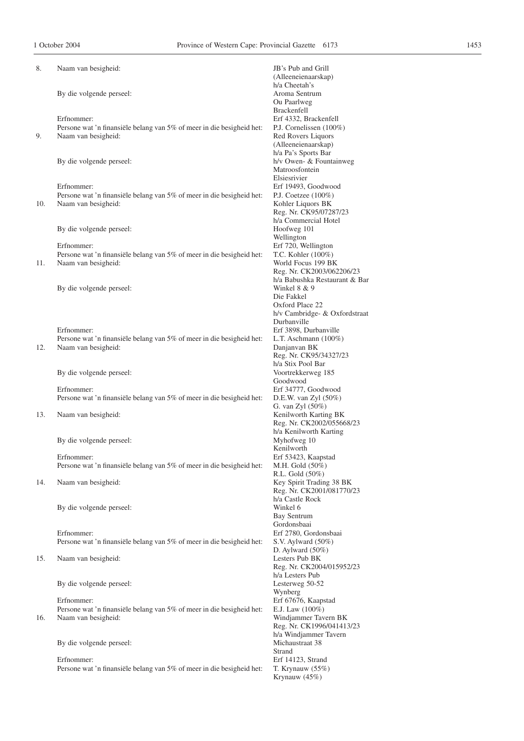8. Naam van besigheid: JB's Pub and Grill (Alleeneienaarskap) h/a Cheetah's
   By die volgende perseel: Aroma Sentrum, Ou Paarlweg, Brackenfell
   Erfnommer: Erf 4332, Brackenfell
   Persone wat 'n finansiële belang van 5% of meer in die besigheid het: P.J. Cornelissen (100%)

9. Naam van besigheid: Red Rovers Liquors (Alleeneienaarskap) h/a Pa's Sports Bar
   By die volgende perseel: h/v Owen- & Fountainweg, Matroosfontein, Elsiesrivier
   Erfnommer: Erf 19493, Goodwood
   Persone wat 'n finansiële belang van 5% of meer in die besigheid het: P.J. Coetzee (100%)

10. Naam van besigheid: Kohler Liquors BK, Reg. Nr. CK95/07287/23, h/a Commercial Hotel
    By die volgende perseel: Hoofweg 101, Wellington
    Erfnommer: Erf 720, Wellington
    Persone wat 'n finansiële belang van 5% of meer in die besigheid het: T.C. Kohler (100%)

11. Naam van besigheid: World Focus 199 BK, Reg. Nr. CK2003/062206/23, h/a Babushka Restaurant & Bar
    By die volgende perseel: Winkel 8 & 9, Die Fakkel, Oxford Place 22, h/v Cambridge- & Oxfordstraat, Durbanville
    Erfnommer: Erf 3898, Durbanville
    Persone wat 'n finansiële belang van 5% of meer in die besigheid het: L.T. Aschmann (100%)

12. Naam van besigheid: Danjanvan BK, Reg. Nr. CK95/34327/23, h/a Stix Pool Bar
    By die volgende perseel: Voortrekkerweg 185, Goodwood
    Erfnommer: Erf 34777, Goodwood
    Persone wat 'n finansiële belang van 5% of meer in die besigheid het: D.E.W. van Zyl (50%), G. van Zyl (50%)

13. Naam van besigheid: Kenilworth Karting BK, Reg. Nr. CK2002/055668/23, h/a Kenilworth Karting
    By die volgende perseel: Myhofweg 10, Kenilworth
    Erfnommer: Erf 53423, Kaapstad
    Persone wat 'n finansiële belang van 5% of meer in die besigheid het: M.H. Gold (50%), R.L. Gold (50%)

14. Naam van besigheid: Key Spirit Trading 38 BK, Reg. Nr. CK2001/081770/23, h/a Castle Rock
    By die volgende perseel: Winkel 6, Bay Sentrum, Gordonsbaai
    Erfnommer: Erf 2780, Gordonsbaai
    Persone wat 'n finansiële belang van 5% of meer in die besigheid het: S.V. Aylward (50%), D. Aylward (50%)

15. Naam van besigheid: Lesters Pub BK, Reg. Nr. CK2004/015952/23, h/a Lesters Pub
    By die volgende perseel: Lesterweg 50-52, Wynberg
    Erfnommer: Erf 67676, Kaapstad
    Persone wat 'n finansiële belang van 5% of meer in die besigheid het: E.J. Law (100%)

16. Naam van besigheid: Windjammer Tavern BK, Reg. Nr. CK1996/041413/23, h/a Windjammer Tavern
    By die volgende perseel: Michaustraat 38, Strand
    Erfnommer: Erf 14123, Strand
    Persone wat 'n finansiële belang van 5% of meer in die besigheid het: T. Krynauw (55%), Krynauw (45%)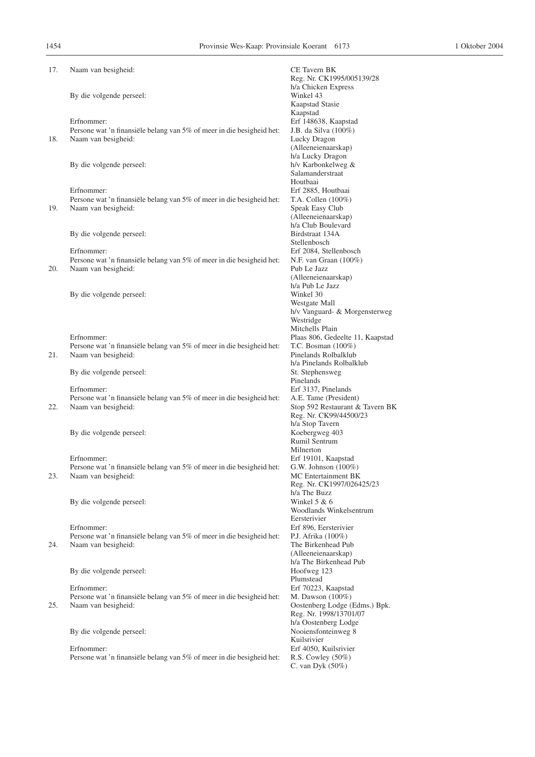17. Naam van besigheid: CE Tavern BK
Reg. Nr. CK1995/005139/28
h/a Chicken Express
By die volgende perseel: Winkel 43
Kaapstad Stasie
Kaapstad
Erfnommer: Erf 148638, Kaapstad
Persone wat 'n finansiële belang van 5% of meer in die besigheid het: J.B. da Silva (100%)

18. Naam van besigheid: Lucky Dragon
(Alleeneienaarskap)
h/a Lucky Dragon
By die volgende perseel: h/v Karbonkelweg &
Salamanderstraat
Houtbaai
Erfnommer: Erf 2885, Houtbaai
Persone wat 'n finansiële belang van 5% of meer in die besigheid het: T.A. Collen (100%)

19. Naam van besigheid: Speak Easy Club
(Alleeneienaarskap)
h/a Club Boulevard
By die volgende perseel: Birdstraat 134A
Stellenbosch
Erfnommer: Erf 2084, Stellenbosch
Persone wat 'n finansiële belang van 5% of meer in die besigheid het: N.F. van Graan (100%)

20. Naam van besigheid: Pub Le Jazz
(Alleeneienaarskap)
h/a Pub Le Jazz
By die volgende perseel: Winkel 30
Westgate Mall
h/v Vanguard- & Morgensterweg
Westridge
Mitchells Plain
Erfnommer: Plaas 806, Gedeelte 11, Kaapstad
Persone wat 'n finansiële belang van 5% of meer in die besigheid het: T.C. Bosman (100%)

21. Naam van besigheid: Pinelands Rolbalklub
h/a Pinelands Rolbalklub
By die volgende perseel: St. Stephensweg
Pinelands
Erfnommer: Erf 3137, Pinelands
Persone wat 'n finansiële belang van 5% of meer in die besigheid het: A.E. Tame (President)

22. Naam van besigheid: Stop 592 Restaurant & Tavern BK
Reg. Nr. CK99/44500/23
h/a Stop Tavern
By die volgende perseel: Koebergweg 403
Rumil Sentrum
Milnerton
Erfnommer: Erf 19101, Kaapstad
Persone wat 'n finansiële belang van 5% of meer in die besigheid het: G.W. Johnson (100%)

23. Naam van besigheid: MC Entertainment BK
Reg. Nr. CK1997/026425/23
h/a The Buzz
By die volgende perseel: Winkel 5 & 6
Woodlands Winkelsentrum
Eersterivier
Erfnommer: Erf 896, Eersterivier
Persone wat 'n finansiële belang van 5% of meer in die besigheid het: P.J. Afrika (100%)

24. Naam van besigheid: The Birkenhead Pub
(Alleeneienaarskap)
h/a The Birkenhead Pub
By die volgende perseel: Hoofweg 123
Plumstead
Erfnommer: Erf 70223, Kaapstad
Persone wat 'n finansiële belang van 5% of meer in die besigheid het: M. Dawson (100%)

25. Naam van besigheid: Oostenberg Lodge (Edms.) Bpk.
Reg. Nr. 1998/13701/07
h/a Oostenberg Lodge
By die volgende perseel: Nooiensfonteinweg 8
Kuilsrivier
Erfnommer: Erf 4050, Kuilsrivier
Persone wat 'n finansiële belang van 5% of meer in die besigheid het: R.S. Cowley (50%)
C. van Dyk (50%)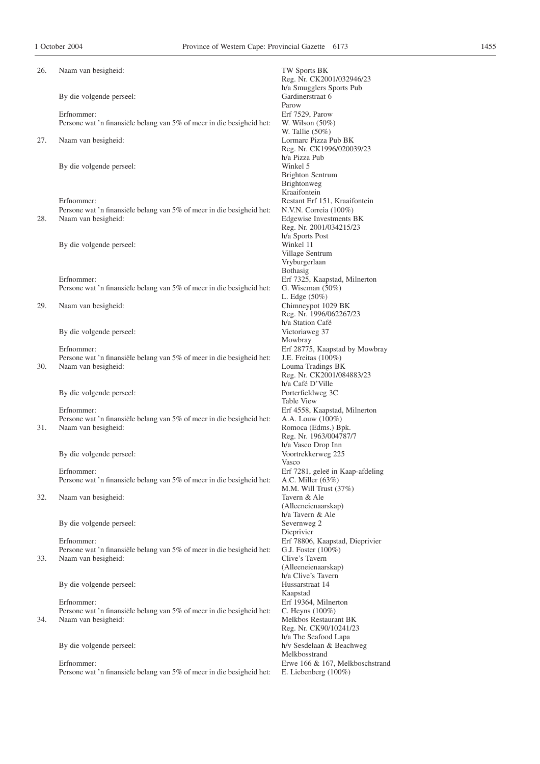26. Naam van besigheid: TW Sports BK
Reg. Nr. CK2001/032946/23
h/a Smugglers Sports Pub

By die volgende perseel: Gardinerstraat 6
Parow

Erfnommer: Erf 7529, Parow

Persone wat 'n finansiële belang van 5% of meer in die besigheid het: W. Wilson (50%)
W. Tallie (50%)

27. Naam van besigheid: Lormarc Pizza Pub BK
Reg. Nr. CK1996/020039/23
h/a Pizza Pub

By die volgende perseel: Winkel 5
Brighton Sentrum
Brightonweg
Kraaifontein

Erfnommer: Restant Erf 151, Kraaifontein

Persone wat 'n finansiële belang van 5% of meer in die besigheid het: N.V.N. Correia (100%)

28. Naam van besigheid: Edgewise Investments BK
Reg. Nr. 2001/034215/23
h/a Sports Post

By die volgende perseel: Winkel 11
Village Sentrum
Vryburgerlaan
Bothasig

Erfnommer: Erf 7325, Kaapstad, Milnerton

Persone wat 'n finansiële belang van 5% of meer in die besigheid het: G. Wiseman (50%)
L. Edge (50%)

29. Naam van besigheid: Chimneypot 1029 BK
Reg. Nr. 1996/062267/23
h/a Station Café

By die volgende perseel: Victoriaweg 37
Mowbray

Erfnommer: Erf 28775, Kaapstad by Mowbray

Persone wat 'n finansiële belang van 5% of meer in die besigheid het: J.E. Freitas (100%)

30. Naam van besigheid: Louma Tradings BK
Reg. Nr. CK2001/084883/23
h/a Café D'Ville

By die volgende perseel: Porterfieldweg 3C
Table View

Erfnommer: Erf 4558, Kaapstad, Milnerton

Persone wat 'n finansiële belang van 5% of meer in die besigheid het: A.A. Louw (100%)

31. Naam van besigheid: Romoca (Edms.) Bpk.
Reg. Nr. 1963/004787/7
h/a Vasco Drop Inn

By die volgende perseel: Voortrekkerweg 225
Vasco

Erfnommer: Erf 7281, geleë in Kaap-afdeling

Persone wat 'n finansiële belang van 5% of meer in die besigheid het: A.C. Miller (63%)
M.M. Will Trust (37%)

32. Naam van besigheid: Tavern & Ale
(Alleeneienaarskap)
h/a Tavern & Ale

By die volgende perseel: Severnweg 2
Dieprivier

Erfnommer: Erf 78806, Kaapstad, Dieprivier

Persone wat 'n finansiële belang van 5% of meer in die besigheid het: G.J. Foster (100%)

33. Naam van besigheid: Clive's Tavern
(Alleeneienaarskap)
h/a Clive's Tavern

By die volgende perseel: Hussarstraat 14
Kaapstad

Erfnommer: Erf 19364, Milnerton

Persone wat 'n finansiële belang van 5% of meer in die besigheid het: C. Heyns (100%)

34. Naam van besigheid: Melkbos Restaurant BK
Reg. Nr. CK90/10241/23
h/a The Seafood Lapa

By die volgende perseel: h/v Sesdelaan & Beachweg
Melkbosstrand

Erfnommer: Erwe 166 & 167, Melkboschstrand

Persone wat 'n finansiële belang van 5% of meer in die besigheid het: E. Liebenberg (100%)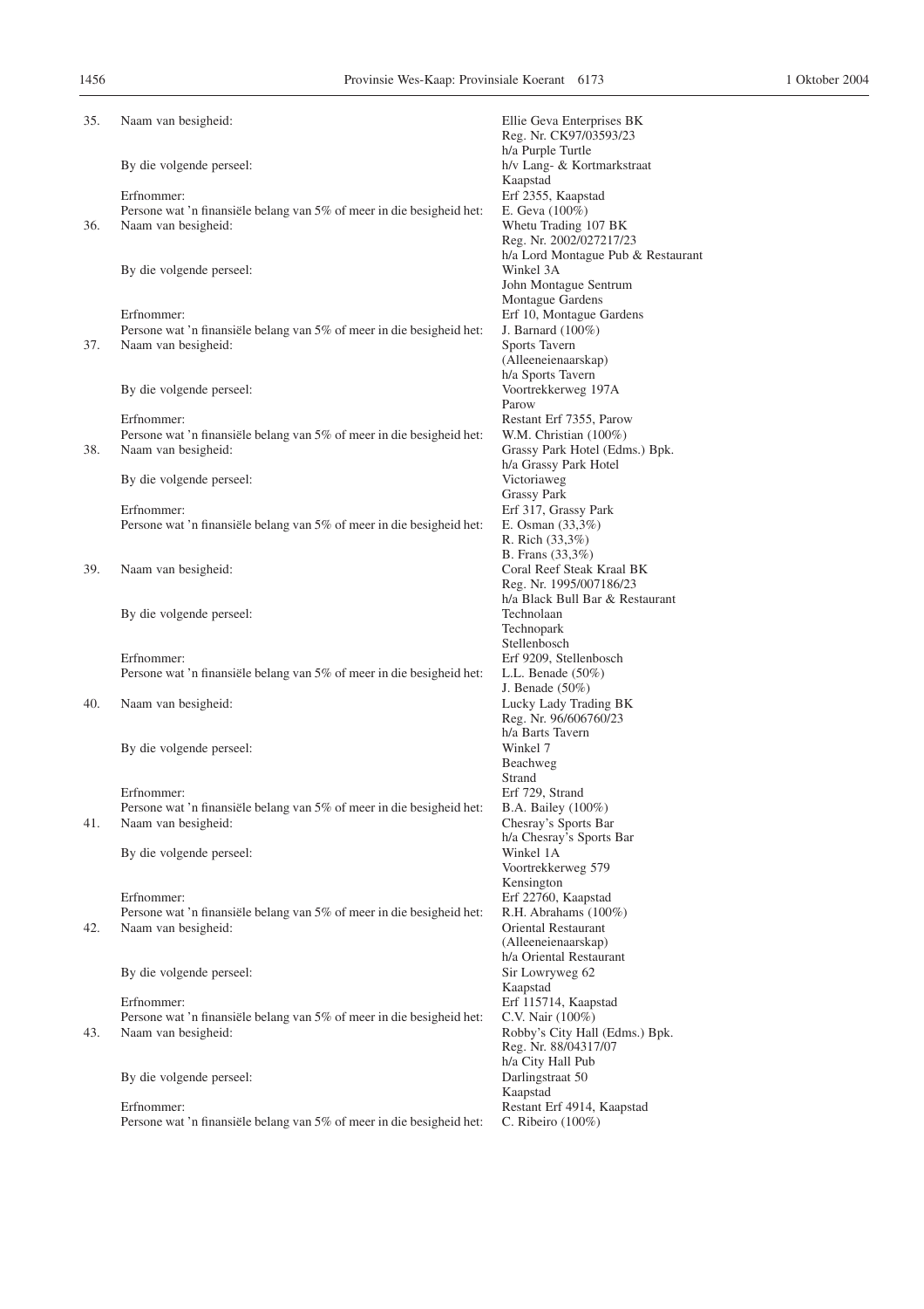35. Naam van besigheid: Ellie Geva Enterprises BK
Reg. Nr. CK97/03593/23
h/a Purple Turtle

By die volgende perseel: h/v Lang- & Kortmarkstraat
Kaapstad

Erfnommer: Erf 2355, Kaapstad

Persone wat 'n finansiële belang van 5% of meer in die besigheid het: E. Geva (100%)

36. Naam van besigheid: Whetu Trading 107 BK
Reg. Nr. 2002/027217/23
h/a Lord Montague Pub & Restaurant

By die volgende perseel: Winkel 3A
John Montague Sentrum
Montague Gardens

Erfnommer: Erf 10, Montague Gardens

Persone wat 'n finansiële belang van 5% of meer in die besigheid het: J. Barnard (100%)

37. Naam van besigheid: Sports Tavern
(Alleeneienaarskap)
h/a Sports Tavern

By die volgende perseel: Voortrekkerweg 197A
Parow

Erfnommer: Restant Erf 7355, Parow

Persone wat 'n finansiële belang van 5% of meer in die besigheid het: W.M. Christian (100%)

38. Naam van besigheid: Grassy Park Hotel (Edms.) Bpk.
h/a Grassy Park Hotel

By die volgende perseel: Victoriaweg
Grassy Park

Erfnommer: Erf 317, Grassy Park

Persone wat 'n finansiële belang van 5% of meer in die besigheid het: E. Osman (33,3%)
R. Rich (33,3%)
B. Frans (33,3%)

39. Naam van besigheid: Coral Reef Steak Kraal BK
Reg. Nr. 1995/007186/23
h/a Black Bull Bar & Restaurant

By die volgende perseel: Technolaan
Technopark
Stellenbosch

Erfnommer: Erf 9209, Stellenbosch

Persone wat 'n finansiële belang van 5% of meer in die besigheid het: L.L. Benade (50%)
J. Benade (50%)

40. Naam van besigheid: Lucky Lady Trading BK
Reg. Nr. 96/606760/23
h/a Barts Tavern

By die volgende perseel: Winkel 7
Beachweg
Strand

Erfnommer: Erf 729, Strand

Persone wat 'n finansiële belang van 5% of meer in die besigheid het: B.A. Bailey (100%)

41. Naam van besigheid: Chesray's Sports Bar
h/a Chesray's Sports Bar

By die volgende perseel: Winkel 1A
Voortrekkerweg 579
Kensington

Erfnommer: Erf 22760, Kaapstad

Persone wat 'n finansiële belang van 5% of meer in die besigheid het: R.H. Abrahams (100%)

42. Naam van besigheid: Oriental Restaurant
(Alleeneienaarskap)
h/a Oriental Restaurant

By die volgende perseel: Sir Lowryweg 62
Kaapstad

Erfnommer: Erf 115714, Kaapstad

Persone wat 'n finansiële belang van 5% of meer in die besigheid het: C.V. Nair (100%)

43. Naam van besigheid: Robby's City Hall (Edms.) Bpk.
Reg. Nr. 88/04317/07
h/a City Hall Pub

By die volgende perseel: Darlingstraat 50
Kaapstad

Erfnommer: Restant Erf 4914, Kaapstad

Persone wat 'n finansiële belang van 5% of meer in die besigheid het: C. Ribeiro (100%)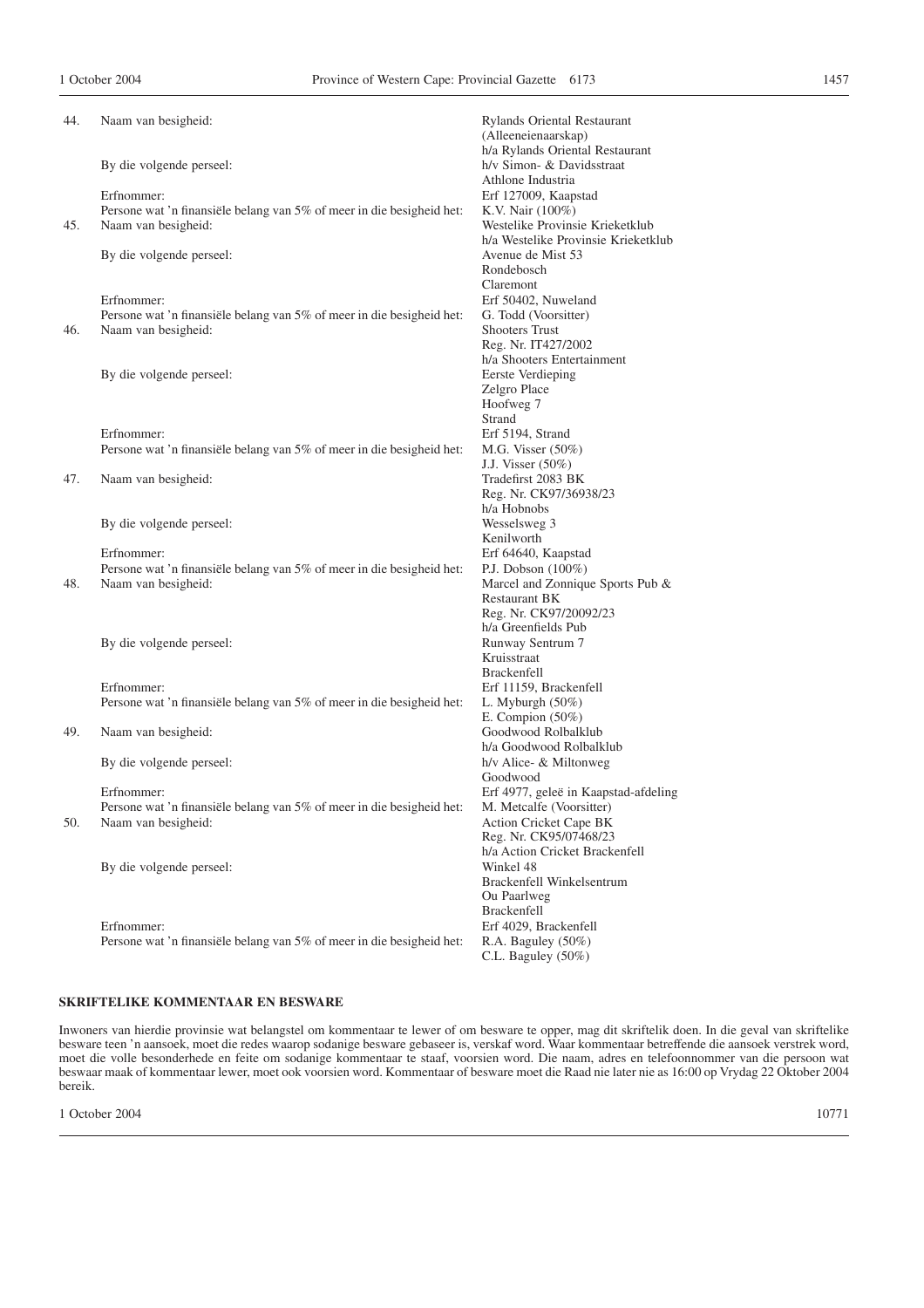| | | |
|---|---|---|
| 44. | Naam van besigheid: | Rylands Oriental Restaurant<br>(Alleeneienaarskap)<br>h/a Rylands Oriental Restaurant |
| | By die volgende perseel: | h/v Simon- & Davidsstraat<br>Athlone Industria |
| | Erfnommer: | Erf 127009, Kaapstad |
| | Persone wat 'n finansiële belang van 5% of meer in die besigheid het: | K.V. Nair (100%) |
| 45. | Naam van besigheid: | Westelike Provinsie Krieketklub<br>h/a Westelike Provinsie Krieketklub |
| | By die volgende perseel: | Avenue de Mist 53<br>Rondebosch<br>Claremont |
| | Erfnommer: | Erf 50402, Nuweland |
| | Persone wat 'n finansiële belang van 5% of meer in die besigheid het: | G. Todd (Voorsitter) |
| 46. | Naam van besigheid: | Shooters Trust<br>Reg. Nr. IT427/2002<br>h/a Shooters Entertainment |
| | By die volgende perseel: | Eerste Verdieping<br>Zelgro Place<br>Hoofweg 7<br>Strand |
| | Erfnommer: | Erf 5194, Strand |
| | Persone wat 'n finansiële belang van 5% of meer in die besigheid het: | M.G. Visser (50%)<br>J.J. Visser (50%) |
| 47. | Naam van besigheid: | Tradefirst 2083 BK<br>Reg. Nr. CK97/36938/23<br>h/a Hobnobs |
| | By die volgende perseel: | Wesselsweg 3<br>Kenilworth |
| | Erfnommer: | Erf 64640, Kaapstad |
| | Persone wat 'n finansiële belang van 5% of meer in die besigheid het: | P.J. Dobson (100%) |
| 48. | Naam van besigheid: | Marcel and Zonnique Sports Pub &<br>Restaurant BK<br>Reg. Nr. CK97/20092/23<br>h/a Greenfields Pub |
| | By die volgende perseel: | Runway Sentrum 7<br>Kruisstraat<br>Brackenfell |
| | Erfnommer: | Erf 11159, Brackenfell |
| | Persone wat 'n finansiële belang van 5% of meer in die besigheid het: | L. Myburgh (50%)<br>E. Compion (50%) |
| 49. | Naam van besigheid: | Goodwood Rolbalklub<br>h/a Goodwood Rolbalklub |
| | By die volgende perseel: | h/v Alice- & Miltonweg<br>Goodwood |
| | Erfnommer: | Erf 4977, geleë in Kaapstad-afdeling |
| | Persone wat 'n finansiële belang van 5% of meer in die besigheid het: | M. Metcalfe (Voorsitter) |
| 50. | Naam van besigheid: | Action Cricket Cape BK<br>Reg. Nr. CK95/07468/23<br>h/a Action Cricket Brackenfell |
| | By die volgende perseel: | Winkel 48<br>Brackenfell Winkelsentrum<br>Ou Paarlweg<br>Brackenfell |
| | Erfnommer: | Erf 4029, Brackenfell |
| | Persone wat 'n finansiële belang van 5% of meer in die besigheid het: | R.A. Baguley (50%)<br>C.L. Baguley (50%) |

**SKRIFTELIKE KOMMENTAAR EN BESWARE**

Inwoners van hierdie provinsie wat belangstel om kommentaar te lewer of om besware te opper, mag dit skriftelik doen. In die geval van skriftelike besware teen 'n aansoek, moet die redes waarop sodanige besware gebaseer is, verskaf word. Waar kommentaar betreffende die aansoek verstrek word, moet die volle besonderhede en feite om sodanige kommentaar te staaf, voorsien word. Die naam, adres en telefoonnommer van die persoon wat beswaar maak of kommentaar lewer, moet ook voorsien word. Kommentaar of besware moet die Raad nie later nie as 16:00 op Vrydag 22 Oktober 2004 bereik.

1 October 2004 10771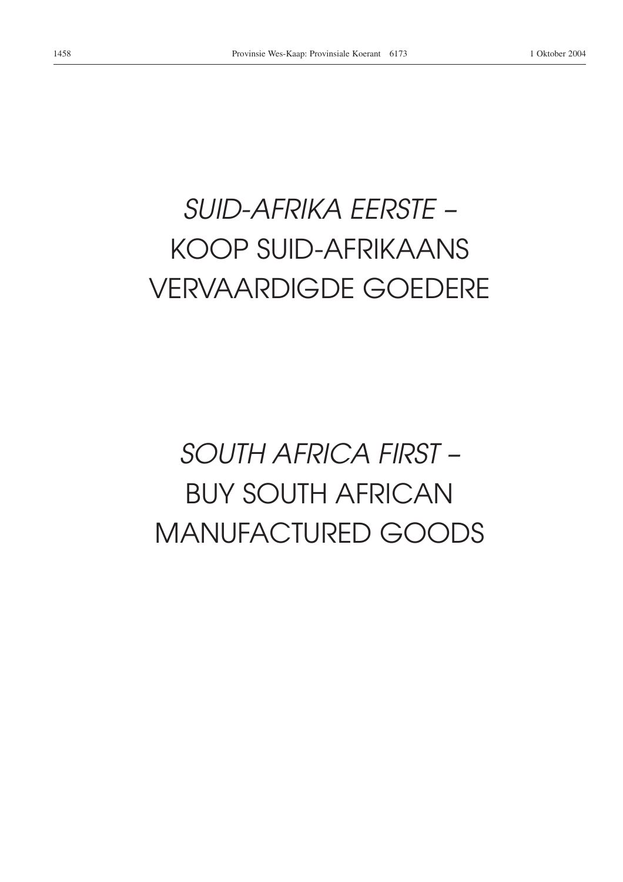*SUID-AFRIKA EERSTE –*
KOOP SUID-AFRIKAANS
VERVAARDIGDE GOEDERE

*SOUTH AFRICA FIRST –*
BUY SOUTH AFRICAN
MANUFACTURED GOODS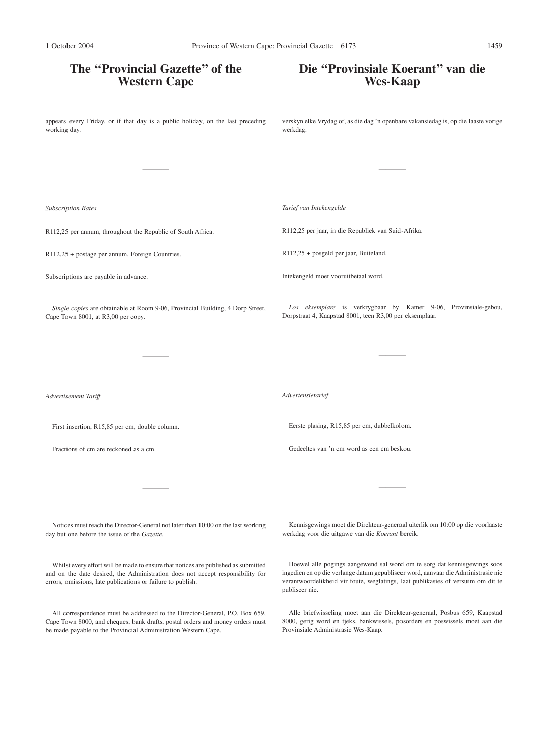# The "Provincial Gazette" of the Western Cape

appears every Friday, or if that day is a public holiday, on the last preceding working day.

---

*Subscription Rates*

R112,25 per annum, throughout the Republic of South Africa.

R112,25 + postage per annum, Foreign Countries.

Subscriptions are payable in advance.

*Single copies* are obtainable at Room 9-06, Provincial Building, 4 Dorp Street, Cape Town 8001, at R3,00 per copy.

---

*Advertisement Tariff*

First insertion, R15,85 per cm, double column.

Fractions of cm are reckoned as a cm.

---

Notices must reach the Director-General not later than 10:00 on the last working day but one before the issue of the *Gazette*.

Whilst every effort will be made to ensure that notices are published as submitted and on the date desired, the Administration does not accept responsibility for errors, omissions, late publications or failure to publish.

All correspondence must be addressed to the Director-General, P.O. Box 659, Cape Town 8000, and cheques, bank drafts, postal orders and money orders must be made payable to the Provincial Administration Western Cape.

# Die "Provinsiale Koerant" van die Wes-Kaap

verskyn elke Vrydag of, as die dag 'n openbare vakansiedag is, op die laaste vorige werkdag.

---

*Tarief van Intekengelde*

R112,25 per jaar, in die Republiek van Suid-Afrika.

R112,25 + posgeld per jaar, Buiteland.

Intekengeld moet vooruitbetaal word.

*Los eksemplare* is verkrygbaar by Kamer 9-06, Provinsiale-gebou, Dorpstraat 4, Kaapstad 8001, teen R3,00 per eksemplaar.

---

*Advertensietarief*

Eerste plasing, R15,85 per cm, dubbelkolom.

Gedeeltes van 'n cm word as een cm beskou.

---

Kennisgewings moet die Direkteur-generaal uiterlik om 10:00 op die voorlaaste werkdag voor die uitgawe van die *Koerant* bereik.

Hoewel alle pogings aangewend sal word om te sorg dat kennisgewings soos ingedien en op die verlange datum gepubliseer word, aanvaar die Administrasie nie verantwoordelikheid vir foute, weglatings, laat publikasies of versuim om dit te publiseer nie.

Alle briefwisseling moet aan die Direkteur-generaal, Posbus 659, Kaapstad 8000, gerig word en tjeks, bankwissels, posorders en poswissels moet aan die Provinsiale Administrasie Wes-Kaap.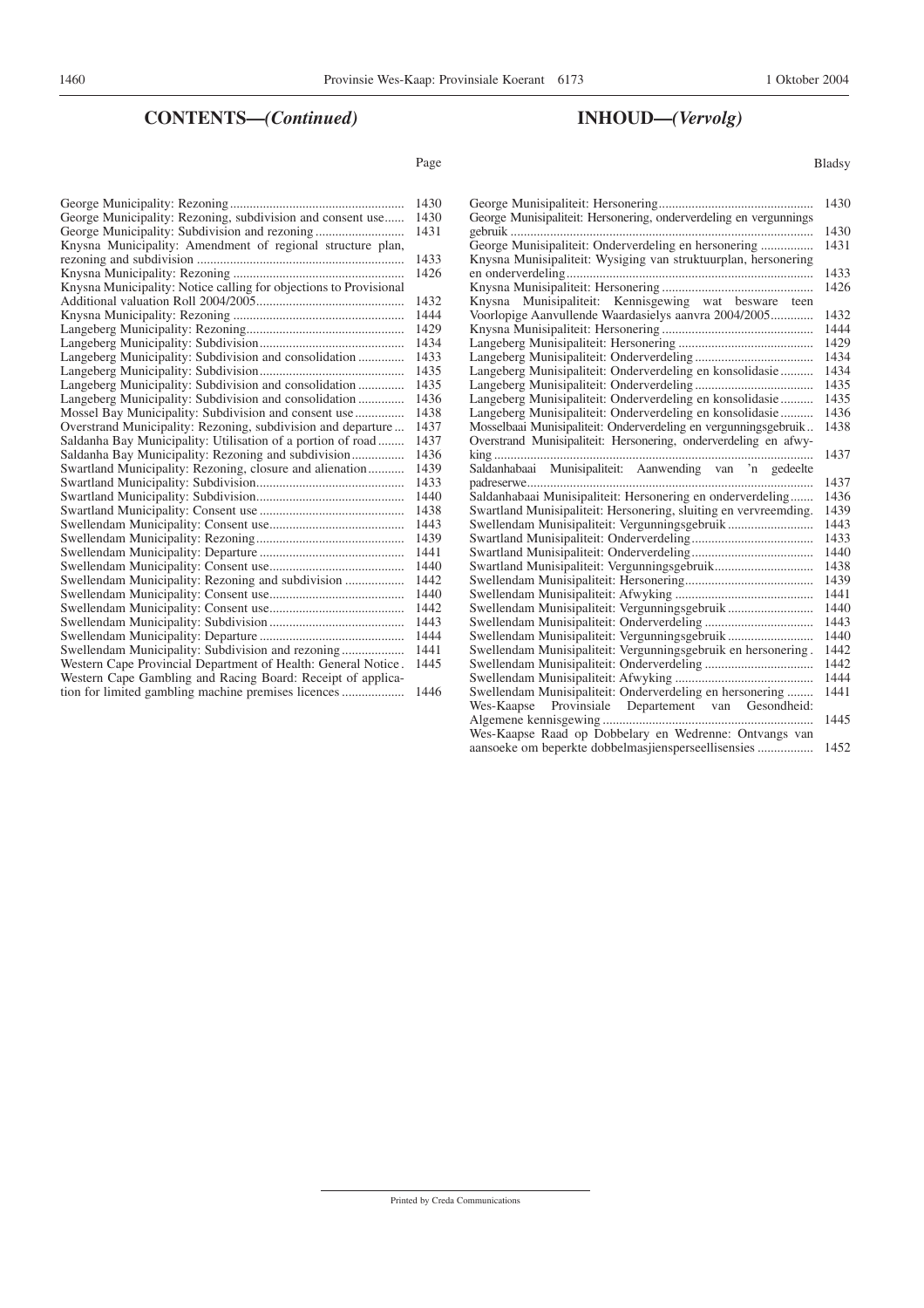## CONTENTS—*(Continued)*

| | Page |
|---|---|
| George Municipality: Rezoning | 1430 |
| George Municipality: Rezoning, subdivision and consent use | 1430 |
| George Municipality: Subdivision and rezoning | 1431 |
| Knysna Municipality: Amendment of regional structure plan, rezoning and subdivision | 1433 |
| Knysna Municipality: Rezoning | 1426 |
| Knysna Municipality: Notice calling for objections to Provisional Additional valuation Roll 2004/2005 | 1432 |
| Knysna Municipality: Rezoning | 1444 |
| Langeberg Municipality: Rezoning | 1429 |
| Langeberg Municipality: Subdivision | 1434 |
| Langeberg Municipality: Subdivision and consolidation | 1433 |
| Langeberg Municipality: Subdivision | 1435 |
| Langeberg Municipality: Subdivision and consolidation | 1435 |
| Langeberg Municipality: Subdivision and consolidation | 1436 |
| Mossel Bay Municipality: Subdivision and consent use | 1438 |
| Overstrand Municipality: Rezoning, subdivision and departure | 1437 |
| Saldanha Bay Municipality: Utilisation of a portion of road | 1437 |
| Saldanha Bay Municipality: Rezoning and subdivision | 1436 |
| Swartland Municipality: Rezoning, closure and alienation | 1439 |
| Swartland Municipality: Subdivision | 1433 |
| Swartland Municipality: Subdivision | 1440 |
| Swartland Municipality: Consent use | 1438 |
| Swellendam Municipality: Consent use | 1443 |
| Swellendam Municipality: Rezoning | 1439 |
| Swellendam Municipality: Departure | 1441 |
| Swellendam Municipality: Consent use | 1440 |
| Swellendam Municipality: Rezoning and subdivision | 1442 |
| Swellendam Municipality: Consent use | 1440 |
| Swellendam Municipality: Consent use | 1442 |
| Swellendam Municipality: Subdivision | 1443 |
| Swellendam Municipality: Departure | 1444 |
| Swellendam Municipality: Subdivision and rezoning | 1441 |
| Western Cape Provincial Department of Health: General Notice | 1445 |
| Western Cape Gambling and Racing Board: Receipt of application for limited gambling machine premises licences | 1446 |

## INHOUD—*(Vervolg)*

| | Bladsy |
|---|---|
| George Munisipaliteit: Hersonering | 1430 |
| George Munisipaliteit: Hersonering, onderverdeling en vergunnings gebruik | 1430 |
| George Munisipaliteit: Onderverdeling en hersonering | 1431 |
| Knysna Munisipaliteit: Wysiging van struktuurplan, hersonering en onderverdeling | 1433 |
| Knysna Munisipaliteit: Hersonering | 1426 |
| Knysna Munisipaliteit: Kennisgewing wat besware teen Voorlopige Aanvullende Waardasielys aanvra 2004/2005 | 1432 |
| Knysna Munisipaliteit: Hersonering | 1444 |
| Langeberg Munisipaliteit: Hersonering | 1429 |
| Langeberg Munisipaliteit: Onderverdeling | 1434 |
| Langeberg Munisipaliteit: Onderverdeling en konsolidasie | 1434 |
| Langeberg Munisipaliteit: Onderverdeling | 1435 |
| Langeberg Munisipaliteit: Onderverdeling en konsolidasie | 1435 |
| Langeberg Munisipaliteit: Onderverdeling en konsolidasie | 1436 |
| Mosselbaai Munisipaliteit: Onderverdeling en vergunningsgebruik | 1438 |
| Overstrand Munisipaliteit: Hersonering, onderverdeling en afwyking | 1437 |
| Saldanhabaai Munisipaliteit: Aanwending van 'n gedeelte padreserwe | 1437 |
| Saldanhabaai Munisipaliteit: Hersonering en onderverdeling | 1436 |
| Swartland Munisipaliteit: Hersonering, sluiting en vervreemding | 1439 |
| Swellendam Munisipaliteit: Vergunningsgebruik | 1443 |
| Swartland Munisipaliteit: Onderverdeling | 1433 |
| Swartland Munisipaliteit: Onderverdeling | 1440 |
| Swartland Munisipaliteit: Vergunningsgebruik | 1438 |
| Swellendam Munisipaliteit: Hersonering | 1439 |
| Swellendam Munisipaliteit: Afwyking | 1441 |
| Swellendam Munisipaliteit: Vergunningsgebruik | 1440 |
| Swellendam Munisipaliteit: Onderverdeling | 1443 |
| Swellendam Munisipaliteit: Vergunningsgebruik | 1440 |
| Swellendam Munisipaliteit: Vergunningsgebruik en hersonering | 1442 |
| Swellendam Munisipaliteit: Onderverdeling | 1442 |
| Swellendam Munisipaliteit: Afwyking | 1444 |
| Swellendam Munisipaliteit: Onderverdeling en hersonering | 1441 |
| Wes-Kaapse Provinsiale Departement van Gesondheid: Algemene kennisgewing | 1445 |
| Wes-Kaapse Raad op Dobbelary en Wedrenne: Ontvangs van aansoeke om beperkte dobbelmasjiensperseellisensies | 1452 |

Printed by Creda Communications